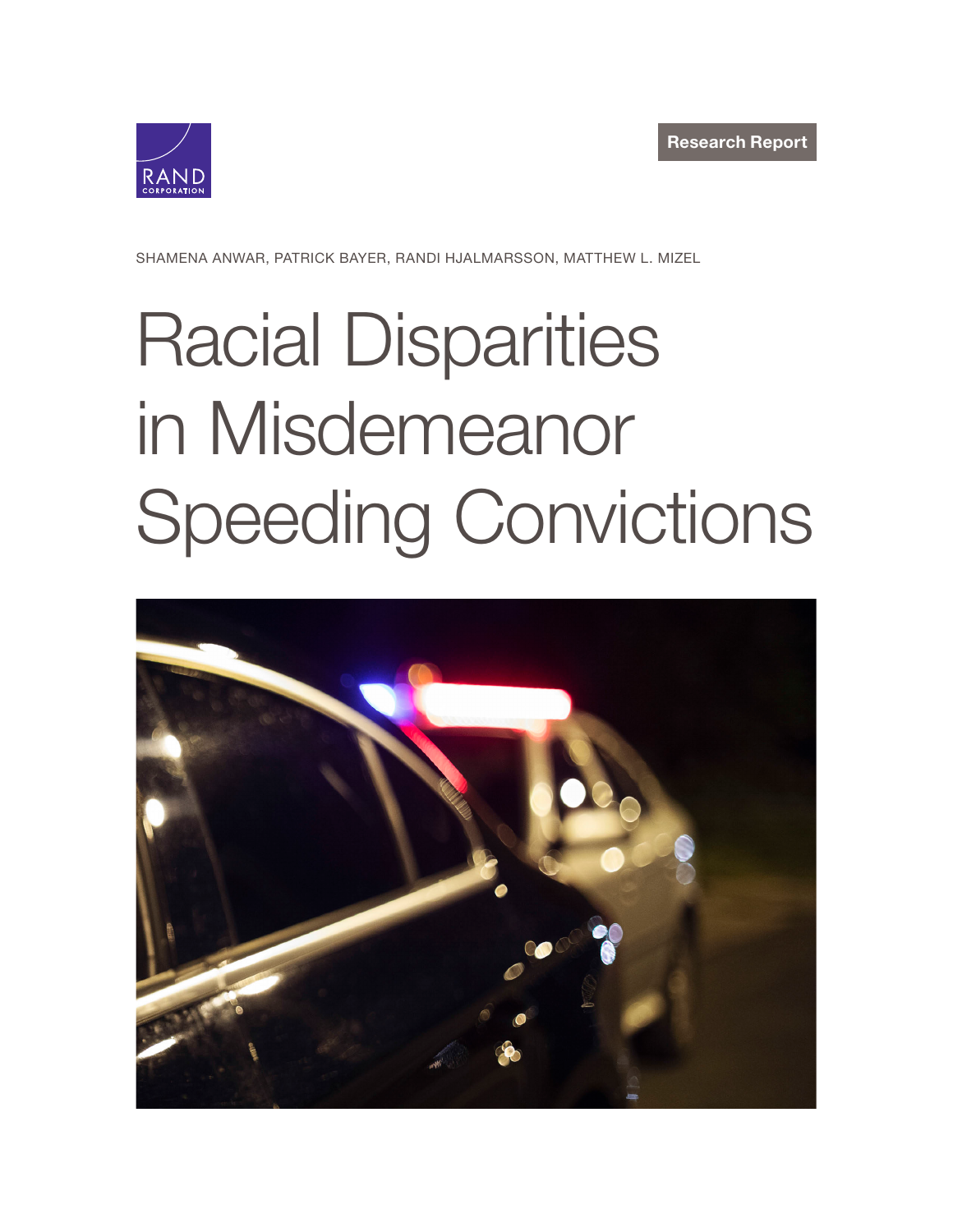RAND CORPORATION

Research Report

SHAMENA ANWAR, PATRICK BAYER, RANDI HJALMARSSON, MATTHEW L. MIZEL

# Racial Disparities in Misdemeanor Speeding Convictions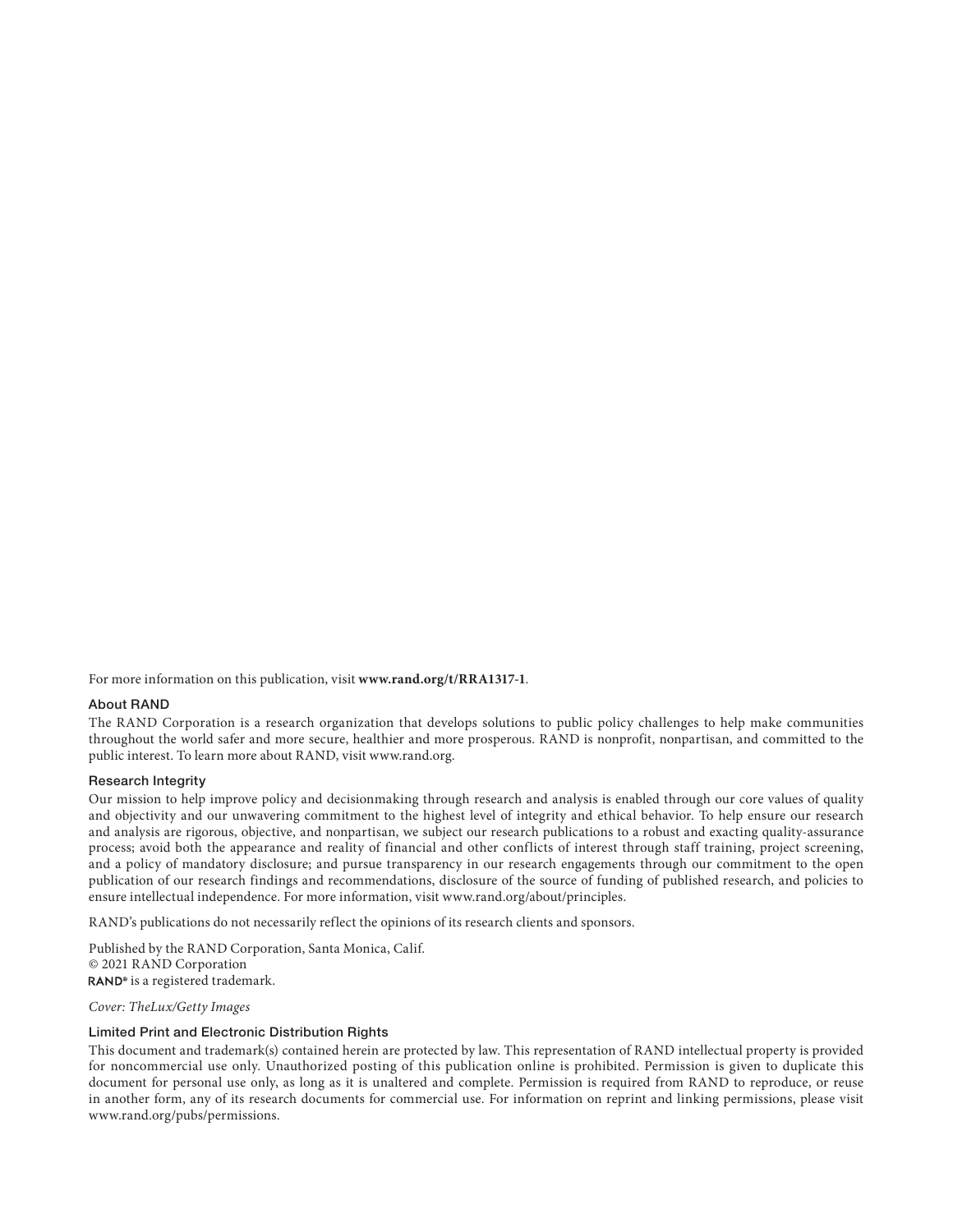For more information on this publication, visit **www.rand.org/t/RRA1317-1**.

### About RAND

The RAND Corporation is a research organization that develops solutions to public policy challenges to help make communities throughout the world safer and more secure, healthier and more prosperous. RAND is nonprofit, nonpartisan, and committed to the public interest. To learn more about RAND, visit www.rand.org.

### Research Integrity

Our mission to help improve policy and decisionmaking through research and analysis is enabled through our core values of quality and objectivity and our unwavering commitment to the highest level of integrity and ethical behavior. To help ensure our research and analysis are rigorous, objective, and nonpartisan, we subject our research publications to a robust and exacting quality-assurance process; avoid both the appearance and reality of financial and other conflicts of interest through staff training, project screening, and a policy of mandatory disclosure; and pursue transparency in our research engagements through our commitment to the open publication of our research findings and recommendations, disclosure of the source of funding of published research, and policies to ensure intellectual independence. For more information, visit www.rand.org/about/principles.

RAND's publications do not necessarily reflect the opinions of its research clients and sponsors.

Published by the RAND Corporation, Santa Monica, Calif.
© 2021 RAND Corporation
RAND® is a registered trademark.

*Cover: TheLux/Getty Images*

### Limited Print and Electronic Distribution Rights

This document and trademark(s) contained herein are protected by law. This representation of RAND intellectual property is provided for noncommercial use only. Unauthorized posting of this publication online is prohibited. Permission is given to duplicate this document for personal use only, as long as it is unaltered and complete. Permission is required from RAND to reproduce, or reuse in another form, any of its research documents for commercial use. For information on reprint and linking permissions, please visit www.rand.org/pubs/permissions.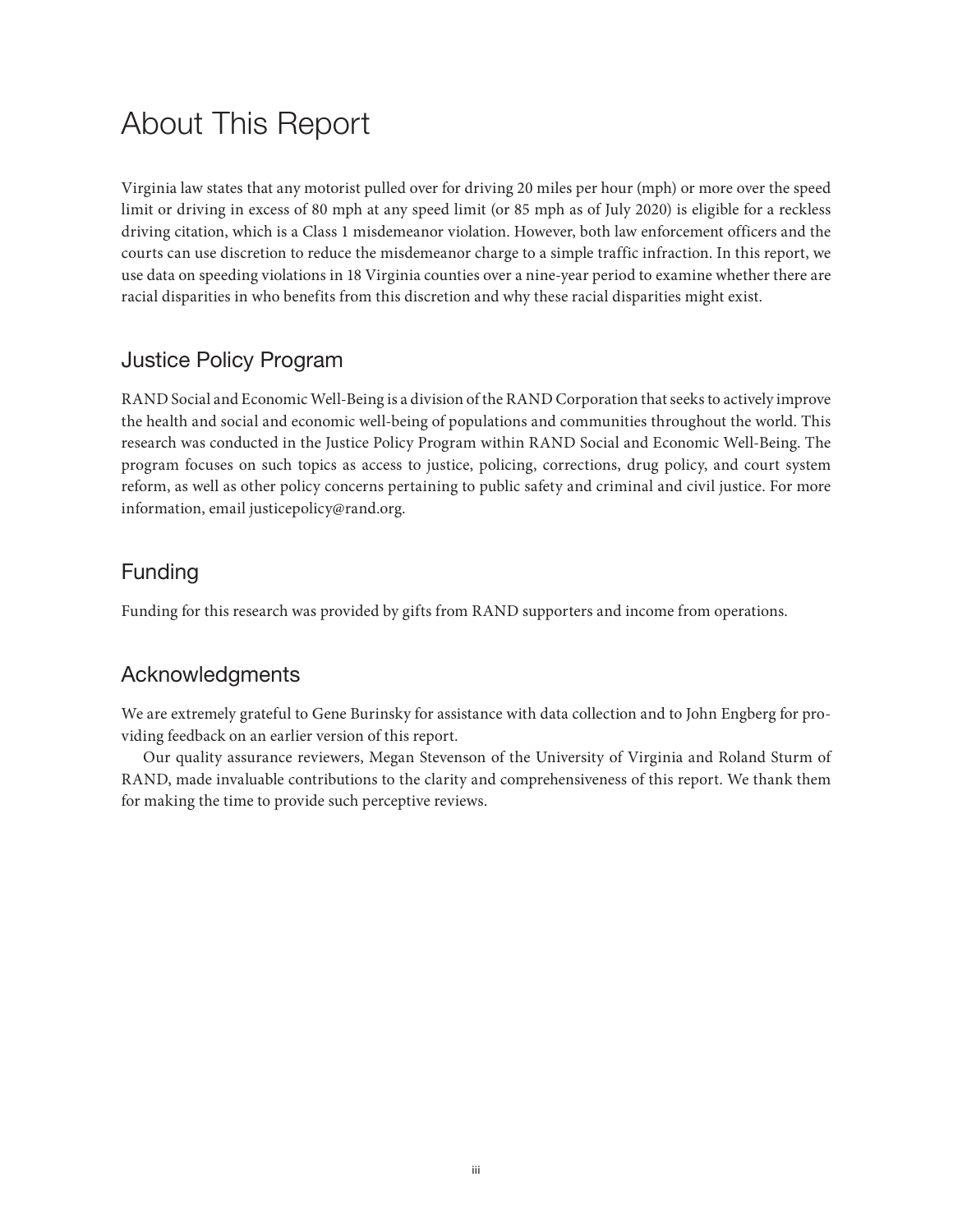# About This Report

Virginia law states that any motorist pulled over for driving 20 miles per hour (mph) or more over the speed limit or driving in excess of 80 mph at any speed limit (or 85 mph as of July 2020) is eligible for a reckless driving citation, which is a Class 1 misdemeanor violation. However, both law enforcement officers and the courts can use discretion to reduce the misdemeanor charge to a simple traffic infraction. In this report, we use data on speeding violations in 18 Virginia counties over a nine-year period to examine whether there are racial disparities in who benefits from this discretion and why these racial disparities might exist.

## Justice Policy Program

RAND Social and Economic Well-Being is a division of the RAND Corporation that seeks to actively improve the health and social and economic well-being of populations and communities throughout the world. This research was conducted in the Justice Policy Program within RAND Social and Economic Well-Being. The program focuses on such topics as access to justice, policing, corrections, drug policy, and court system reform, as well as other policy concerns pertaining to public safety and criminal and civil justice. For more information, email justicepolicy@rand.org.

## Funding

Funding for this research was provided by gifts from RAND supporters and income from operations.

## Acknowledgments

We are extremely grateful to Gene Burinsky for assistance with data collection and to John Engberg for providing feedback on an earlier version of this report.

Our quality assurance reviewers, Megan Stevenson of the University of Virginia and Roland Sturm of RAND, made invaluable contributions to the clarity and comprehensiveness of this report. We thank them for making the time to provide such perceptive reviews.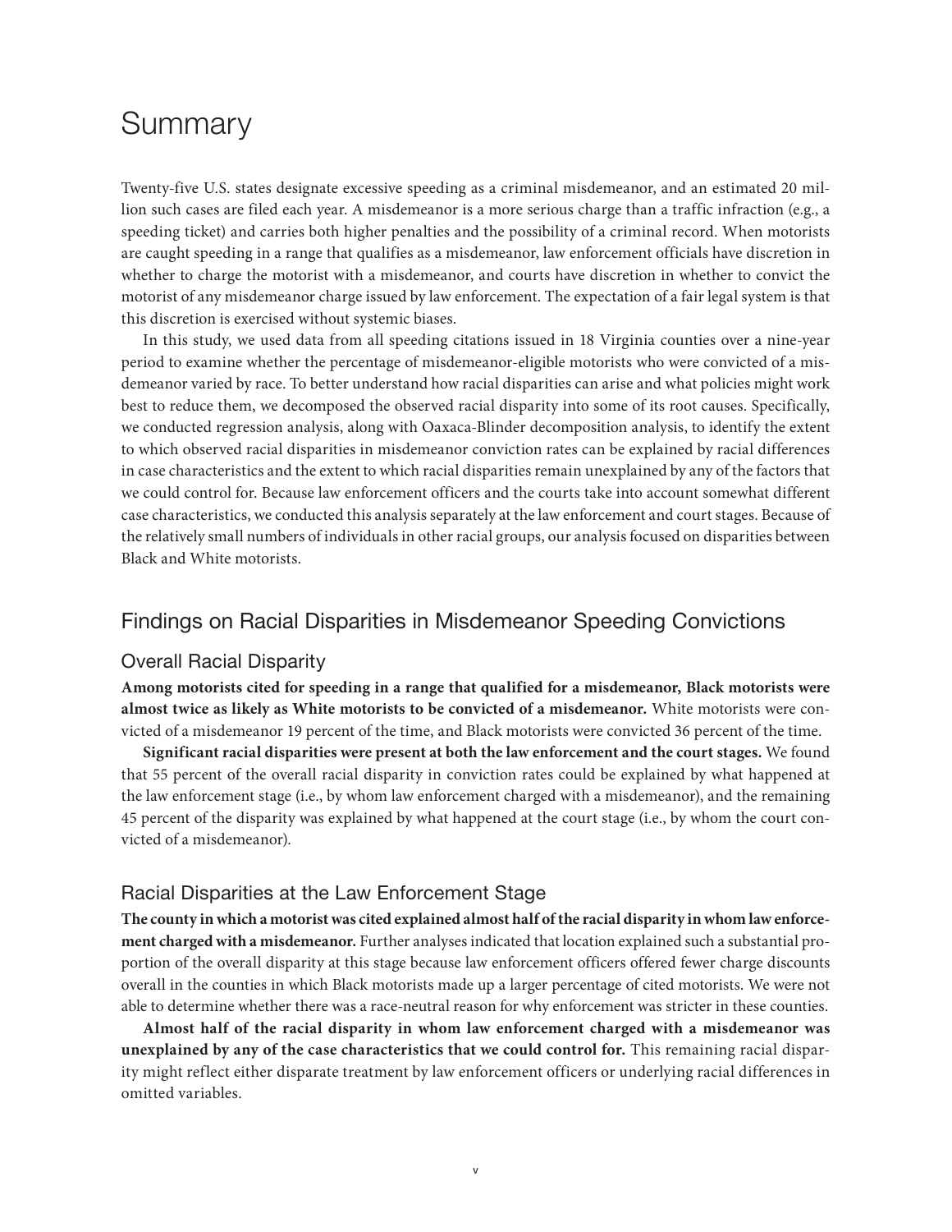# Summary

Twenty-five U.S. states designate excessive speeding as a criminal misdemeanor, and an estimated 20 million such cases are filed each year. A misdemeanor is a more serious charge than a traffic infraction (e.g., a speeding ticket) and carries both higher penalties and the possibility of a criminal record. When motorists are caught speeding in a range that qualifies as a misdemeanor, law enforcement officials have discretion in whether to charge the motorist with a misdemeanor, and courts have discretion in whether to convict the motorist of any misdemeanor charge issued by law enforcement. The expectation of a fair legal system is that this discretion is exercised without systemic biases.

In this study, we used data from all speeding citations issued in 18 Virginia counties over a nine-year period to examine whether the percentage of misdemeanor-eligible motorists who were convicted of a misdemeanor varied by race. To better understand how racial disparities can arise and what policies might work best to reduce them, we decomposed the observed racial disparity into some of its root causes. Specifically, we conducted regression analysis, along with Oaxaca-Blinder decomposition analysis, to identify the extent to which observed racial disparities in misdemeanor conviction rates can be explained by racial differences in case characteristics and the extent to which racial disparities remain unexplained by any of the factors that we could control for. Because law enforcement officers and the courts take into account somewhat different case characteristics, we conducted this analysis separately at the law enforcement and court stages. Because of the relatively small numbers of individuals in other racial groups, our analysis focused on disparities between Black and White motorists.

## Findings on Racial Disparities in Misdemeanor Speeding Convictions

### Overall Racial Disparity

**Among motorists cited for speeding in a range that qualified for a misdemeanor, Black motorists were almost twice as likely as White motorists to be convicted of a misdemeanor.** White motorists were convicted of a misdemeanor 19 percent of the time, and Black motorists were convicted 36 percent of the time.

**Significant racial disparities were present at both the law enforcement and the court stages.** We found that 55 percent of the overall racial disparity in conviction rates could be explained by what happened at the law enforcement stage (i.e., by whom law enforcement charged with a misdemeanor), and the remaining 45 percent of the disparity was explained by what happened at the court stage (i.e., by whom the court convicted of a misdemeanor).

### Racial Disparities at the Law Enforcement Stage

**The county in which a motorist was cited explained almost half of the racial disparity in whom law enforcement charged with a misdemeanor.** Further analyses indicated that location explained such a substantial proportion of the overall disparity at this stage because law enforcement officers offered fewer charge discounts overall in the counties in which Black motorists made up a larger percentage of cited motorists. We were not able to determine whether there was a race-neutral reason for why enforcement was stricter in these counties.

**Almost half of the racial disparity in whom law enforcement charged with a misdemeanor was unexplained by any of the case characteristics that we could control for.** This remaining racial disparity might reflect either disparate treatment by law enforcement officers or underlying racial differences in omitted variables.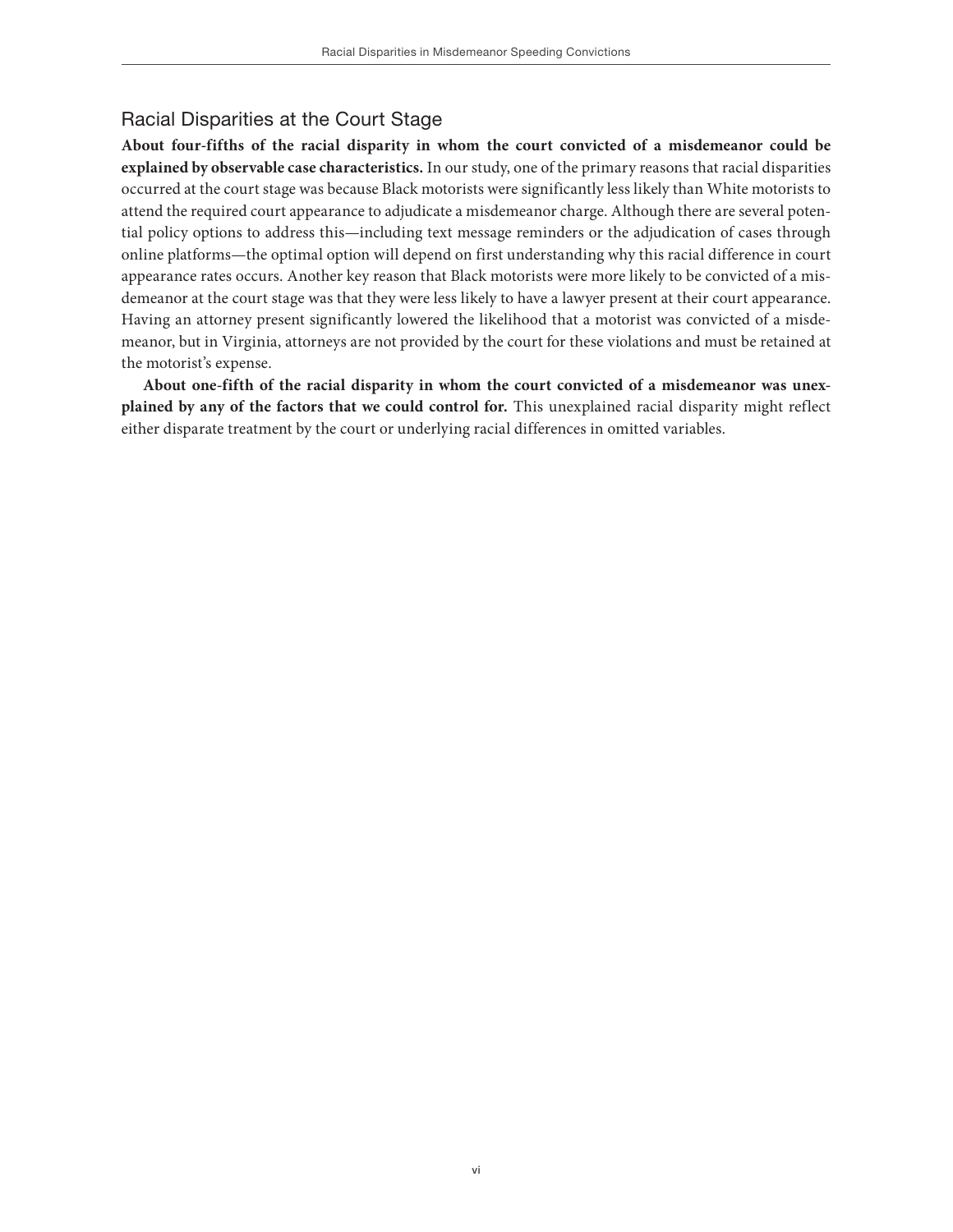## Racial Disparities at the Court Stage

**About four-fifths of the racial disparity in whom the court convicted of a misdemeanor could be explained by observable case characteristics.** In our study, one of the primary reasons that racial disparities occurred at the court stage was because Black motorists were significantly less likely than White motorists to attend the required court appearance to adjudicate a misdemeanor charge. Although there are several potential policy options to address this—including text message reminders or the adjudication of cases through online platforms—the optimal option will depend on first understanding why this racial difference in court appearance rates occurs. Another key reason that Black motorists were more likely to be convicted of a misdemeanor at the court stage was that they were less likely to have a lawyer present at their court appearance. Having an attorney present significantly lowered the likelihood that a motorist was convicted of a misdemeanor, but in Virginia, attorneys are not provided by the court for these violations and must be retained at the motorist's expense.

**About one-fifth of the racial disparity in whom the court convicted of a misdemeanor was unexplained by any of the factors that we could control for.** This unexplained racial disparity might reflect either disparate treatment by the court or underlying racial differences in omitted variables.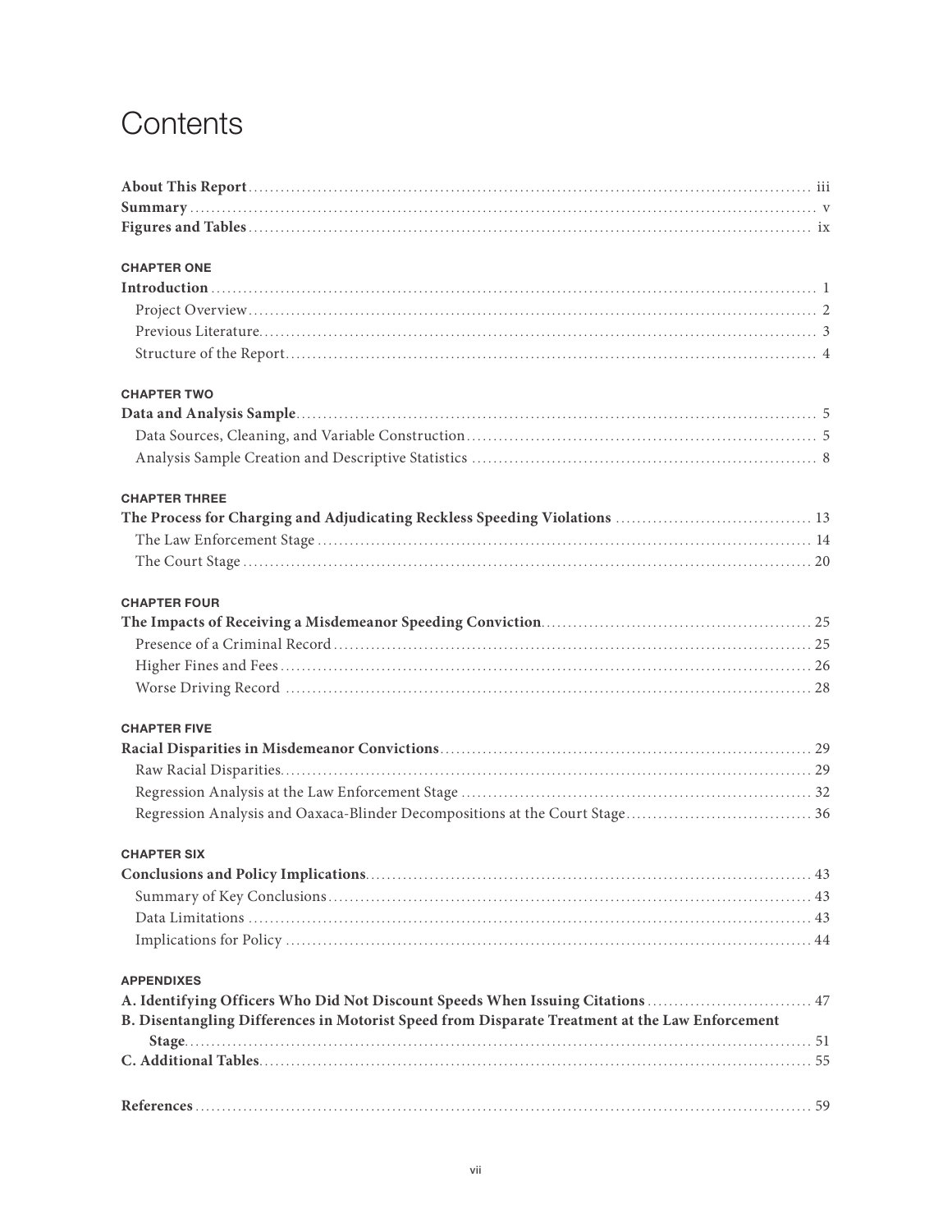# Contents

**About This Report** ... iii
**Summary** ... v
**Figures and Tables** ... ix

**CHAPTER ONE**

**Introduction** ... 1
- Project Overview ... 2
- Previous Literature ... 3
- Structure of the Report ... 4

**CHAPTER TWO**

**Data and Analysis Sample** ... 5
- Data Sources, Cleaning, and Variable Construction ... 5
- Analysis Sample Creation and Descriptive Statistics ... 8

**CHAPTER THREE**

**The Process for Charging and Adjudicating Reckless Speeding Violations** ... 13
- The Law Enforcement Stage ... 14
- The Court Stage ... 20

**CHAPTER FOUR**

**The Impacts of Receiving a Misdemeanor Speeding Conviction** ... 25
- Presence of a Criminal Record ... 25
- Higher Fines and Fees ... 26
- Worse Driving Record ... 28

**CHAPTER FIVE**

**Racial Disparities in Misdemeanor Convictions** ... 29
- Raw Racial Disparities ... 29
- Regression Analysis at the Law Enforcement Stage ... 32
- Regression Analysis and Oaxaca-Blinder Decompositions at the Court Stage ... 36

**CHAPTER SIX**

**Conclusions and Policy Implications** ... 43
- Summary of Key Conclusions ... 43
- Data Limitations ... 43
- Implications for Policy ... 44

**APPENDIXES**

**A. Identifying Officers Who Did Not Discount Speeds When Issuing Citations** ... 47
**B. Disentangling Differences in Motorist Speed from Disparate Treatment at the Law Enforcement Stage** ... 51
**C. Additional Tables** ... 55

**References** ... 59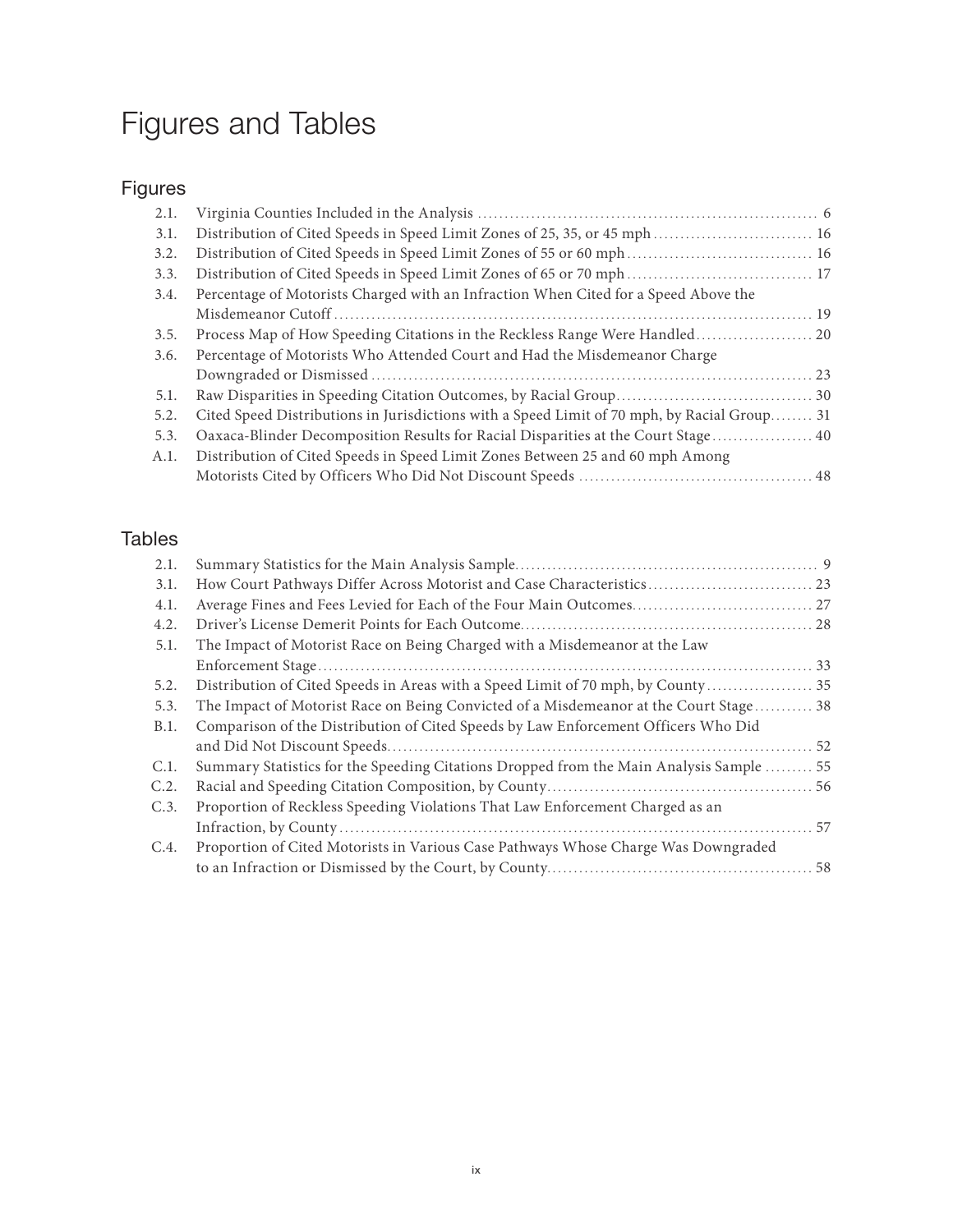# Figures and Tables

## Figures

| | | |
|---|---|---|
| 2.1. | Virginia Counties Included in the Analysis | 6 |
| 3.1. | Distribution of Cited Speeds in Speed Limit Zones of 25, 35, or 45 mph | 16 |
| 3.2. | Distribution of Cited Speeds in Speed Limit Zones of 55 or 60 mph | 16 |
| 3.3. | Distribution of Cited Speeds in Speed Limit Zones of 65 or 70 mph | 17 |
| 3.4. | Percentage of Motorists Charged with an Infraction When Cited for a Speed Above the Misdemeanor Cutoff | 19 |
| 3.5. | Process Map of How Speeding Citations in the Reckless Range Were Handled | 20 |
| 3.6. | Percentage of Motorists Who Attended Court and Had the Misdemeanor Charge Downgraded or Dismissed | 23 |
| 5.1. | Raw Disparities in Speeding Citation Outcomes, by Racial Group | 30 |
| 5.2. | Cited Speed Distributions in Jurisdictions with a Speed Limit of 70 mph, by Racial Group | 31 |
| 5.3. | Oaxaca-Blinder Decomposition Results for Racial Disparities at the Court Stage | 40 |
| A.1. | Distribution of Cited Speeds in Speed Limit Zones Between 25 and 60 mph Among Motorists Cited by Officers Who Did Not Discount Speeds | 48 |

## Tables

| | | |
|---|---|---|
| 2.1. | Summary Statistics for the Main Analysis Sample | 9 |
| 3.1. | How Court Pathways Differ Across Motorist and Case Characteristics | 23 |
| 4.1. | Average Fines and Fees Levied for Each of the Four Main Outcomes | 27 |
| 4.2. | Driver's License Demerit Points for Each Outcome | 28 |
| 5.1. | The Impact of Motorist Race on Being Charged with a Misdemeanor at the Law Enforcement Stage | 33 |
| 5.2. | Distribution of Cited Speeds in Areas with a Speed Limit of 70 mph, by County | 35 |
| 5.3. | The Impact of Motorist Race on Being Convicted of a Misdemeanor at the Court Stage | 38 |
| B.1. | Comparison of the Distribution of Cited Speeds by Law Enforcement Officers Who Did and Did Not Discount Speeds | 52 |
| C.1. | Summary Statistics for the Speeding Citations Dropped from the Main Analysis Sample | 55 |
| C.2. | Racial and Speeding Citation Composition, by County | 56 |
| C.3. | Proportion of Reckless Speeding Violations That Law Enforcement Charged as an Infraction, by County | 57 |
| C.4. | Proportion of Cited Motorists in Various Case Pathways Whose Charge Was Downgraded to an Infraction or Dismissed by the Court, by County | 58 |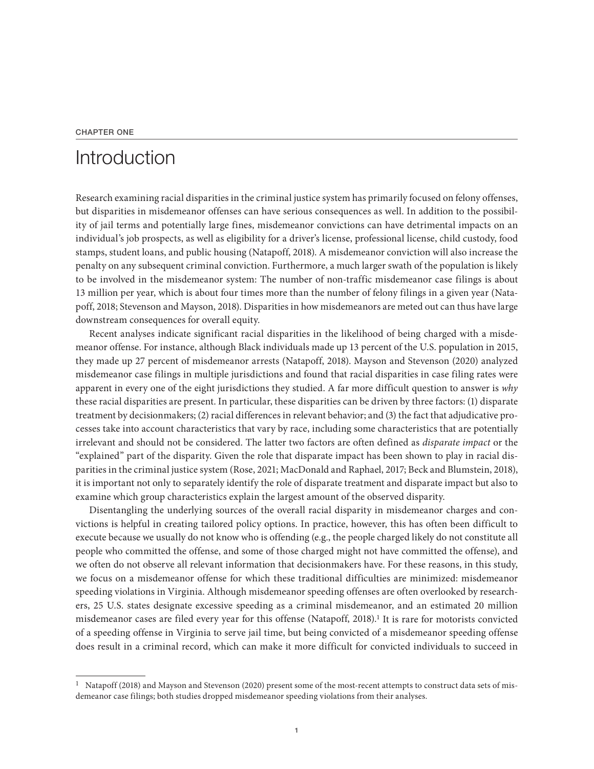CHAPTER ONE

# Introduction

Research examining racial disparities in the criminal justice system has primarily focused on felony offenses, but disparities in misdemeanor offenses can have serious consequences as well. In addition to the possibility of jail terms and potentially large fines, misdemeanor convictions can have detrimental impacts on an individual's job prospects, as well as eligibility for a driver's license, professional license, child custody, food stamps, student loans, and public housing (Natapoff, 2018). A misdemeanor conviction will also increase the penalty on any subsequent criminal conviction. Furthermore, a much larger swath of the population is likely to be involved in the misdemeanor system: The number of non-traffic misdemeanor case filings is about 13 million per year, which is about four times more than the number of felony filings in a given year (Natapoff, 2018; Stevenson and Mayson, 2018). Disparities in how misdemeanors are meted out can thus have large downstream consequences for overall equity.

Recent analyses indicate significant racial disparities in the likelihood of being charged with a misdemeanor offense. For instance, although Black individuals made up 13 percent of the U.S. population in 2015, they made up 27 percent of misdemeanor arrests (Natapoff, 2018). Mayson and Stevenson (2020) analyzed misdemeanor case filings in multiple jurisdictions and found that racial disparities in case filing rates were apparent in every one of the eight jurisdictions they studied. A far more difficult question to answer is *why* these racial disparities are present. In particular, these disparities can be driven by three factors: (1) disparate treatment by decisionmakers; (2) racial differences in relevant behavior; and (3) the fact that adjudicative processes take into account characteristics that vary by race, including some characteristics that are potentially irrelevant and should not be considered. The latter two factors are often defined as *disparate impact* or the "explained" part of the disparity. Given the role that disparate impact has been shown to play in racial disparities in the criminal justice system (Rose, 2021; MacDonald and Raphael, 2017; Beck and Blumstein, 2018), it is important not only to separately identify the role of disparate treatment and disparate impact but also to examine which group characteristics explain the largest amount of the observed disparity.

Disentangling the underlying sources of the overall racial disparity in misdemeanor charges and convictions is helpful in creating tailored policy options. In practice, however, this has often been difficult to execute because we usually do not know who is offending (e.g., the people charged likely do not constitute all people who committed the offense, and some of those charged might not have committed the offense), and we often do not observe all relevant information that decisionmakers have. For these reasons, in this study, we focus on a misdemeanor offense for which these traditional difficulties are minimized: misdemeanor speeding violations in Virginia. Although misdemeanor speeding offenses are often overlooked by researchers, 25 U.S. states designate excessive speeding as a criminal misdemeanor, and an estimated 20 million misdemeanor cases are filed every year for this offense (Natapoff, 2018).[1] It is rare for motorists convicted of a speeding offense in Virginia to serve jail time, but being convicted of a misdemeanor speeding offense does result in a criminal record, which can make it more difficult for convicted individuals to succeed in

[1] Natapoff (2018) and Mayson and Stevenson (2020) present some of the most-recent attempts to construct data sets of misdemeanor case filings; both studies dropped misdemeanor speeding violations from their analyses.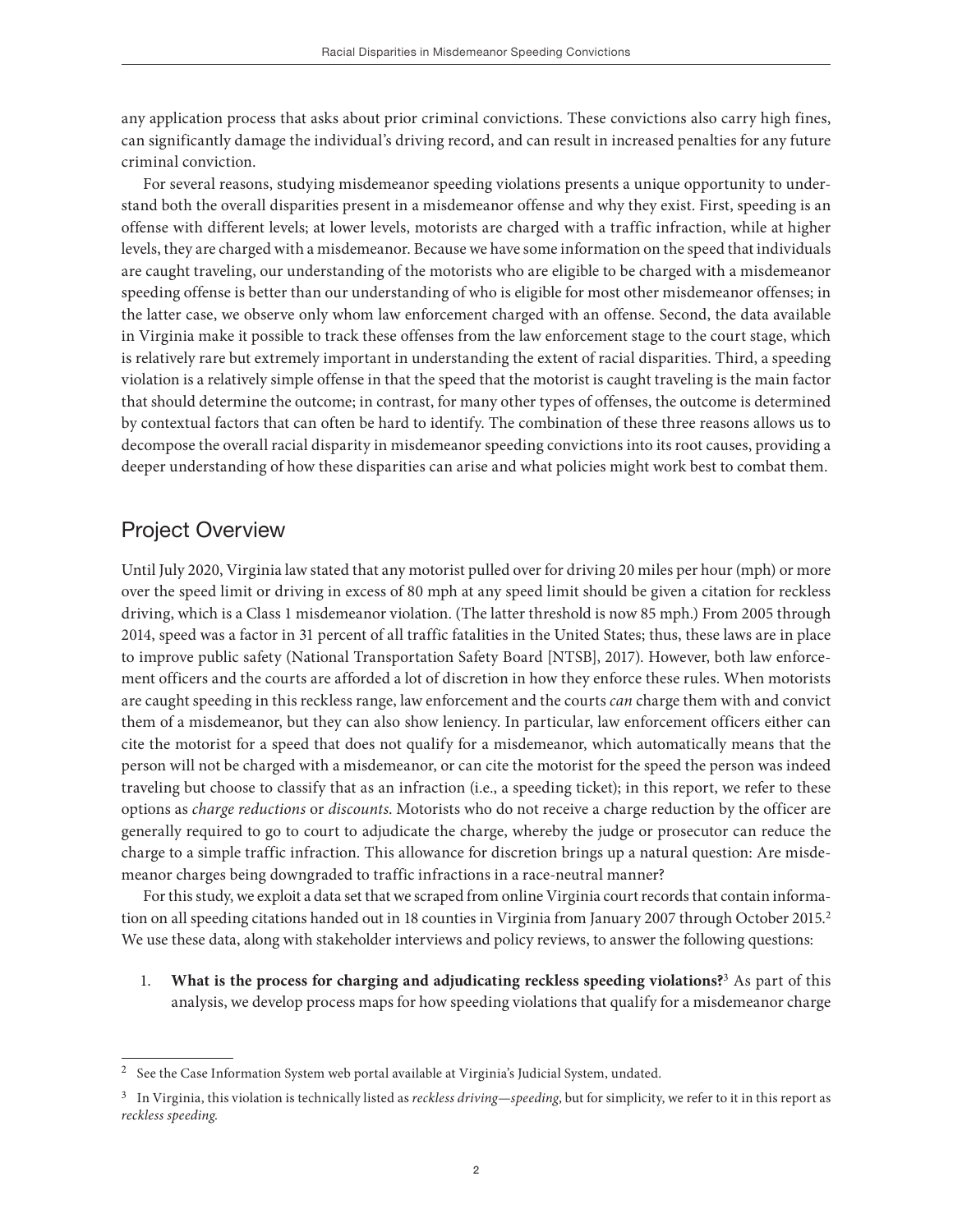any application process that asks about prior criminal convictions. These convictions also carry high fines, can significantly damage the individual's driving record, and can result in increased penalties for any future criminal conviction.

For several reasons, studying misdemeanor speeding violations presents a unique opportunity to understand both the overall disparities present in a misdemeanor offense and why they exist. First, speeding is an offense with different levels; at lower levels, motorists are charged with a traffic infraction, while at higher levels, they are charged with a misdemeanor. Because we have some information on the speed that individuals are caught traveling, our understanding of the motorists who are eligible to be charged with a misdemeanor speeding offense is better than our understanding of who is eligible for most other misdemeanor offenses; in the latter case, we observe only whom law enforcement charged with an offense. Second, the data available in Virginia make it possible to track these offenses from the law enforcement stage to the court stage, which is relatively rare but extremely important in understanding the extent of racial disparities. Third, a speeding violation is a relatively simple offense in that the speed that the motorist is caught traveling is the main factor that should determine the outcome; in contrast, for many other types of offenses, the outcome is determined by contextual factors that can often be hard to identify. The combination of these three reasons allows us to decompose the overall racial disparity in misdemeanor speeding convictions into its root causes, providing a deeper understanding of how these disparities can arise and what policies might work best to combat them.

## Project Overview

Until July 2020, Virginia law stated that any motorist pulled over for driving 20 miles per hour (mph) or more over the speed limit or driving in excess of 80 mph at any speed limit should be given a citation for reckless driving, which is a Class 1 misdemeanor violation. (The latter threshold is now 85 mph.) From 2005 through 2014, speed was a factor in 31 percent of all traffic fatalities in the United States; thus, these laws are in place to improve public safety (National Transportation Safety Board [NTSB], 2017). However, both law enforcement officers and the courts are afforded a lot of discretion in how they enforce these rules. When motorists are caught speeding in this reckless range, law enforcement and the courts *can* charge them with and convict them of a misdemeanor, but they can also show leniency. In particular, law enforcement officers either can cite the motorist for a speed that does not qualify for a misdemeanor, which automatically means that the person will not be charged with a misdemeanor, or can cite the motorist for the speed the person was indeed traveling but choose to classify that as an infraction (i.e., a speeding ticket); in this report, we refer to these options as *charge reductions* or *discounts*. Motorists who do not receive a charge reduction by the officer are generally required to go to court to adjudicate the charge, whereby the judge or prosecutor can reduce the charge to a simple traffic infraction. This allowance for discretion brings up a natural question: Are misdemeanor charges being downgraded to traffic infractions in a race-neutral manner?

For this study, we exploit a data set that we scraped from online Virginia court records that contain information on all speeding citations handed out in 18 counties in Virginia from January 2007 through October 2015.[2] We use these data, along with stakeholder interviews and policy reviews, to answer the following questions:

1. **What is the process for charging and adjudicating reckless speeding violations?**[3] As part of this analysis, we develop process maps for how speeding violations that qualify for a misdemeanor charge

[2] See the Case Information System web portal available at Virginia's Judicial System, undated.

[3] In Virginia, this violation is technically listed as *reckless driving—speeding*, but for simplicity, we refer to it in this report as *reckless speeding*.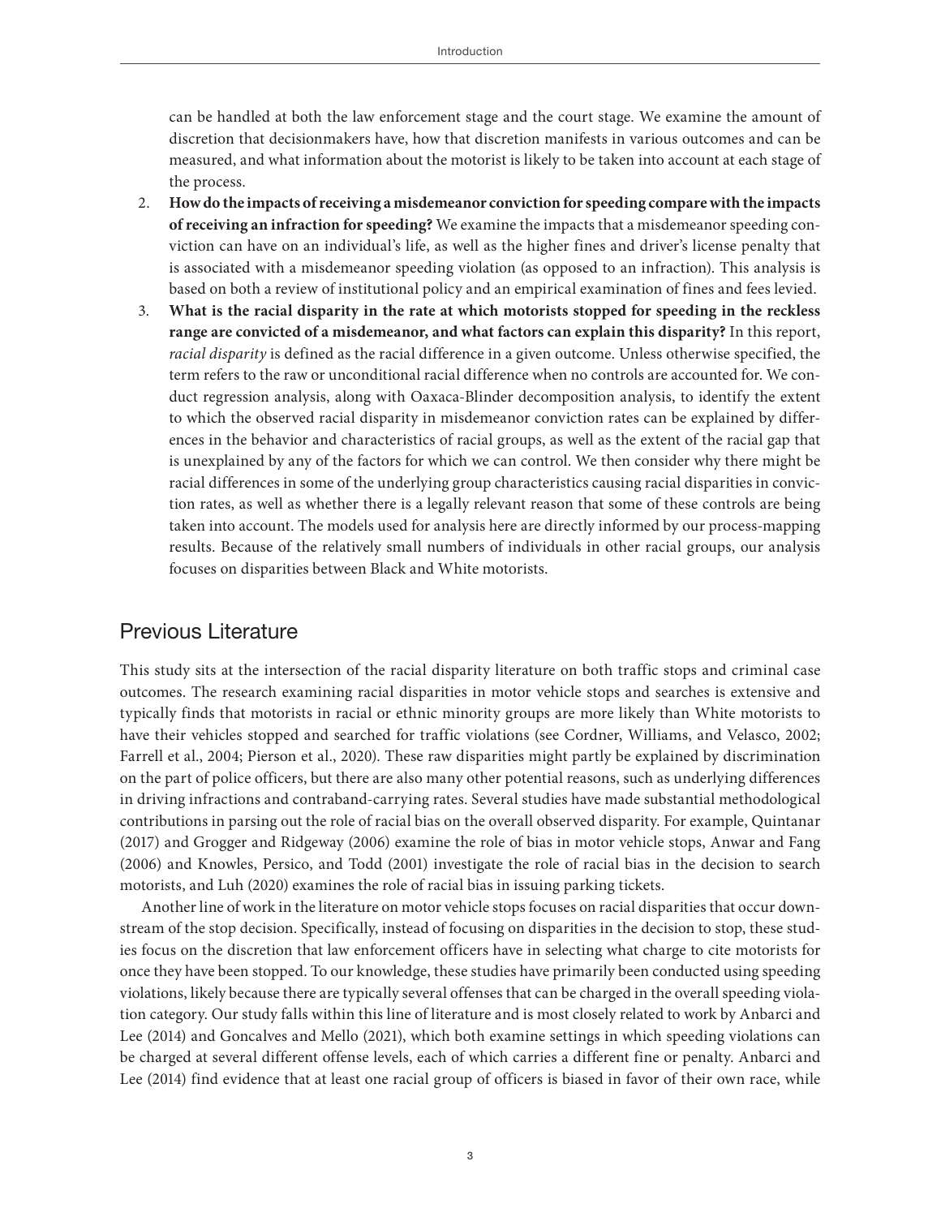can be handled at both the law enforcement stage and the court stage. We examine the amount of discretion that decisionmakers have, how that discretion manifests in various outcomes and can be measured, and what information about the motorist is likely to be taken into account at each stage of the process.

2. **How do the impacts of receiving a misdemeanor conviction for speeding compare with the impacts of receiving an infraction for speeding?** We examine the impacts that a misdemeanor speeding conviction can have on an individual's life, as well as the higher fines and driver's license penalty that is associated with a misdemeanor speeding violation (as opposed to an infraction). This analysis is based on both a review of institutional policy and an empirical examination of fines and fees levied.
3. **What is the racial disparity in the rate at which motorists stopped for speeding in the reckless range are convicted of a misdemeanor, and what factors can explain this disparity?** In this report, *racial disparity* is defined as the racial difference in a given outcome. Unless otherwise specified, the term refers to the raw or unconditional racial difference when no controls are accounted for. We conduct regression analysis, along with Oaxaca-Blinder decomposition analysis, to identify the extent to which the observed racial disparity in misdemeanor conviction rates can be explained by differences in the behavior and characteristics of racial groups, as well as the extent of the racial gap that is unexplained by any of the factors for which we can control. We then consider why there might be racial differences in some of the underlying group characteristics causing racial disparities in conviction rates, as well as whether there is a legally relevant reason that some of these controls are being taken into account. The models used for analysis here are directly informed by our process-mapping results. Because of the relatively small numbers of individuals in other racial groups, our analysis focuses on disparities between Black and White motorists.

## Previous Literature

This study sits at the intersection of the racial disparity literature on both traffic stops and criminal case outcomes. The research examining racial disparities in motor vehicle stops and searches is extensive and typically finds that motorists in racial or ethnic minority groups are more likely than White motorists to have their vehicles stopped and searched for traffic violations (see Cordner, Williams, and Velasco, 2002; Farrell et al., 2004; Pierson et al., 2020). These raw disparities might partly be explained by discrimination on the part of police officers, but there are also many other potential reasons, such as underlying differences in driving infractions and contraband-carrying rates. Several studies have made substantial methodological contributions in parsing out the role of racial bias on the overall observed disparity. For example, Quintanar (2017) and Grogger and Ridgeway (2006) examine the role of bias in motor vehicle stops, Anwar and Fang (2006) and Knowles, Persico, and Todd (2001) investigate the role of racial bias in the decision to search motorists, and Luh (2020) examines the role of racial bias in issuing parking tickets.

Another line of work in the literature on motor vehicle stops focuses on racial disparities that occur downstream of the stop decision. Specifically, instead of focusing on disparities in the decision to stop, these studies focus on the discretion that law enforcement officers have in selecting what charge to cite motorists for once they have been stopped. To our knowledge, these studies have primarily been conducted using speeding violations, likely because there are typically several offenses that can be charged in the overall speeding violation category. Our study falls within this line of literature and is most closely related to work by Anbarci and Lee (2014) and Goncalves and Mello (2021), which both examine settings in which speeding violations can be charged at several different offense levels, each of which carries a different fine or penalty. Anbarci and Lee (2014) find evidence that at least one racial group of officers is biased in favor of their own race, while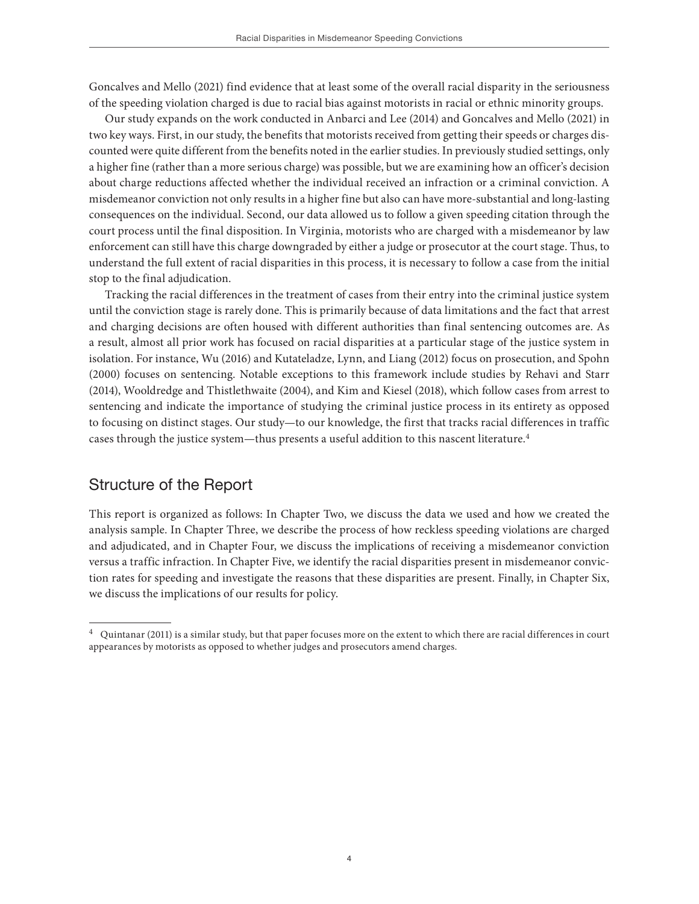Goncalves and Mello (2021) find evidence that at least some of the overall racial disparity in the seriousness of the speeding violation charged is due to racial bias against motorists in racial or ethnic minority groups.

Our study expands on the work conducted in Anbarci and Lee (2014) and Goncalves and Mello (2021) in two key ways. First, in our study, the benefits that motorists received from getting their speeds or charges discounted were quite different from the benefits noted in the earlier studies. In previously studied settings, only a higher fine (rather than a more serious charge) was possible, but we are examining how an officer's decision about charge reductions affected whether the individual received an infraction or a criminal conviction. A misdemeanor conviction not only results in a higher fine but also can have more-substantial and long-lasting consequences on the individual. Second, our data allowed us to follow a given speeding citation through the court process until the final disposition. In Virginia, motorists who are charged with a misdemeanor by law enforcement can still have this charge downgraded by either a judge or prosecutor at the court stage. Thus, to understand the full extent of racial disparities in this process, it is necessary to follow a case from the initial stop to the final adjudication.

Tracking the racial differences in the treatment of cases from their entry into the criminal justice system until the conviction stage is rarely done. This is primarily because of data limitations and the fact that arrest and charging decisions are often housed with different authorities than final sentencing outcomes are. As a result, almost all prior work has focused on racial disparities at a particular stage of the justice system in isolation. For instance, Wu (2016) and Kutateladze, Lynn, and Liang (2012) focus on prosecution, and Spohn (2000) focuses on sentencing. Notable exceptions to this framework include studies by Rehavi and Starr (2014), Wooldredge and Thistlethwaite (2004), and Kim and Kiesel (2018), which follow cases from arrest to sentencing and indicate the importance of studying the criminal justice process in its entirety as opposed to focusing on distinct stages. Our study—to our knowledge, the first that tracks racial differences in traffic cases through the justice system—thus presents a useful addition to this nascent literature.[4]

## Structure of the Report

This report is organized as follows: In Chapter Two, we discuss the data we used and how we created the analysis sample. In Chapter Three, we describe the process of how reckless speeding violations are charged and adjudicated, and in Chapter Four, we discuss the implications of receiving a misdemeanor conviction versus a traffic infraction. In Chapter Five, we identify the racial disparities present in misdemeanor conviction rates for speeding and investigate the reasons that these disparities are present. Finally, in Chapter Six, we discuss the implications of our results for policy.

[4] Quintanar (2011) is a similar study, but that paper focuses more on the extent to which there are racial differences in court appearances by motorists as opposed to whether judges and prosecutors amend charges.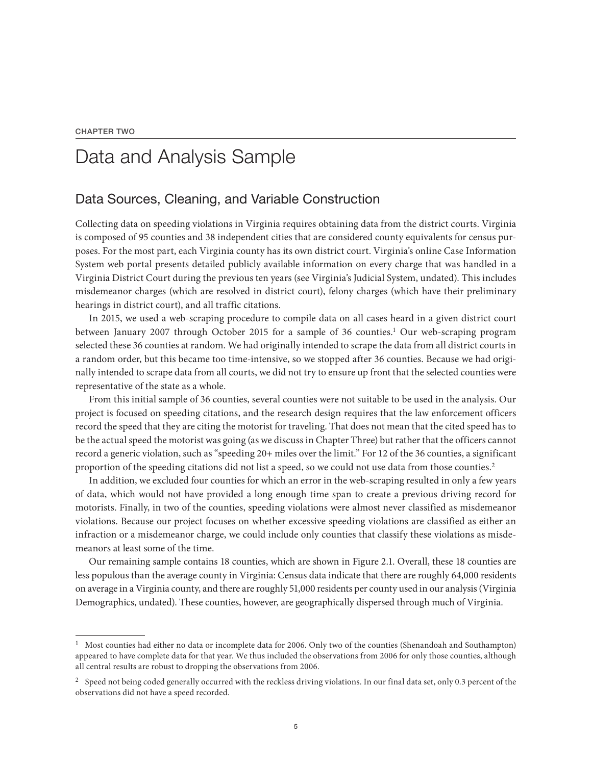CHAPTER TWO

# Data and Analysis Sample

## Data Sources, Cleaning, and Variable Construction

Collecting data on speeding violations in Virginia requires obtaining data from the district courts. Virginia is composed of 95 counties and 38 independent cities that are considered county equivalents for census purposes. For the most part, each Virginia county has its own district court. Virginia's online Case Information System web portal presents detailed publicly available information on every charge that was handled in a Virginia District Court during the previous ten years (see Virginia's Judicial System, undated). This includes misdemeanor charges (which are resolved in district court), felony charges (which have their preliminary hearings in district court), and all traffic citations.

In 2015, we used a web-scraping procedure to compile data on all cases heard in a given district court between January 2007 through October 2015 for a sample of 36 counties.[1] Our web-scraping program selected these 36 counties at random. We had originally intended to scrape the data from all district courts in a random order, but this became too time-intensive, so we stopped after 36 counties. Because we had originally intended to scrape data from all courts, we did not try to ensure up front that the selected counties were representative of the state as a whole.

From this initial sample of 36 counties, several counties were not suitable to be used in the analysis. Our project is focused on speeding citations, and the research design requires that the law enforcement officers record the speed that they are citing the motorist for traveling. That does not mean that the cited speed has to be the actual speed the motorist was going (as we discuss in Chapter Three) but rather that the officers cannot record a generic violation, such as "speeding 20+ miles over the limit." For 12 of the 36 counties, a significant proportion of the speeding citations did not list a speed, so we could not use data from those counties.[2]

In addition, we excluded four counties for which an error in the web-scraping resulted in only a few years of data, which would not have provided a long enough time span to create a previous driving record for motorists. Finally, in two of the counties, speeding violations were almost never classified as misdemeanor violations. Because our project focuses on whether excessive speeding violations are classified as either an infraction or a misdemeanor charge, we could include only counties that classify these violations as misdemeanors at least some of the time.

Our remaining sample contains 18 counties, which are shown in Figure 2.1. Overall, these 18 counties are less populous than the average county in Virginia: Census data indicate that there are roughly 64,000 residents on average in a Virginia county, and there are roughly 51,000 residents per county used in our analysis (Virginia Demographics, undated). These counties, however, are geographically dispersed through much of Virginia.

---

[1] Most counties had either no data or incomplete data for 2006. Only two of the counties (Shenandoah and Southampton) appeared to have complete data for that year. We thus included the observations from 2006 for only those counties, although all central results are robust to dropping the observations from 2006.

[2] Speed not being coded generally occurred with the reckless driving violations. In our final data set, only 0.3 percent of the observations did not have a speed recorded.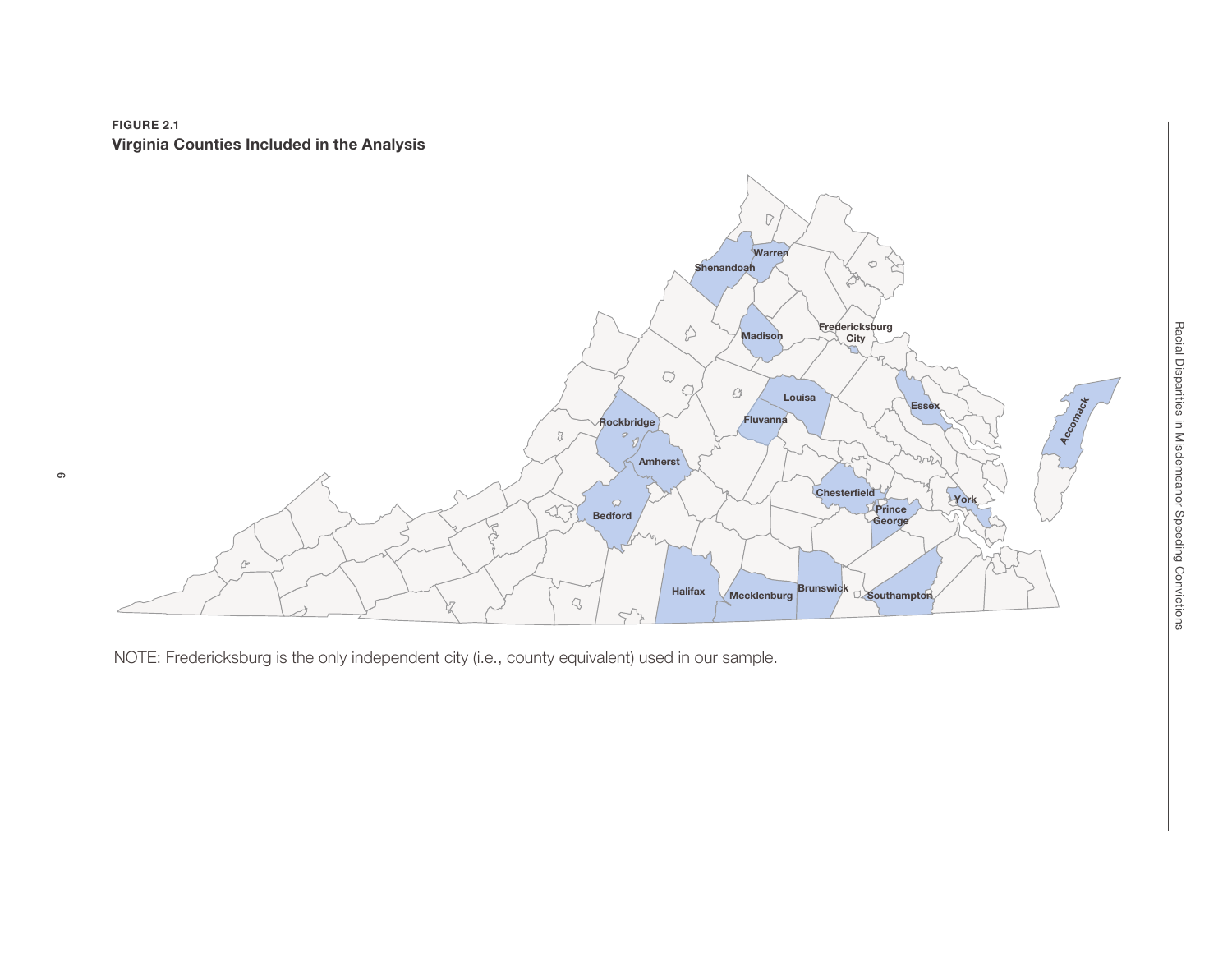**FIGURE 2.1**
**Virginia Counties Included in the Analysis**

NOTE: Fredericksburg is the only independent city (i.e., county equivalent) used in our sample.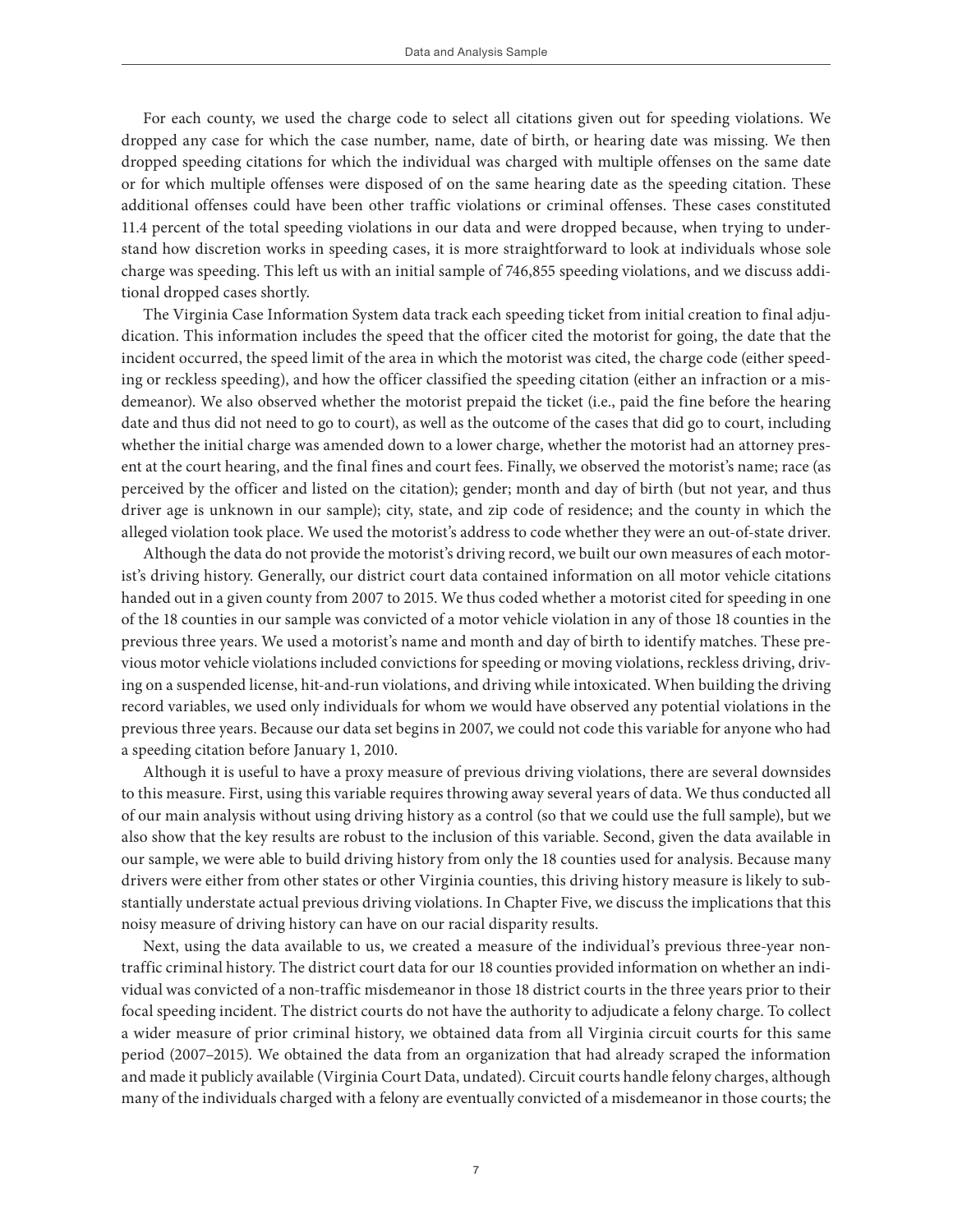For each county, we used the charge code to select all citations given out for speeding violations. We dropped any case for which the case number, name, date of birth, or hearing date was missing. We then dropped speeding citations for which the individual was charged with multiple offenses on the same date or for which multiple offenses were disposed of on the same hearing date as the speeding citation. These additional offenses could have been other traffic violations or criminal offenses. These cases constituted 11.4 percent of the total speeding violations in our data and were dropped because, when trying to understand how discretion works in speeding cases, it is more straightforward to look at individuals whose sole charge was speeding. This left us with an initial sample of 746,855 speeding violations, and we discuss additional dropped cases shortly.

The Virginia Case Information System data track each speeding ticket from initial creation to final adjudication. This information includes the speed that the officer cited the motorist for going, the date that the incident occurred, the speed limit of the area in which the motorist was cited, the charge code (either speeding or reckless speeding), and how the officer classified the speeding citation (either an infraction or a misdemeanor). We also observed whether the motorist prepaid the ticket (i.e., paid the fine before the hearing date and thus did not need to go to court), as well as the outcome of the cases that did go to court, including whether the initial charge was amended down to a lower charge, whether the motorist had an attorney present at the court hearing, and the final fines and court fees. Finally, we observed the motorist's name; race (as perceived by the officer and listed on the citation); gender; month and day of birth (but not year, and thus driver age is unknown in our sample); city, state, and zip code of residence; and the county in which the alleged violation took place. We used the motorist's address to code whether they were an out-of-state driver.

Although the data do not provide the motorist's driving record, we built our own measures of each motorist's driving history. Generally, our district court data contained information on all motor vehicle citations handed out in a given county from 2007 to 2015. We thus coded whether a motorist cited for speeding in one of the 18 counties in our sample was convicted of a motor vehicle violation in any of those 18 counties in the previous three years. We used a motorist's name and month and day of birth to identify matches. These previous motor vehicle violations included convictions for speeding or moving violations, reckless driving, driving on a suspended license, hit-and-run violations, and driving while intoxicated. When building the driving record variables, we used only individuals for whom we would have observed any potential violations in the previous three years. Because our data set begins in 2007, we could not code this variable for anyone who had a speeding citation before January 1, 2010.

Although it is useful to have a proxy measure of previous driving violations, there are several downsides to this measure. First, using this variable requires throwing away several years of data. We thus conducted all of our main analysis without using driving history as a control (so that we could use the full sample), but we also show that the key results are robust to the inclusion of this variable. Second, given the data available in our sample, we were able to build driving history from only the 18 counties used for analysis. Because many drivers were either from other states or other Virginia counties, this driving history measure is likely to substantially understate actual previous driving violations. In Chapter Five, we discuss the implications that this noisy measure of driving history can have on our racial disparity results.

Next, using the data available to us, we created a measure of the individual's previous three-year non-traffic criminal history. The district court data for our 18 counties provided information on whether an individual was convicted of a non-traffic misdemeanor in those 18 district courts in the three years prior to their focal speeding incident. The district courts do not have the authority to adjudicate a felony charge. To collect a wider measure of prior criminal history, we obtained data from all Virginia circuit courts for this same period (2007–2015). We obtained the data from an organization that had already scraped the information and made it publicly available (Virginia Court Data, undated). Circuit courts handle felony charges, although many of the individuals charged with a felony are eventually convicted of a misdemeanor in those courts; the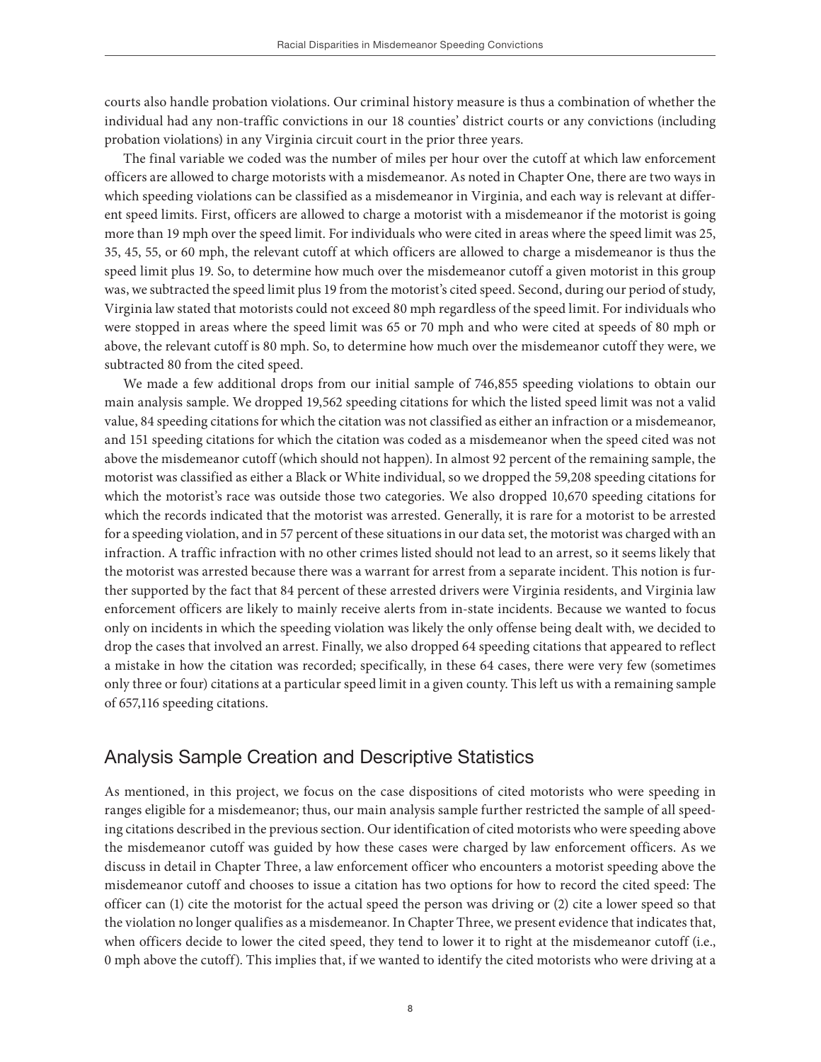courts also handle probation violations. Our criminal history measure is thus a combination of whether the individual had any non-traffic convictions in our 18 counties' district courts or any convictions (including probation violations) in any Virginia circuit court in the prior three years.

The final variable we coded was the number of miles per hour over the cutoff at which law enforcement officers are allowed to charge motorists with a misdemeanor. As noted in Chapter One, there are two ways in which speeding violations can be classified as a misdemeanor in Virginia, and each way is relevant at different speed limits. First, officers are allowed to charge a motorist with a misdemeanor if the motorist is going more than 19 mph over the speed limit. For individuals who were cited in areas where the speed limit was 25, 35, 45, 55, or 60 mph, the relevant cutoff at which officers are allowed to charge a misdemeanor is thus the speed limit plus 19. So, to determine how much over the misdemeanor cutoff a given motorist in this group was, we subtracted the speed limit plus 19 from the motorist's cited speed. Second, during our period of study, Virginia law stated that motorists could not exceed 80 mph regardless of the speed limit. For individuals who were stopped in areas where the speed limit was 65 or 70 mph and who were cited at speeds of 80 mph or above, the relevant cutoff is 80 mph. So, to determine how much over the misdemeanor cutoff they were, we subtracted 80 from the cited speed.

We made a few additional drops from our initial sample of 746,855 speeding violations to obtain our main analysis sample. We dropped 19,562 speeding citations for which the listed speed limit was not a valid value, 84 speeding citations for which the citation was not classified as either an infraction or a misdemeanor, and 151 speeding citations for which the citation was coded as a misdemeanor when the speed cited was not above the misdemeanor cutoff (which should not happen). In almost 92 percent of the remaining sample, the motorist was classified as either a Black or White individual, so we dropped the 59,208 speeding citations for which the motorist's race was outside those two categories. We also dropped 10,670 speeding citations for which the records indicated that the motorist was arrested. Generally, it is rare for a motorist to be arrested for a speeding violation, and in 57 percent of these situations in our data set, the motorist was charged with an infraction. A traffic infraction with no other crimes listed should not lead to an arrest, so it seems likely that the motorist was arrested because there was a warrant for arrest from a separate incident. This notion is further supported by the fact that 84 percent of these arrested drivers were Virginia residents, and Virginia law enforcement officers are likely to mainly receive alerts from in-state incidents. Because we wanted to focus only on incidents in which the speeding violation was likely the only offense being dealt with, we decided to drop the cases that involved an arrest. Finally, we also dropped 64 speeding citations that appeared to reflect a mistake in how the citation was recorded; specifically, in these 64 cases, there were very few (sometimes only three or four) citations at a particular speed limit in a given county. This left us with a remaining sample of 657,116 speeding citations.

## Analysis Sample Creation and Descriptive Statistics

As mentioned, in this project, we focus on the case dispositions of cited motorists who were speeding in ranges eligible for a misdemeanor; thus, our main analysis sample further restricted the sample of all speeding citations described in the previous section. Our identification of cited motorists who were speeding above the misdemeanor cutoff was guided by how these cases were charged by law enforcement officers. As we discuss in detail in Chapter Three, a law enforcement officer who encounters a motorist speeding above the misdemeanor cutoff and chooses to issue a citation has two options for how to record the cited speed: The officer can (1) cite the motorist for the actual speed the person was driving or (2) cite a lower speed so that the violation no longer qualifies as a misdemeanor. In Chapter Three, we present evidence that indicates that, when officers decide to lower the cited speed, they tend to lower it to right at the misdemeanor cutoff (i.e., 0 mph above the cutoff). This implies that, if we wanted to identify the cited motorists who were driving at a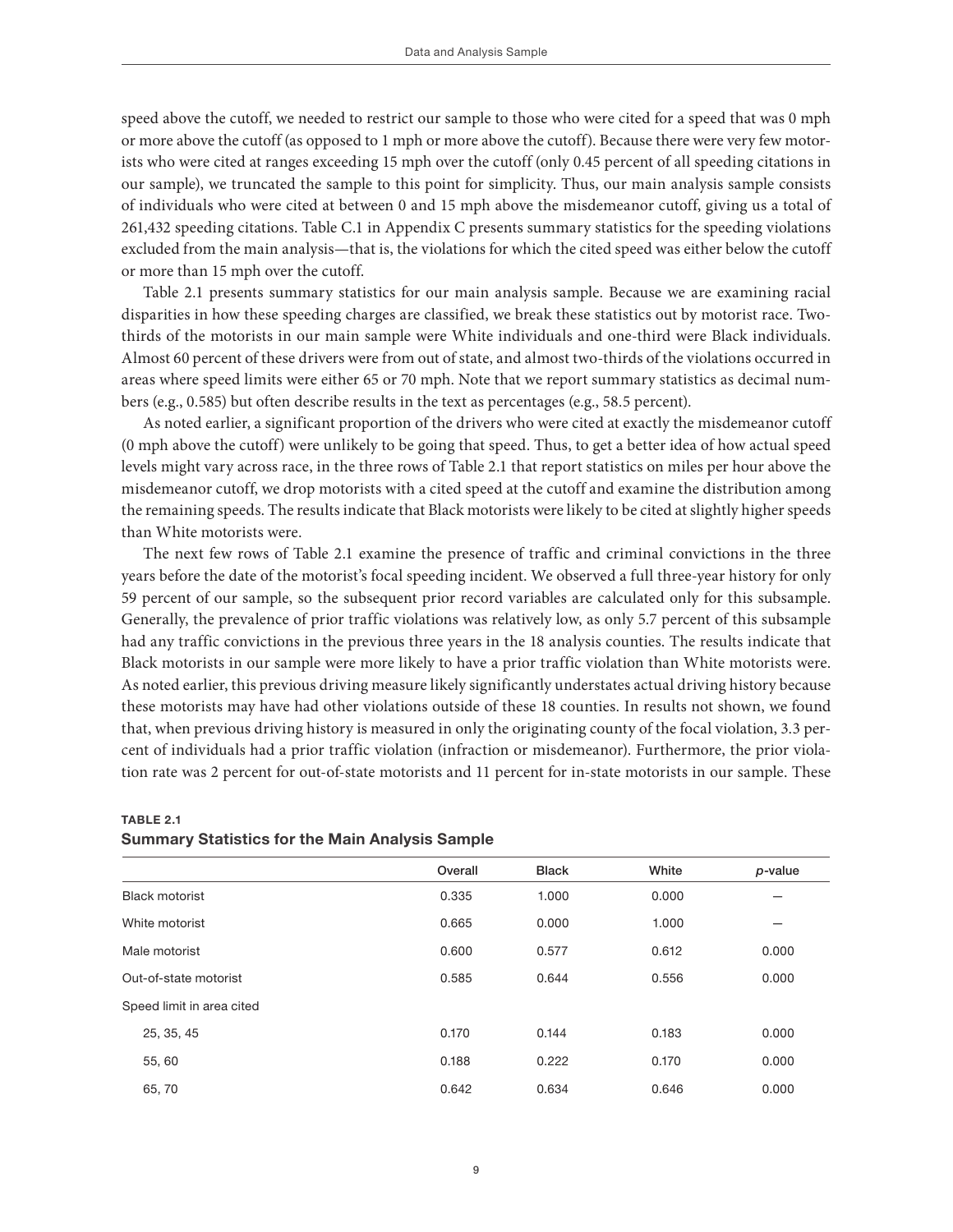speed above the cutoff, we needed to restrict our sample to those who were cited for a speed that was 0 mph or more above the cutoff (as opposed to 1 mph or more above the cutoff). Because there were very few motorists who were cited at ranges exceeding 15 mph over the cutoff (only 0.45 percent of all speeding citations in our sample), we truncated the sample to this point for simplicity. Thus, our main analysis sample consists of individuals who were cited at between 0 and 15 mph above the misdemeanor cutoff, giving us a total of 261,432 speeding citations. Table C.1 in Appendix C presents summary statistics for the speeding violations excluded from the main analysis—that is, the violations for which the cited speed was either below the cutoff or more than 15 mph over the cutoff.

Table 2.1 presents summary statistics for our main analysis sample. Because we are examining racial disparities in how these speeding charges are classified, we break these statistics out by motorist race. Two-thirds of the motorists in our main sample were White individuals and one-third were Black individuals. Almost 60 percent of these drivers were from out of state, and almost two-thirds of the violations occurred in areas where speed limits were either 65 or 70 mph. Note that we report summary statistics as decimal numbers (e.g., 0.585) but often describe results in the text as percentages (e.g., 58.5 percent).

As noted earlier, a significant proportion of the drivers who were cited at exactly the misdemeanor cutoff (0 mph above the cutoff) were unlikely to be going that speed. Thus, to get a better idea of how actual speed levels might vary across race, in the three rows of Table 2.1 that report statistics on miles per hour above the misdemeanor cutoff, we drop motorists with a cited speed at the cutoff and examine the distribution among the remaining speeds. The results indicate that Black motorists were likely to be cited at slightly higher speeds than White motorists were.

The next few rows of Table 2.1 examine the presence of traffic and criminal convictions in the three years before the date of the motorist's focal speeding incident. We observed a full three-year history for only 59 percent of our sample, so the subsequent prior record variables are calculated only for this subsample. Generally, the prevalence of prior traffic violations was relatively low, as only 5.7 percent of this subsample had any traffic convictions in the previous three years in the 18 analysis counties. The results indicate that Black motorists in our sample were more likely to have a prior traffic violation than White motorists were. As noted earlier, this previous driving measure likely significantly understates actual driving history because these motorists may have had other violations outside of these 18 counties. In results not shown, we found that, when previous driving history is measured in only the originating county of the focal violation, 3.3 percent of individuals had a prior traffic violation (infraction or misdemeanor). Furthermore, the prior violation rate was 2 percent for out-of-state motorists and 11 percent for in-state motorists in our sample. These

**TABLE 2.1**
**Summary Statistics for the Main Analysis Sample**

| | Overall | Black | White | *p*-value |
|---|---|---|---|---|
| Black motorist | 0.335 | 1.000 | 0.000 | — |
| White motorist | 0.665 | 0.000 | 1.000 | — |
| Male motorist | 0.600 | 0.577 | 0.612 | 0.000 |
| Out-of-state motorist | 0.585 | 0.644 | 0.556 | 0.000 |
| Speed limit in area cited | | | | |
| 25, 35, 45 | 0.170 | 0.144 | 0.183 | 0.000 |
| 55, 60 | 0.188 | 0.222 | 0.170 | 0.000 |
| 65, 70 | 0.642 | 0.634 | 0.646 | 0.000 |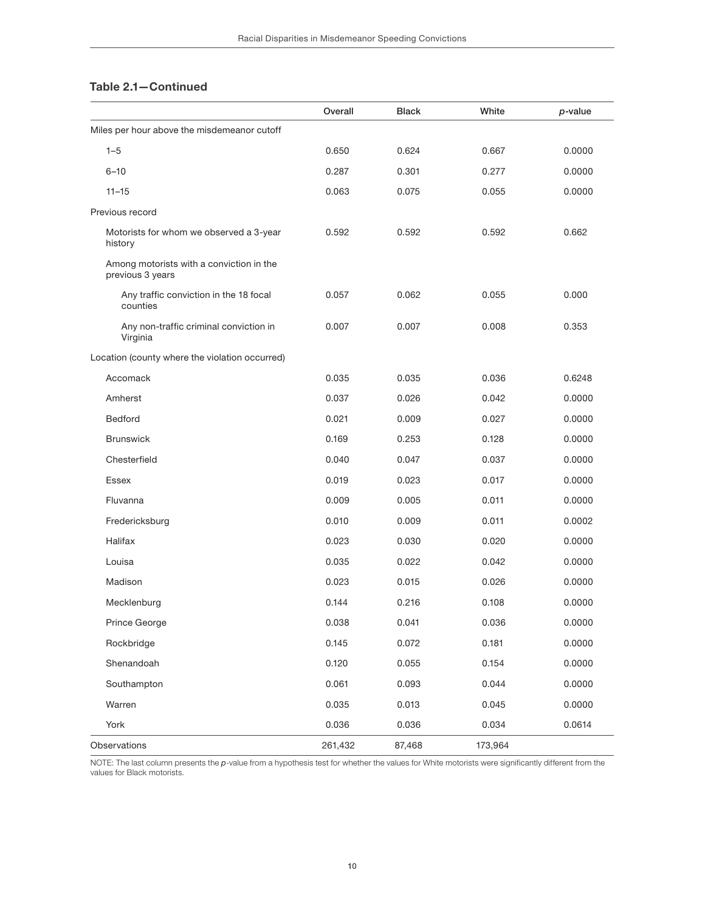**Table 2.1—Continued**

| | Overall | Black | White | *p*-value |
|---|---|---|---|---|
| Miles per hour above the misdemeanor cutoff | | | | |
| 1–5 | 0.650 | 0.624 | 0.667 | 0.0000 |
| 6–10 | 0.287 | 0.301 | 0.277 | 0.0000 |
| 11–15 | 0.063 | 0.075 | 0.055 | 0.0000 |
| Previous record | | | | |
| Motorists for whom we observed a 3-year history | 0.592 | 0.592 | 0.592 | 0.662 |
| Among motorists with a conviction in the previous 3 years | | | | |
| Any traffic conviction in the 18 focal counties | 0.057 | 0.062 | 0.055 | 0.000 |
| Any non-traffic criminal conviction in Virginia | 0.007 | 0.007 | 0.008 | 0.353 |
| Location (county where the violation occurred) | | | | |
| Accomack | 0.035 | 0.035 | 0.036 | 0.6248 |
| Amherst | 0.037 | 0.026 | 0.042 | 0.0000 |
| Bedford | 0.021 | 0.009 | 0.027 | 0.0000 |
| Brunswick | 0.169 | 0.253 | 0.128 | 0.0000 |
| Chesterfield | 0.040 | 0.047 | 0.037 | 0.0000 |
| Essex | 0.019 | 0.023 | 0.017 | 0.0000 |
| Fluvanna | 0.009 | 0.005 | 0.011 | 0.0000 |
| Fredericksburg | 0.010 | 0.009 | 0.011 | 0.0002 |
| Halifax | 0.023 | 0.030 | 0.020 | 0.0000 |
| Louisa | 0.035 | 0.022 | 0.042 | 0.0000 |
| Madison | 0.023 | 0.015 | 0.026 | 0.0000 |
| Mecklenburg | 0.144 | 0.216 | 0.108 | 0.0000 |
| Prince George | 0.038 | 0.041 | 0.036 | 0.0000 |
| Rockbridge | 0.145 | 0.072 | 0.181 | 0.0000 |
| Shenandoah | 0.120 | 0.055 | 0.154 | 0.0000 |
| Southampton | 0.061 | 0.093 | 0.044 | 0.0000 |
| Warren | 0.035 | 0.013 | 0.045 | 0.0000 |
| York | 0.036 | 0.036 | 0.034 | 0.0614 |
| Observations | 261,432 | 87,468 | 173,964 | |

NOTE: The last column presents the *p*-value from a hypothesis test for whether the values for White motorists were significantly different from the values for Black motorists.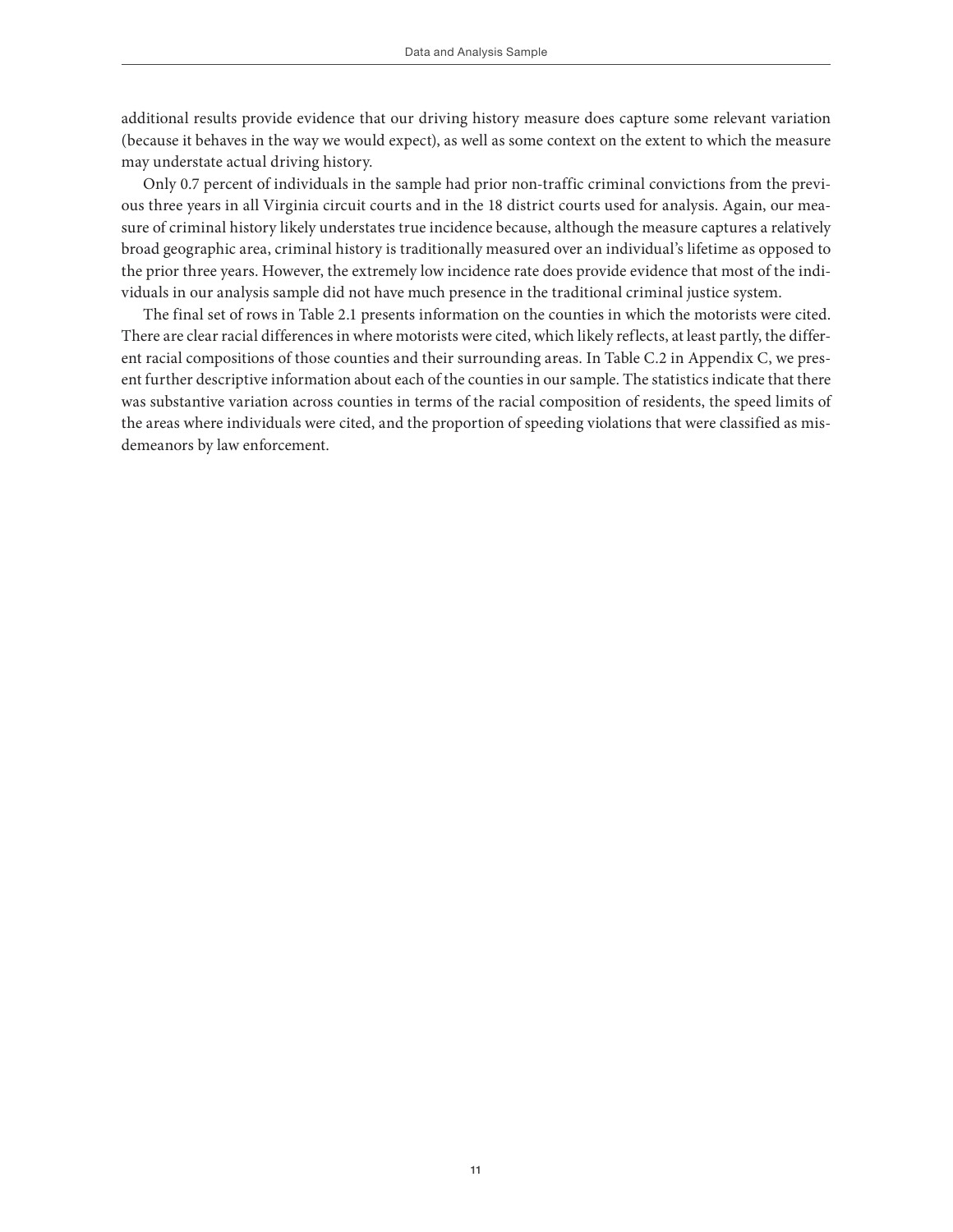additional results provide evidence that our driving history measure does capture some relevant variation (because it behaves in the way we would expect), as well as some context on the extent to which the measure may understate actual driving history.

Only 0.7 percent of individuals in the sample had prior non-traffic criminal convictions from the previous three years in all Virginia circuit courts and in the 18 district courts used for analysis. Again, our measure of criminal history likely understates true incidence because, although the measure captures a relatively broad geographic area, criminal history is traditionally measured over an individual's lifetime as opposed to the prior three years. However, the extremely low incidence rate does provide evidence that most of the individuals in our analysis sample did not have much presence in the traditional criminal justice system.

The final set of rows in Table 2.1 presents information on the counties in which the motorists were cited. There are clear racial differences in where motorists were cited, which likely reflects, at least partly, the different racial compositions of those counties and their surrounding areas. In Table C.2 in Appendix C, we present further descriptive information about each of the counties in our sample. The statistics indicate that there was substantive variation across counties in terms of the racial composition of residents, the speed limits of the areas where individuals were cited, and the proportion of speeding violations that were classified as misdemeanors by law enforcement.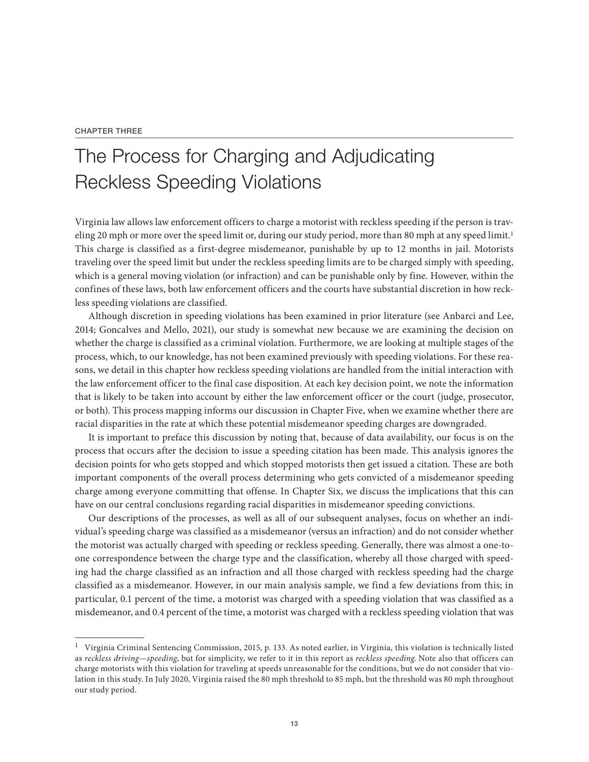CHAPTER THREE

# The Process for Charging and Adjudicating Reckless Speeding Violations

Virginia law allows law enforcement officers to charge a motorist with reckless speeding if the person is traveling 20 mph or more over the speed limit or, during our study period, more than 80 mph at any speed limit.[1] This charge is classified as a first-degree misdemeanor, punishable by up to 12 months in jail. Motorists traveling over the speed limit but under the reckless speeding limits are to be charged simply with speeding, which is a general moving violation (or infraction) and can be punishable only by fine. However, within the confines of these laws, both law enforcement officers and the courts have substantial discretion in how reckless speeding violations are classified.

Although discretion in speeding violations has been examined in prior literature (see Anbarci and Lee, 2014; Goncalves and Mello, 2021), our study is somewhat new because we are examining the decision on whether the charge is classified as a criminal violation. Furthermore, we are looking at multiple stages of the process, which, to our knowledge, has not been examined previously with speeding violations. For these reasons, we detail in this chapter how reckless speeding violations are handled from the initial interaction with the law enforcement officer to the final case disposition. At each key decision point, we note the information that is likely to be taken into account by either the law enforcement officer or the court (judge, prosecutor, or both). This process mapping informs our discussion in Chapter Five, when we examine whether there are racial disparities in the rate at which these potential misdemeanor speeding charges are downgraded.

It is important to preface this discussion by noting that, because of data availability, our focus is on the process that occurs after the decision to issue a speeding citation has been made. This analysis ignores the decision points for who gets stopped and which stopped motorists then get issued a citation. These are both important components of the overall process determining who gets convicted of a misdemeanor speeding charge among everyone committing that offense. In Chapter Six, we discuss the implications that this can have on our central conclusions regarding racial disparities in misdemeanor speeding convictions.

Our descriptions of the processes, as well as all of our subsequent analyses, focus on whether an individual's speeding charge was classified as a misdemeanor (versus an infraction) and do not consider whether the motorist was actually charged with speeding or reckless speeding. Generally, there was almost a one-to-one correspondence between the charge type and the classification, whereby all those charged with speeding had the charge classified as an infraction and all those charged with reckless speeding had the charge classified as a misdemeanor. However, in our main analysis sample, we find a few deviations from this; in particular, 0.1 percent of the time, a motorist was charged with a speeding violation that was classified as a misdemeanor, and 0.4 percent of the time, a motorist was charged with a reckless speeding violation that was

---

[1] Virginia Criminal Sentencing Commission, 2015, p. 133. As noted earlier, in Virginia, this violation is technically listed as *reckless driving—speeding*, but for simplicity, we refer to it in this report as *reckless speeding*. Note also that officers can charge motorists with this violation for traveling at speeds unreasonable for the conditions, but we do not consider that violation in this study. In July 2020, Virginia raised the 80 mph threshold to 85 mph, but the threshold was 80 mph throughout our study period.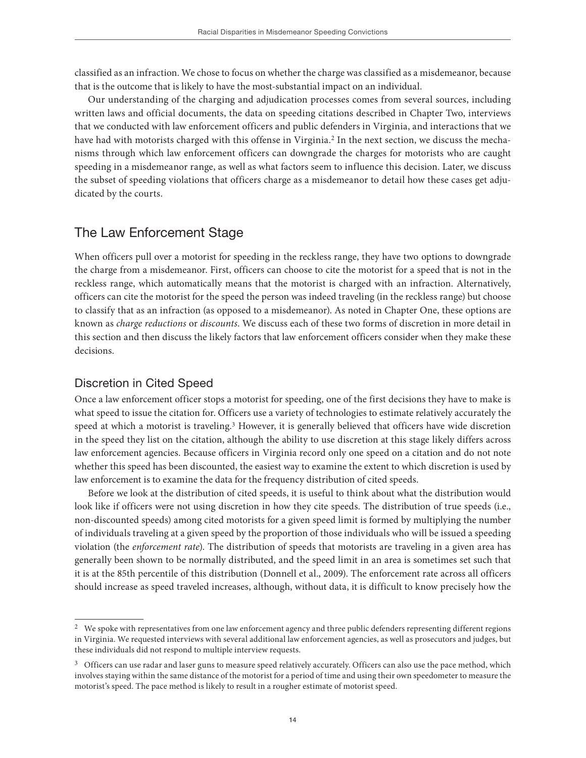classified as an infraction. We chose to focus on whether the charge was classified as a misdemeanor, because that is the outcome that is likely to have the most-substantial impact on an individual.

Our understanding of the charging and adjudication processes comes from several sources, including written laws and official documents, the data on speeding citations described in Chapter Two, interviews that we conducted with law enforcement officers and public defenders in Virginia, and interactions that we have had with motorists charged with this offense in Virginia.[2] In the next section, we discuss the mechanisms through which law enforcement officers can downgrade the charges for motorists who are caught speeding in a misdemeanor range, as well as what factors seem to influence this decision. Later, we discuss the subset of speeding violations that officers charge as a misdemeanor to detail how these cases get adjudicated by the courts.

## The Law Enforcement Stage

When officers pull over a motorist for speeding in the reckless range, they have two options to downgrade the charge from a misdemeanor. First, officers can choose to cite the motorist for a speed that is not in the reckless range, which automatically means that the motorist is charged with an infraction. Alternatively, officers can cite the motorist for the speed the person was indeed traveling (in the reckless range) but choose to classify that as an infraction (as opposed to a misdemeanor). As noted in Chapter One, these options are known as *charge reductions* or *discounts*. We discuss each of these two forms of discretion in more detail in this section and then discuss the likely factors that law enforcement officers consider when they make these decisions.

### Discretion in Cited Speed

Once a law enforcement officer stops a motorist for speeding, one of the first decisions they have to make is what speed to issue the citation for. Officers use a variety of technologies to estimate relatively accurately the speed at which a motorist is traveling.[3] However, it is generally believed that officers have wide discretion in the speed they list on the citation, although the ability to use discretion at this stage likely differs across law enforcement agencies. Because officers in Virginia record only one speed on a citation and do not note whether this speed has been discounted, the easiest way to examine the extent to which discretion is used by law enforcement is to examine the data for the frequency distribution of cited speeds.

Before we look at the distribution of cited speeds, it is useful to think about what the distribution would look like if officers were not using discretion in how they cite speeds. The distribution of true speeds (i.e., non-discounted speeds) among cited motorists for a given speed limit is formed by multiplying the number of individuals traveling at a given speed by the proportion of those individuals who will be issued a speeding violation (the *enforcement rate*). The distribution of speeds that motorists are traveling in a given area has generally been shown to be normally distributed, and the speed limit in an area is sometimes set such that it is at the 85th percentile of this distribution (Donnell et al., 2009). The enforcement rate across all officers should increase as speed traveled increases, although, without data, it is difficult to know precisely how the

---

[2] We spoke with representatives from one law enforcement agency and three public defenders representing different regions in Virginia. We requested interviews with several additional law enforcement agencies, as well as prosecutors and judges, but these individuals did not respond to multiple interview requests.

[3] Officers can use radar and laser guns to measure speed relatively accurately. Officers can also use the pace method, which involves staying within the same distance of the motorist for a period of time and using their own speedometer to measure the motorist's speed. The pace method is likely to result in a rougher estimate of motorist speed.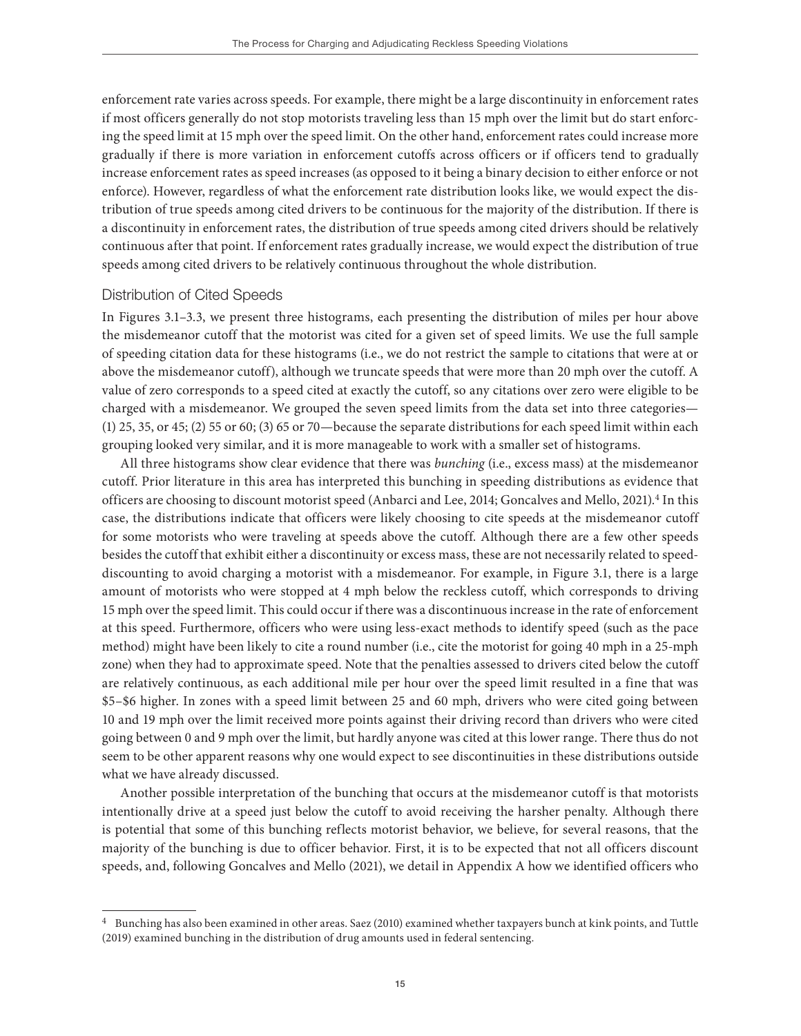enforcement rate varies across speeds. For example, there might be a large discontinuity in enforcement rates if most officers generally do not stop motorists traveling less than 15 mph over the limit but do start enforcing the speed limit at 15 mph over the speed limit. On the other hand, enforcement rates could increase more gradually if there is more variation in enforcement cutoffs across officers or if officers tend to gradually increase enforcement rates as speed increases (as opposed to it being a binary decision to either enforce or not enforce). However, regardless of what the enforcement rate distribution looks like, we would expect the distribution of true speeds among cited drivers to be continuous for the majority of the distribution. If there is a discontinuity in enforcement rates, the distribution of true speeds among cited drivers should be relatively continuous after that point. If enforcement rates gradually increase, we would expect the distribution of true speeds among cited drivers to be relatively continuous throughout the whole distribution.

### Distribution of Cited Speeds

In Figures 3.1–3.3, we present three histograms, each presenting the distribution of miles per hour above the misdemeanor cutoff that the motorist was cited for a given set of speed limits. We use the full sample of speeding citation data for these histograms (i.e., we do not restrict the sample to citations that were at or above the misdemeanor cutoff), although we truncate speeds that were more than 20 mph over the cutoff. A value of zero corresponds to a speed cited at exactly the cutoff, so any citations over zero were eligible to be charged with a misdemeanor. We grouped the seven speed limits from the data set into three categories—(1) 25, 35, or 45; (2) 55 or 60; (3) 65 or 70—because the separate distributions for each speed limit within each grouping looked very similar, and it is more manageable to work with a smaller set of histograms.

All three histograms show clear evidence that there was *bunching* (i.e., excess mass) at the misdemeanor cutoff. Prior literature in this area has interpreted this bunching in speeding distributions as evidence that officers are choosing to discount motorist speed (Anbarci and Lee, 2014; Goncalves and Mello, 2021).[4] In this case, the distributions indicate that officers were likely choosing to cite speeds at the misdemeanor cutoff for some motorists who were traveling at speeds above the cutoff. Although there are a few other speeds besides the cutoff that exhibit either a discontinuity or excess mass, these are not necessarily related to speed-discounting to avoid charging a motorist with a misdemeanor. For example, in Figure 3.1, there is a large amount of motorists who were stopped at 4 mph below the reckless cutoff, which corresponds to driving 15 mph over the speed limit. This could occur if there was a discontinuous increase in the rate of enforcement at this speed. Furthermore, officers who were using less-exact methods to identify speed (such as the pace method) might have been likely to cite a round number (i.e., cite the motorist for going 40 mph in a 25-mph zone) when they had to approximate speed. Note that the penalties assessed to drivers cited below the cutoff are relatively continuous, as each additional mile per hour over the speed limit resulted in a fine that was \$5–\$6 higher. In zones with a speed limit between 25 and 60 mph, drivers who were cited going between 10 and 19 mph over the limit received more points against their driving record than drivers who were cited going between 0 and 9 mph over the limit, but hardly anyone was cited at this lower range. There thus do not seem to be other apparent reasons why one would expect to see discontinuities in these distributions outside what we have already discussed.

Another possible interpretation of the bunching that occurs at the misdemeanor cutoff is that motorists intentionally drive at a speed just below the cutoff to avoid receiving the harsher penalty. Although there is potential that some of this bunching reflects motorist behavior, we believe, for several reasons, that the majority of the bunching is due to officer behavior. First, it is to be expected that not all officers discount speeds, and, following Goncalves and Mello (2021), we detail in Appendix A how we identified officers who

---

[4] Bunching has also been examined in other areas. Saez (2010) examined whether taxpayers bunch at kink points, and Tuttle (2019) examined bunching in the distribution of drug amounts used in federal sentencing.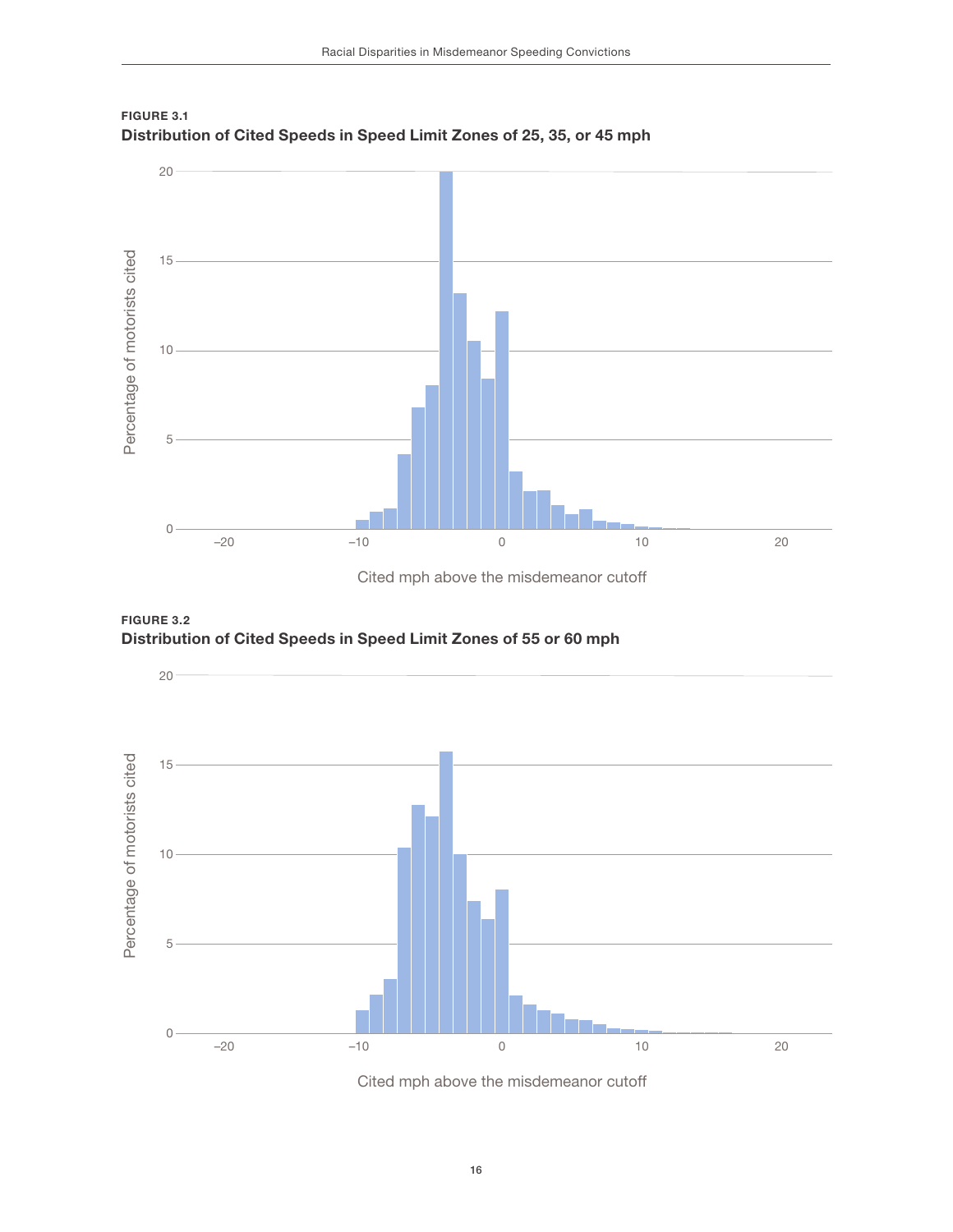**FIGURE 3.1**
**Distribution of Cited Speeds in Speed Limit Zones of 25, 35, or 45 mph**

**FIGURE 3.2**
**Distribution of Cited Speeds in Speed Limit Zones of 55 or 60 mph**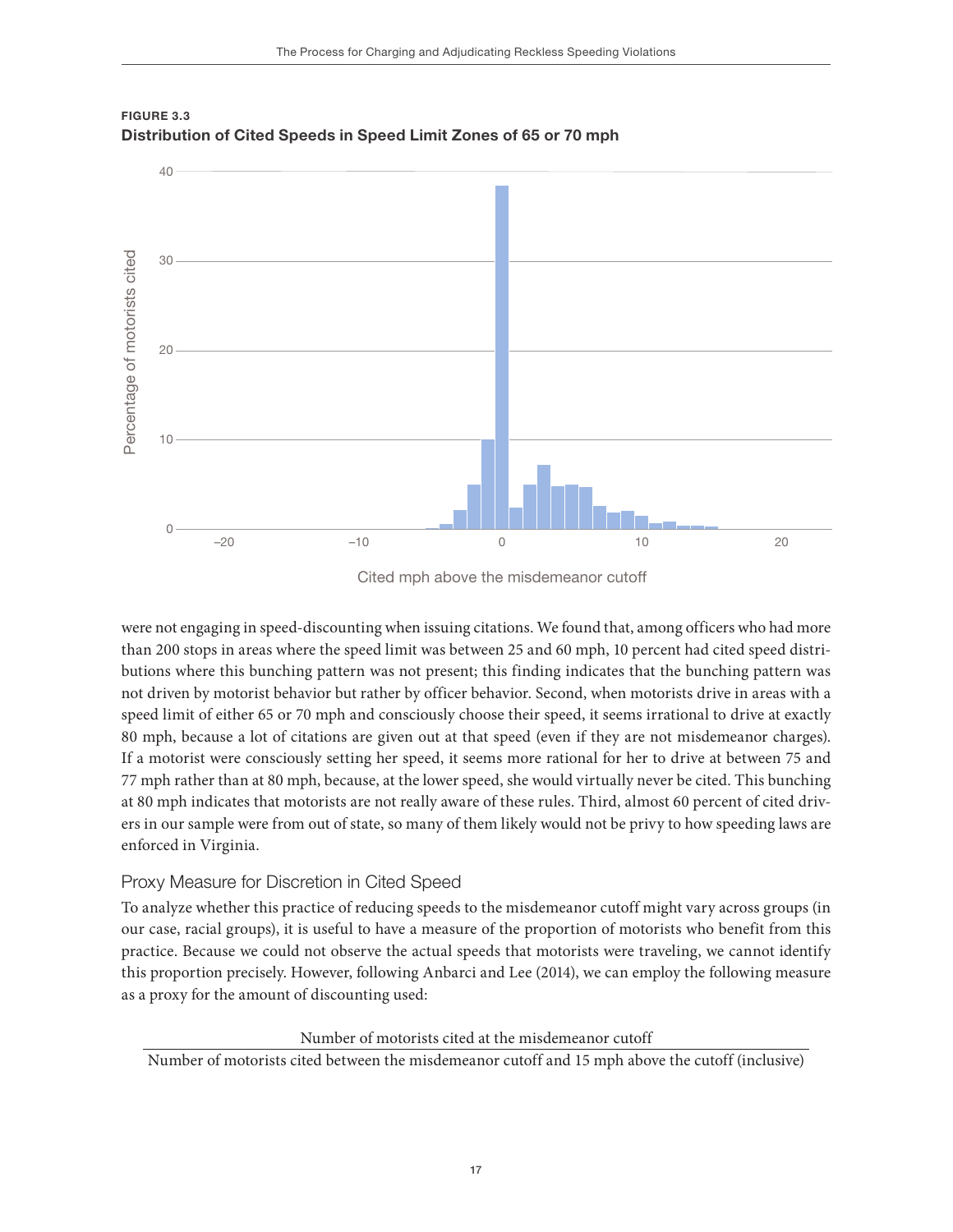**FIGURE 3.3**
**Distribution of Cited Speeds in Speed Limit Zones of 65 or 70 mph**

were not engaging in speed-discounting when issuing citations. We found that, among officers who had more than 200 stops in areas where the speed limit was between 25 and 60 mph, 10 percent had cited speed distributions where this bunching pattern was not present; this finding indicates that the bunching pattern was not driven by motorist behavior but rather by officer behavior. Second, when motorists drive in areas with a speed limit of either 65 or 70 mph and consciously choose their speed, it seems irrational to drive at exactly 80 mph, because a lot of citations are given out at that speed (even if they are not misdemeanor charges). If a motorist were consciously setting her speed, it seems more rational for her to drive at between 75 and 77 mph rather than at 80 mph, because, at the lower speed, she would virtually never be cited. This bunching at 80 mph indicates that motorists are not really aware of these rules. Third, almost 60 percent of cited drivers in our sample were from out of state, so many of them likely would not be privy to how speeding laws are enforced in Virginia.

### Proxy Measure for Discretion in Cited Speed

To analyze whether this practice of reducing speeds to the misdemeanor cutoff might vary across groups (in our case, racial groups), it is useful to have a measure of the proportion of motorists who benefit from this practice. Because we could not observe the actual speeds that motorists were traveling, we cannot identify this proportion precisely. However, following Anbarci and Lee (2014), we can employ the following measure as a proxy for the amount of discounting used:

$$\frac{\text{Number of motorists cited at the misdemeanor cutoff}}{\text{Number of motorists cited between the misdemeanor cutoff and 15 mph above the cutoff (inclusive)}}$$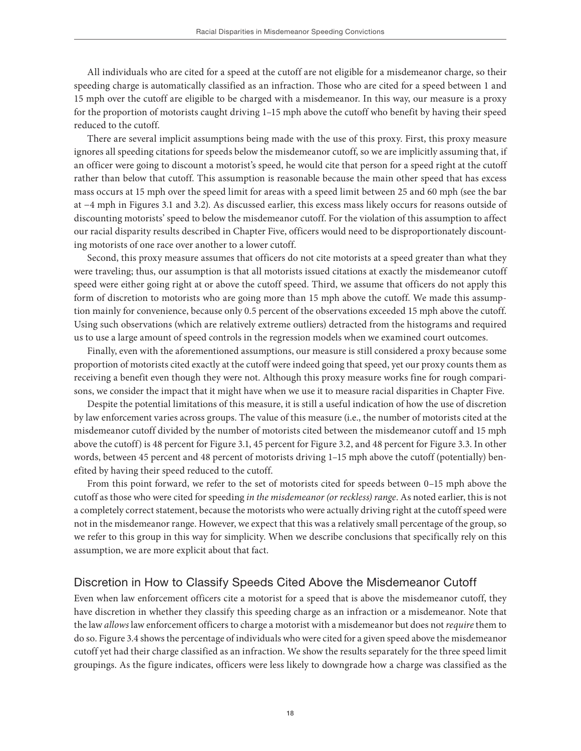All individuals who are cited for a speed at the cutoff are not eligible for a misdemeanor charge, so their speeding charge is automatically classified as an infraction. Those who are cited for a speed between 1 and 15 mph over the cutoff are eligible to be charged with a misdemeanor. In this way, our measure is a proxy for the proportion of motorists caught driving 1–15 mph above the cutoff who benefit by having their speed reduced to the cutoff.

There are several implicit assumptions being made with the use of this proxy. First, this proxy measure ignores all speeding citations for speeds below the misdemeanor cutoff, so we are implicitly assuming that, if an officer were going to discount a motorist's speed, he would cite that person for a speed right at the cutoff rather than below that cutoff. This assumption is reasonable because the main other speed that has excess mass occurs at 15 mph over the speed limit for areas with a speed limit between 25 and 60 mph (see the bar at –4 mph in Figures 3.1 and 3.2). As discussed earlier, this excess mass likely occurs for reasons outside of discounting motorists' speed to below the misdemeanor cutoff. For the violation of this assumption to affect our racial disparity results described in Chapter Five, officers would need to be disproportionately discounting motorists of one race over another to a lower cutoff.

Second, this proxy measure assumes that officers do not cite motorists at a speed greater than what they were traveling; thus, our assumption is that all motorists issued citations at exactly the misdemeanor cutoff speed were either going right at or above the cutoff speed. Third, we assume that officers do not apply this form of discretion to motorists who are going more than 15 mph above the cutoff. We made this assumption mainly for convenience, because only 0.5 percent of the observations exceeded 15 mph above the cutoff. Using such observations (which are relatively extreme outliers) detracted from the histograms and required us to use a large amount of speed controls in the regression models when we examined court outcomes.

Finally, even with the aforementioned assumptions, our measure is still considered a proxy because some proportion of motorists cited exactly at the cutoff were indeed going that speed, yet our proxy counts them as receiving a benefit even though they were not. Although this proxy measure works fine for rough comparisons, we consider the impact that it might have when we use it to measure racial disparities in Chapter Five.

Despite the potential limitations of this measure, it is still a useful indication of how the use of discretion by law enforcement varies across groups. The value of this measure (i.e., the number of motorists cited at the misdemeanor cutoff divided by the number of motorists cited between the misdemeanor cutoff and 15 mph above the cutoff) is 48 percent for Figure 3.1, 45 percent for Figure 3.2, and 48 percent for Figure 3.3. In other words, between 45 percent and 48 percent of motorists driving 1–15 mph above the cutoff (potentially) benefited by having their speed reduced to the cutoff.

From this point forward, we refer to the set of motorists cited for speeds between 0–15 mph above the cutoff as those who were cited for speeding *in the misdemeanor (or reckless) range*. As noted earlier, this is not a completely correct statement, because the motorists who were actually driving right at the cutoff speed were not in the misdemeanor range. However, we expect that this was a relatively small percentage of the group, so we refer to this group in this way for simplicity. When we describe conclusions that specifically rely on this assumption, we are more explicit about that fact.

## Discretion in How to Classify Speeds Cited Above the Misdemeanor Cutoff

Even when law enforcement officers cite a motorist for a speed that is above the misdemeanor cutoff, they have discretion in whether they classify this speeding charge as an infraction or a misdemeanor. Note that the law *allows* law enforcement officers to charge a motorist with a misdemeanor but does not *require* them to do so. Figure 3.4 shows the percentage of individuals who were cited for a given speed above the misdemeanor cutoff yet had their charge classified as an infraction. We show the results separately for the three speed limit groupings. As the figure indicates, officers were less likely to downgrade how a charge was classified as the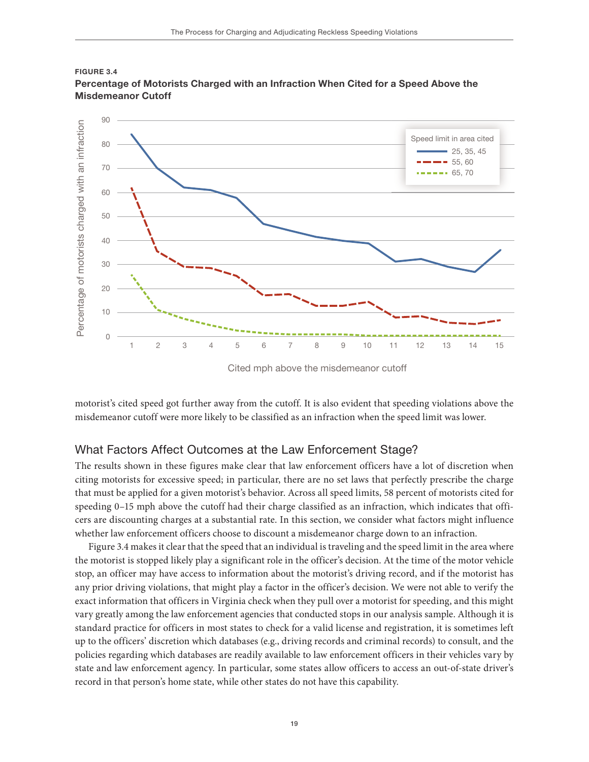**FIGURE 3.4**
**Percentage of Motorists Charged with an Infraction When Cited for a Speed Above the Misdemeanor Cutoff**

motorist's cited speed got further away from the cutoff. It is also evident that speeding violations above the misdemeanor cutoff were more likely to be classified as an infraction when the speed limit was lower.

## What Factors Affect Outcomes at the Law Enforcement Stage?

The results shown in these figures make clear that law enforcement officers have a lot of discretion when citing motorists for excessive speed; in particular, there are no set laws that perfectly prescribe the charge that must be applied for a given motorist's behavior. Across all speed limits, 58 percent of motorists cited for speeding 0–15 mph above the cutoff had their charge classified as an infraction, which indicates that officers are discounting charges at a substantial rate. In this section, we consider what factors might influence whether law enforcement officers choose to discount a misdemeanor charge down to an infraction.

Figure 3.4 makes it clear that the speed that an individual is traveling and the speed limit in the area where the motorist is stopped likely play a significant role in the officer's decision. At the time of the motor vehicle stop, an officer may have access to information about the motorist's driving record, and if the motorist has any prior driving violations, that might play a factor in the officer's decision. We were not able to verify the exact information that officers in Virginia check when they pull over a motorist for speeding, and this might vary greatly among the law enforcement agencies that conducted stops in our analysis sample. Although it is standard practice for officers in most states to check for a valid license and registration, it is sometimes left up to the officers' discretion which databases (e.g., driving records and criminal records) to consult, and the policies regarding which databases are readily available to law enforcement officers in their vehicles vary by state and law enforcement agency. In particular, some states allow officers to access an out-of-state driver's record in that person's home state, while other states do not have this capability.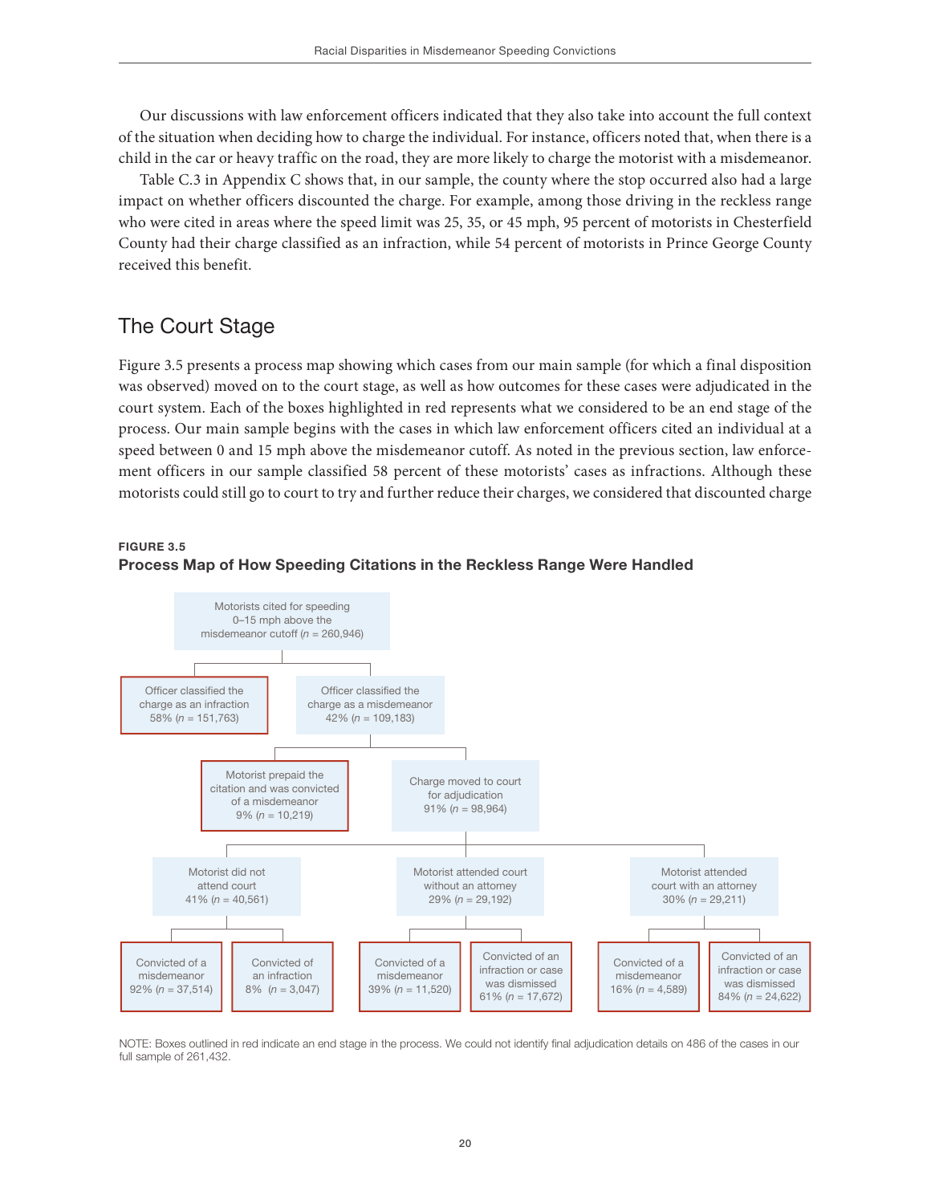Our discussions with law enforcement officers indicated that they also take into account the full context of the situation when deciding how to charge the individual. For instance, officers noted that, when there is a child in the car or heavy traffic on the road, they are more likely to charge the motorist with a misdemeanor.

Table C.3 in Appendix C shows that, in our sample, the county where the stop occurred also had a large impact on whether officers discounted the charge. For example, among those driving in the reckless range who were cited in areas where the speed limit was 25, 35, or 45 mph, 95 percent of motorists in Chesterfield County had their charge classified as an infraction, while 54 percent of motorists in Prince George County received this benefit.

## The Court Stage

Figure 3.5 presents a process map showing which cases from our main sample (for which a final disposition was observed) moved on to the court stage, as well as how outcomes for these cases were adjudicated in the court system. Each of the boxes highlighted in red represents what we considered to be an end stage of the process. Our main sample begins with the cases in which law enforcement officers cited an individual at a speed between 0 and 15 mph above the misdemeanor cutoff. As noted in the previous section, law enforcement officers in our sample classified 58 percent of these motorists' cases as infractions. Although these motorists could still go to court to try and further reduce their charges, we considered that discounted charge

**FIGURE 3.5**
**Process Map of How Speeding Citations in the Reckless Range Were Handled**

- Motorists cited for speeding 0–15 mph above the misdemeanor cutoff (*n* = 260,946)
  - **Officer classified the charge as an infraction 58% (*n* = 151,763)** [end stage]
  - Officer classified the charge as a misdemeanor 42% (*n* = 109,183)
    - **Motorist prepaid the citation and was convicted of a misdemeanor 9% (*n* = 10,219)** [end stage]
    - Charge moved to court for adjudication 91% (*n* = 98,964)
      - Motorist did not attend court 41% (*n* = 40,561)
        - **Convicted of a misdemeanor 92% (*n* = 37,514)** [end stage]
        - **Convicted of an infraction 8% (*n* = 3,047)** [end stage]
      - Motorist attended court without an attorney 29% (*n* = 29,192)
        - **Convicted of a misdemeanor 39% (*n* = 11,520)** [end stage]
        - **Convicted of an infraction or case was dismissed 61% (*n* = 17,672)** [end stage]
      - Motorist attended court with an attorney 30% (*n* = 29,211)
        - **Convicted of a misdemeanor 16% (*n* = 4,589)** [end stage]
        - **Convicted of an infraction or case was dismissed 84% (*n* = 24,622)** [end stage]

NOTE: Boxes outlined in red indicate an end stage in the process. We could not identify final adjudication details on 486 of the cases in our full sample of 261,432.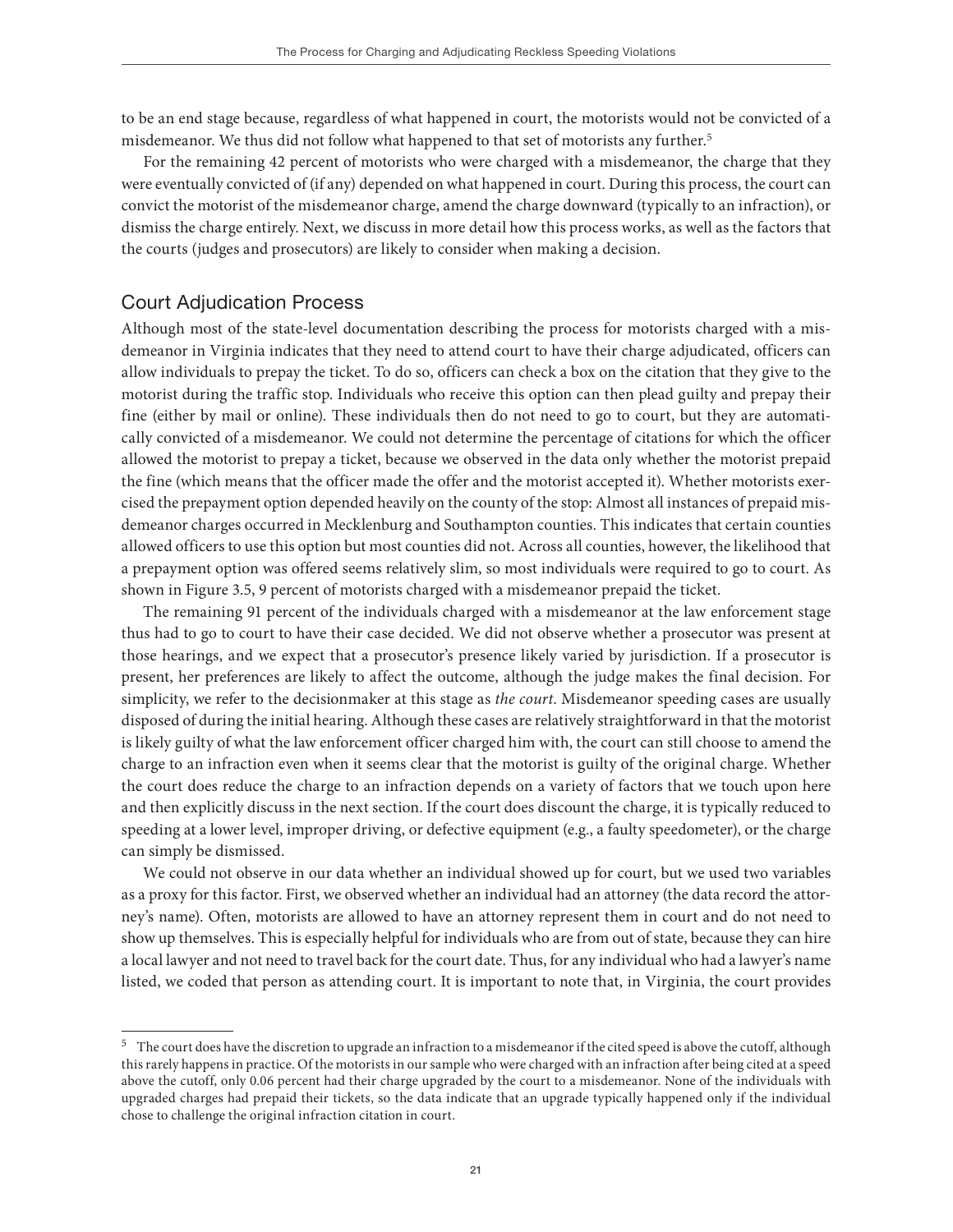to be an end stage because, regardless of what happened in court, the motorists would not be convicted of a misdemeanor. We thus did not follow what happened to that set of motorists any further.[5]

For the remaining 42 percent of motorists who were charged with a misdemeanor, the charge that they were eventually convicted of (if any) depended on what happened in court. During this process, the court can convict the motorist of the misdemeanor charge, amend the charge downward (typically to an infraction), or dismiss the charge entirely. Next, we discuss in more detail how this process works, as well as the factors that the courts (judges and prosecutors) are likely to consider when making a decision.

## Court Adjudication Process

Although most of the state-level documentation describing the process for motorists charged with a misdemeanor in Virginia indicates that they need to attend court to have their charge adjudicated, officers can allow individuals to prepay the ticket. To do so, officers can check a box on the citation that they give to the motorist during the traffic stop. Individuals who receive this option can then plead guilty and prepay their fine (either by mail or online). These individuals then do not need to go to court, but they are automatically convicted of a misdemeanor. We could not determine the percentage of citations for which the officer allowed the motorist to prepay a ticket, because we observed in the data only whether the motorist prepaid the fine (which means that the officer made the offer and the motorist accepted it). Whether motorists exercised the prepayment option depended heavily on the county of the stop: Almost all instances of prepaid misdemeanor charges occurred in Mecklenburg and Southampton counties. This indicates that certain counties allowed officers to use this option but most counties did not. Across all counties, however, the likelihood that a prepayment option was offered seems relatively slim, so most individuals were required to go to court. As shown in Figure 3.5, 9 percent of motorists charged with a misdemeanor prepaid the ticket.

The remaining 91 percent of the individuals charged with a misdemeanor at the law enforcement stage thus had to go to court to have their case decided. We did not observe whether a prosecutor was present at those hearings, and we expect that a prosecutor's presence likely varied by jurisdiction. If a prosecutor is present, her preferences are likely to affect the outcome, although the judge makes the final decision. For simplicity, we refer to the decisionmaker at this stage as *the court*. Misdemeanor speeding cases are usually disposed of during the initial hearing. Although these cases are relatively straightforward in that the motorist is likely guilty of what the law enforcement officer charged him with, the court can still choose to amend the charge to an infraction even when it seems clear that the motorist is guilty of the original charge. Whether the court does reduce the charge to an infraction depends on a variety of factors that we touch upon here and then explicitly discuss in the next section. If the court does discount the charge, it is typically reduced to speeding at a lower level, improper driving, or defective equipment (e.g., a faulty speedometer), or the charge can simply be dismissed.

We could not observe in our data whether an individual showed up for court, but we used two variables as a proxy for this factor. First, we observed whether an individual had an attorney (the data record the attorney's name). Often, motorists are allowed to have an attorney represent them in court and do not need to show up themselves. This is especially helpful for individuals who are from out of state, because they can hire a local lawyer and not need to travel back for the court date. Thus, for any individual who had a lawyer's name listed, we coded that person as attending court. It is important to note that, in Virginia, the court provides

[5] The court does have the discretion to upgrade an infraction to a misdemeanor if the cited speed is above the cutoff, although this rarely happens in practice. Of the motorists in our sample who were charged with an infraction after being cited at a speed above the cutoff, only 0.06 percent had their charge upgraded by the court to a misdemeanor. None of the individuals with upgraded charges had prepaid their tickets, so the data indicate that an upgrade typically happened only if the individual chose to challenge the original infraction citation in court.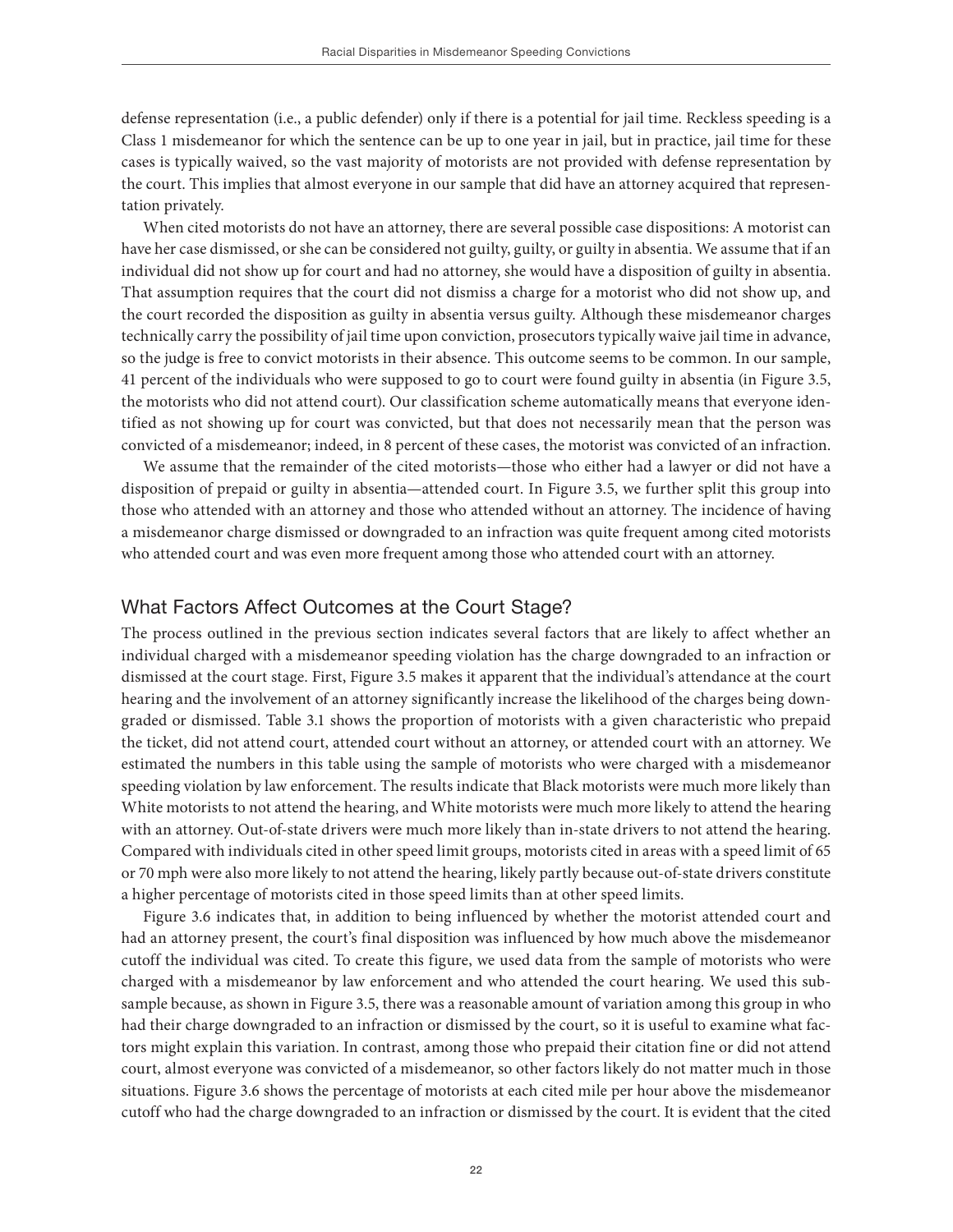defense representation (i.e., a public defender) only if there is a potential for jail time. Reckless speeding is a Class 1 misdemeanor for which the sentence can be up to one year in jail, but in practice, jail time for these cases is typically waived, so the vast majority of motorists are not provided with defense representation by the court. This implies that almost everyone in our sample that did have an attorney acquired that representation privately.

When cited motorists do not have an attorney, there are several possible case dispositions: A motorist can have her case dismissed, or she can be considered not guilty, guilty, or guilty in absentia. We assume that if an individual did not show up for court and had no attorney, she would have a disposition of guilty in absentia. That assumption requires that the court did not dismiss a charge for a motorist who did not show up, and the court recorded the disposition as guilty in absentia versus guilty. Although these misdemeanor charges technically carry the possibility of jail time upon conviction, prosecutors typically waive jail time in advance, so the judge is free to convict motorists in their absence. This outcome seems to be common. In our sample, 41 percent of the individuals who were supposed to go to court were found guilty in absentia (in Figure 3.5, the motorists who did not attend court). Our classification scheme automatically means that everyone identified as not showing up for court was convicted, but that does not necessarily mean that the person was convicted of a misdemeanor; indeed, in 8 percent of these cases, the motorist was convicted of an infraction.

We assume that the remainder of the cited motorists—those who either had a lawyer or did not have a disposition of prepaid or guilty in absentia—attended court. In Figure 3.5, we further split this group into those who attended with an attorney and those who attended without an attorney. The incidence of having a misdemeanor charge dismissed or downgraded to an infraction was quite frequent among cited motorists who attended court and was even more frequent among those who attended court with an attorney.

## What Factors Affect Outcomes at the Court Stage?

The process outlined in the previous section indicates several factors that are likely to affect whether an individual charged with a misdemeanor speeding violation has the charge downgraded to an infraction or dismissed at the court stage. First, Figure 3.5 makes it apparent that the individual's attendance at the court hearing and the involvement of an attorney significantly increase the likelihood of the charges being downgraded or dismissed. Table 3.1 shows the proportion of motorists with a given characteristic who prepaid the ticket, did not attend court, attended court without an attorney, or attended court with an attorney. We estimated the numbers in this table using the sample of motorists who were charged with a misdemeanor speeding violation by law enforcement. The results indicate that Black motorists were much more likely than White motorists to not attend the hearing, and White motorists were much more likely to attend the hearing with an attorney. Out-of-state drivers were much more likely than in-state drivers to not attend the hearing. Compared with individuals cited in other speed limit groups, motorists cited in areas with a speed limit of 65 or 70 mph were also more likely to not attend the hearing, likely partly because out-of-state drivers constitute a higher percentage of motorists cited in those speed limits than at other speed limits.

Figure 3.6 indicates that, in addition to being influenced by whether the motorist attended court and had an attorney present, the court's final disposition was influenced by how much above the misdemeanor cutoff the individual was cited. To create this figure, we used data from the sample of motorists who were charged with a misdemeanor by law enforcement and who attended the court hearing. We used this subsample because, as shown in Figure 3.5, there was a reasonable amount of variation among this group in who had their charge downgraded to an infraction or dismissed by the court, so it is useful to examine what factors might explain this variation. In contrast, among those who prepaid their citation fine or did not attend court, almost everyone was convicted of a misdemeanor, so other factors likely do not matter much in those situations. Figure 3.6 shows the percentage of motorists at each cited mile per hour above the misdemeanor cutoff who had the charge downgraded to an infraction or dismissed by the court. It is evident that the cited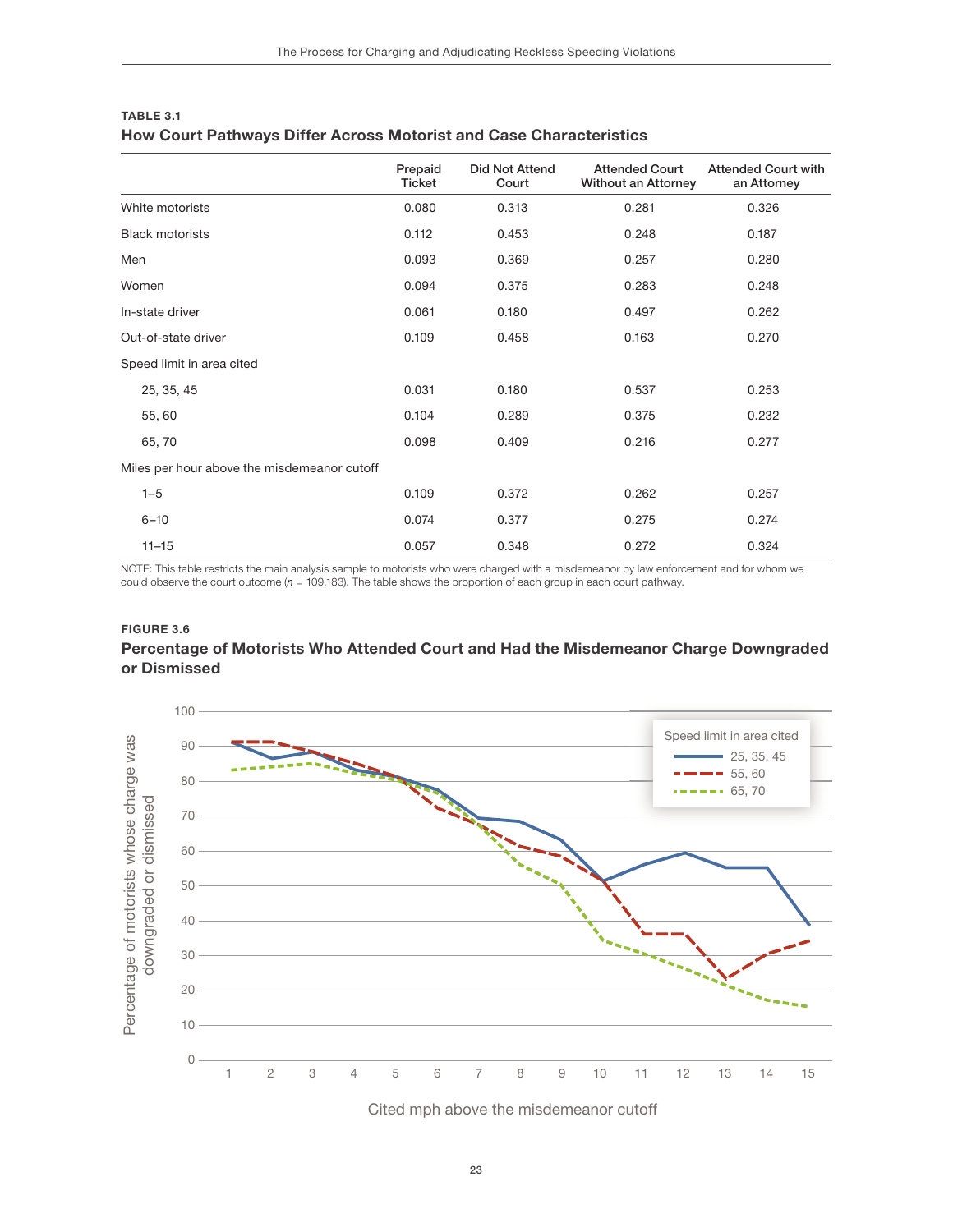**TABLE 3.1**

**How Court Pathways Differ Across Motorist and Case Characteristics**

| | Prepaid Ticket | Did Not Attend Court | Attended Court Without an Attorney | Attended Court with an Attorney |
|---|---|---|---|---|
| White motorists | 0.080 | 0.313 | 0.281 | 0.326 |
| Black motorists | 0.112 | 0.453 | 0.248 | 0.187 |
| Men | 0.093 | 0.369 | 0.257 | 0.280 |
| Women | 0.094 | 0.375 | 0.283 | 0.248 |
| In-state driver | 0.061 | 0.180 | 0.497 | 0.262 |
| Out-of-state driver | 0.109 | 0.458 | 0.163 | 0.270 |
| Speed limit in area cited | | | | |
| 25, 35, 45 | 0.031 | 0.180 | 0.537 | 0.253 |
| 55, 60 | 0.104 | 0.289 | 0.375 | 0.232 |
| 65, 70 | 0.098 | 0.409 | 0.216 | 0.277 |
| Miles per hour above the misdemeanor cutoff | | | | |
| 1–5 | 0.109 | 0.372 | 0.262 | 0.257 |
| 6–10 | 0.074 | 0.377 | 0.275 | 0.274 |
| 11–15 | 0.057 | 0.348 | 0.272 | 0.324 |

NOTE: This table restricts the main analysis sample to motorists who were charged with a misdemeanor by law enforcement and for whom we could observe the court outcome ($n$ = 109,183). The table shows the proportion of each group in each court pathway.

**FIGURE 3.6**

**Percentage of Motorists Who Attended Court and Had the Misdemeanor Charge Downgraded or Dismissed**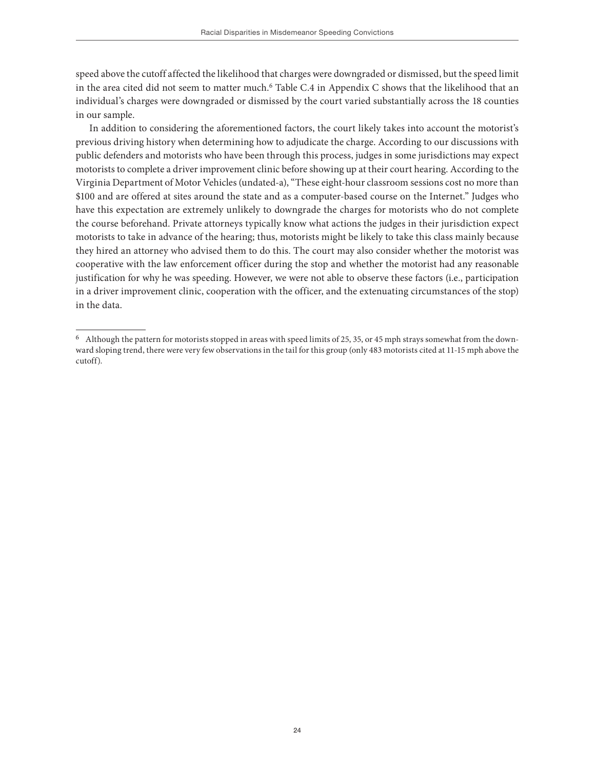speed above the cutoff affected the likelihood that charges were downgraded or dismissed, but the speed limit in the area cited did not seem to matter much.[6] Table C.4 in Appendix C shows that the likelihood that an individual's charges were downgraded or dismissed by the court varied substantially across the 18 counties in our sample.

In addition to considering the aforementioned factors, the court likely takes into account the motorist's previous driving history when determining how to adjudicate the charge. According to our discussions with public defenders and motorists who have been through this process, judges in some jurisdictions may expect motorists to complete a driver improvement clinic before showing up at their court hearing. According to the Virginia Department of Motor Vehicles (undated-a), "These eight-hour classroom sessions cost no more than \$100 and are offered at sites around the state and as a computer-based course on the Internet." Judges who have this expectation are extremely unlikely to downgrade the charges for motorists who do not complete the course beforehand. Private attorneys typically know what actions the judges in their jurisdiction expect motorists to take in advance of the hearing; thus, motorists might be likely to take this class mainly because they hired an attorney who advised them to do this. The court may also consider whether the motorist was cooperative with the law enforcement officer during the stop and whether the motorist had any reasonable justification for why he was speeding. However, we were not able to observe these factors (i.e., participation in a driver improvement clinic, cooperation with the officer, and the extenuating circumstances of the stop) in the data.

---

[6] Although the pattern for motorists stopped in areas with speed limits of 25, 35, or 45 mph strays somewhat from the downward sloping trend, there were very few observations in the tail for this group (only 483 motorists cited at 11-15 mph above the cutoff).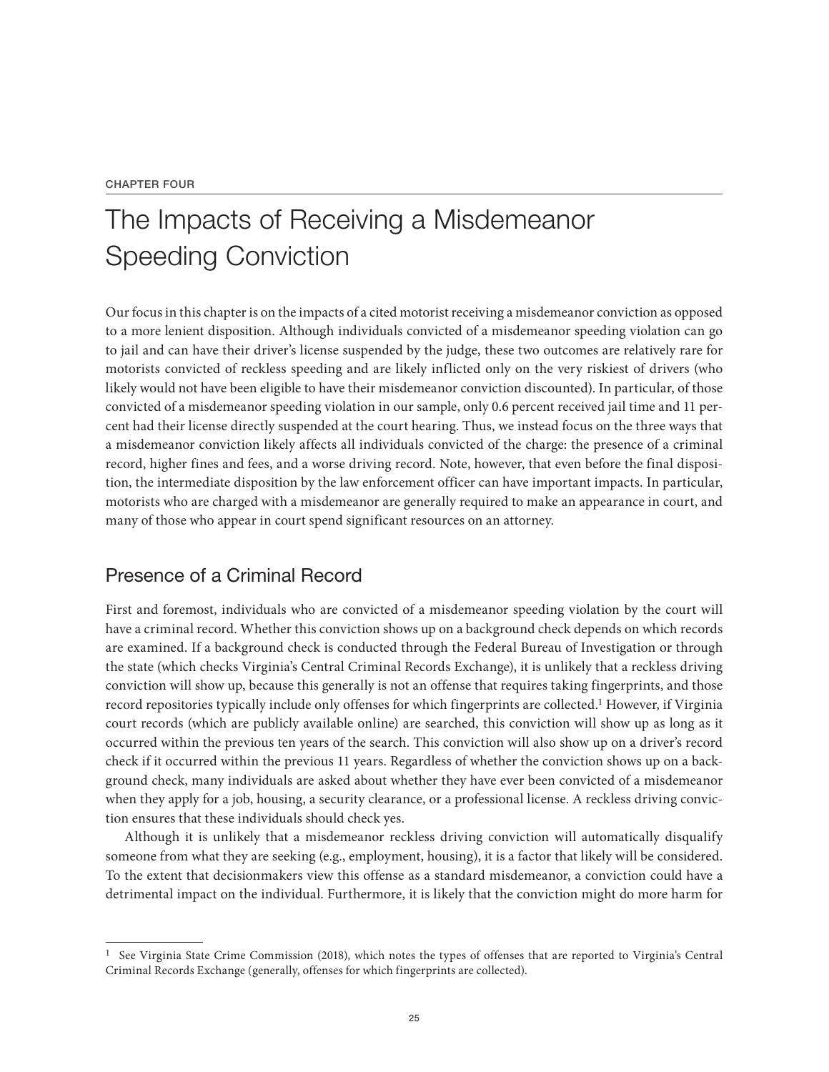CHAPTER FOUR

# The Impacts of Receiving a Misdemeanor Speeding Conviction

Our focus in this chapter is on the impacts of a cited motorist receiving a misdemeanor conviction as opposed to a more lenient disposition. Although individuals convicted of a misdemeanor speeding violation can go to jail and can have their driver's license suspended by the judge, these two outcomes are relatively rare for motorists convicted of reckless speeding and are likely inflicted only on the very riskiest of drivers (who likely would not have been eligible to have their misdemeanor conviction discounted). In particular, of those convicted of a misdemeanor speeding violation in our sample, only 0.6 percent received jail time and 11 percent had their license directly suspended at the court hearing. Thus, we instead focus on the three ways that a misdemeanor conviction likely affects all individuals convicted of the charge: the presence of a criminal record, higher fines and fees, and a worse driving record. Note, however, that even before the final disposition, the intermediate disposition by the law enforcement officer can have important impacts. In particular, motorists who are charged with a misdemeanor are generally required to make an appearance in court, and many of those who appear in court spend significant resources on an attorney.

## Presence of a Criminal Record

First and foremost, individuals who are convicted of a misdemeanor speeding violation by the court will have a criminal record. Whether this conviction shows up on a background check depends on which records are examined. If a background check is conducted through the Federal Bureau of Investigation or through the state (which checks Virginia's Central Criminal Records Exchange), it is unlikely that a reckless driving conviction will show up, because this generally is not an offense that requires taking fingerprints, and those record repositories typically include only offenses for which fingerprints are collected.[1] However, if Virginia court records (which are publicly available online) are searched, this conviction will show up as long as it occurred within the previous ten years of the search. This conviction will also show up on a driver's record check if it occurred within the previous 11 years. Regardless of whether the conviction shows up on a background check, many individuals are asked about whether they have ever been convicted of a misdemeanor when they apply for a job, housing, a security clearance, or a professional license. A reckless driving conviction ensures that these individuals should check yes.

Although it is unlikely that a misdemeanor reckless driving conviction will automatically disqualify someone from what they are seeking (e.g., employment, housing), it is a factor that likely will be considered. To the extent that decisionmakers view this offense as a standard misdemeanor, a conviction could have a detrimental impact on the individual. Furthermore, it is likely that the conviction might do more harm for

[1] See Virginia State Crime Commission (2018), which notes the types of offenses that are reported to Virginia's Central Criminal Records Exchange (generally, offenses for which fingerprints are collected).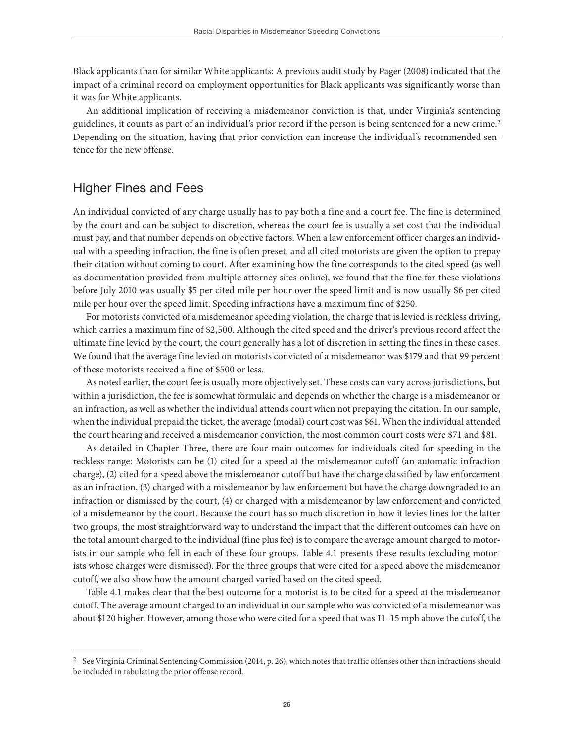Black applicants than for similar White applicants: A previous audit study by Pager (2008) indicated that the impact of a criminal record on employment opportunities for Black applicants was significantly worse than it was for White applicants.

An additional implication of receiving a misdemeanor conviction is that, under Virginia's sentencing guidelines, it counts as part of an individual's prior record if the person is being sentenced for a new crime.[2] Depending on the situation, having that prior conviction can increase the individual's recommended sentence for the new offense.

## Higher Fines and Fees

An individual convicted of any charge usually has to pay both a fine and a court fee. The fine is determined by the court and can be subject to discretion, whereas the court fee is usually a set cost that the individual must pay, and that number depends on objective factors. When a law enforcement officer charges an individual with a speeding infraction, the fine is often preset, and all cited motorists are given the option to prepay their citation without coming to court. After examining how the fine corresponds to the cited speed (as well as documentation provided from multiple attorney sites online), we found that the fine for these violations before July 2010 was usually \$5 per cited mile per hour over the speed limit and is now usually \$6 per cited mile per hour over the speed limit. Speeding infractions have a maximum fine of \$250.

For motorists convicted of a misdemeanor speeding violation, the charge that is levied is reckless driving, which carries a maximum fine of \$2,500. Although the cited speed and the driver's previous record affect the ultimate fine levied by the court, the court generally has a lot of discretion in setting the fines in these cases. We found that the average fine levied on motorists convicted of a misdemeanor was \$179 and that 99 percent of these motorists received a fine of \$500 or less.

As noted earlier, the court fee is usually more objectively set. These costs can vary across jurisdictions, but within a jurisdiction, the fee is somewhat formulaic and depends on whether the charge is a misdemeanor or an infraction, as well as whether the individual attends court when not prepaying the citation. In our sample, when the individual prepaid the ticket, the average (modal) court cost was \$61. When the individual attended the court hearing and received a misdemeanor conviction, the most common court costs were \$71 and \$81.

As detailed in Chapter Three, there are four main outcomes for individuals cited for speeding in the reckless range: Motorists can be (1) cited for a speed at the misdemeanor cutoff (an automatic infraction charge), (2) cited for a speed above the misdemeanor cutoff but have the charge classified by law enforcement as an infraction, (3) charged with a misdemeanor by law enforcement but have the charge downgraded to an infraction or dismissed by the court, (4) or charged with a misdemeanor by law enforcement and convicted of a misdemeanor by the court. Because the court has so much discretion in how it levies fines for the latter two groups, the most straightforward way to understand the impact that the different outcomes can have on the total amount charged to the individual (fine plus fee) is to compare the average amount charged to motorists in our sample who fell in each of these four groups. Table 4.1 presents these results (excluding motorists whose charges were dismissed). For the three groups that were cited for a speed above the misdemeanor cutoff, we also show how the amount charged varied based on the cited speed.

Table 4.1 makes clear that the best outcome for a motorist is to be cited for a speed at the misdemeanor cutoff. The average amount charged to an individual in our sample who was convicted of a misdemeanor was about \$120 higher. However, among those who were cited for a speed that was 11–15 mph above the cutoff, the

[2] See Virginia Criminal Sentencing Commission (2014, p. 26), which notes that traffic offenses other than infractions should be included in tabulating the prior offense record.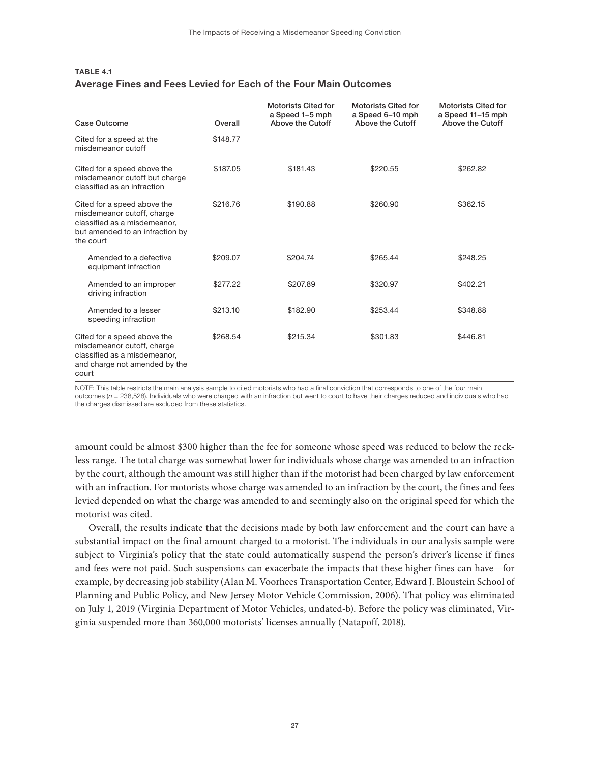**TABLE 4.1**
**Average Fines and Fees Levied for Each of the Four Main Outcomes**

| Case Outcome | Overall | Motorists Cited for a Speed 1–5 mph Above the Cutoff | Motorists Cited for a Speed 6–10 mph Above the Cutoff | Motorists Cited for a Speed 11–15 mph Above the Cutoff |
|---|---|---|---|---|
| Cited for a speed at the misdemeanor cutoff | $148.77 | | | |
| Cited for a speed above the misdemeanor cutoff but charge classified as an infraction | $187.05 | $181.43 | $220.55 | $262.82 |
| Cited for a speed above the misdemeanor cutoff, charge classified as a misdemeanor, but amended to an infraction by the court | $216.76 | $190.88 | $260.90 | $362.15 |
| Amended to a defective equipment infraction | $209.07 | $204.74 | $265.44 | $248.25 |
| Amended to an improper driving infraction | $277.22 | $207.89 | $320.97 | $402.21 |
| Amended to a lesser speeding infraction | $213.10 | $182.90 | $253.44 | $348.88 |
| Cited for a speed above the misdemeanor cutoff, charge classified as a misdemeanor, and charge not amended by the court | $268.54 | $215.34 | $301.83 | $446.81 |

NOTE: This table restricts the main analysis sample to cited motorists who had a final conviction that corresponds to one of the four main outcomes (*n* = 238,528). Individuals who were charged with an infraction but went to court to have their charges reduced and individuals who had the charges dismissed are excluded from these statistics.

amount could be almost $300 higher than the fee for someone whose speed was reduced to below the reckless range. The total charge was somewhat lower for individuals whose charge was amended to an infraction by the court, although the amount was still higher than if the motorist had been charged by law enforcement with an infraction. For motorists whose charge was amended to an infraction by the court, the fines and fees levied depended on what the charge was amended to and seemingly also on the original speed for which the motorist was cited.

Overall, the results indicate that the decisions made by both law enforcement and the court can have a substantial impact on the final amount charged to a motorist. The individuals in our analysis sample were subject to Virginia's policy that the state could automatically suspend the person's driver's license if fines and fees were not paid. Such suspensions can exacerbate the impacts that these higher fines can have—for example, by decreasing job stability (Alan M. Voorhees Transportation Center, Edward J. Bloustein School of Planning and Public Policy, and New Jersey Motor Vehicle Commission, 2006). That policy was eliminated on July 1, 2019 (Virginia Department of Motor Vehicles, undated-b). Before the policy was eliminated, Virginia suspended more than 360,000 motorists' licenses annually (Natapoff, 2018).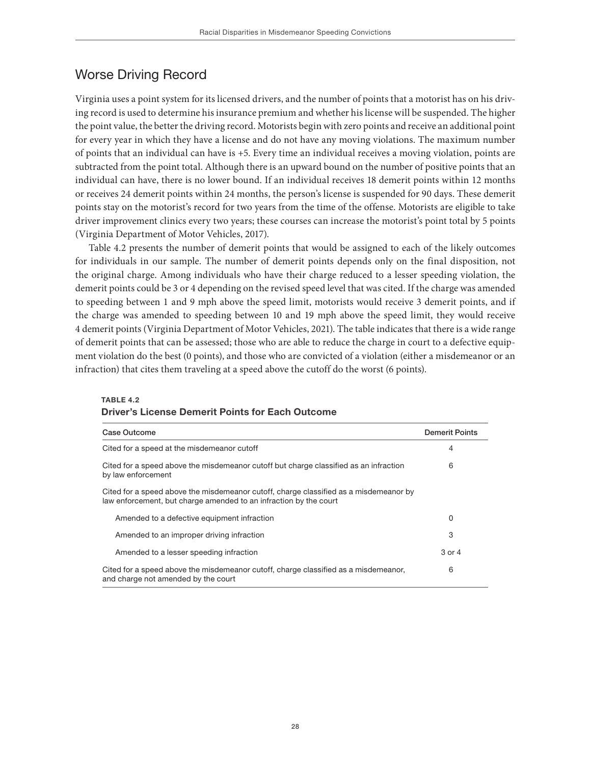## Worse Driving Record

Virginia uses a point system for its licensed drivers, and the number of points that a motorist has on his driving record is used to determine his insurance premium and whether his license will be suspended. The higher the point value, the better the driving record. Motorists begin with zero points and receive an additional point for every year in which they have a license and do not have any moving violations. The maximum number of points that an individual can have is +5. Every time an individual receives a moving violation, points are subtracted from the point total. Although there is an upward bound on the number of positive points that an individual can have, there is no lower bound. If an individual receives 18 demerit points within 12 months or receives 24 demerit points within 24 months, the person's license is suspended for 90 days. These demerit points stay on the motorist's record for two years from the time of the offense. Motorists are eligible to take driver improvement clinics every two years; these courses can increase the motorist's point total by 5 points (Virginia Department of Motor Vehicles, 2017).

Table 4.2 presents the number of demerit points that would be assigned to each of the likely outcomes for individuals in our sample. The number of demerit points depends only on the final disposition, not the original charge. Among individuals who have their charge reduced to a lesser speeding violation, the demerit points could be 3 or 4 depending on the revised speed level that was cited. If the charge was amended to speeding between 1 and 9 mph above the speed limit, motorists would receive 3 demerit points, and if the charge was amended to speeding between 10 and 19 mph above the speed limit, they would receive 4 demerit points (Virginia Department of Motor Vehicles, 2021). The table indicates that there is a wide range of demerit points that can be assessed; those who are able to reduce the charge in court to a defective equipment violation do the best (0 points), and those who are convicted of a violation (either a misdemeanor or an infraction) that cites them traveling at a speed above the cutoff do the worst (6 points).

**TABLE 4.2**
**Driver's License Demerit Points for Each Outcome**

| Case Outcome | Demerit Points |
|---|---|
| Cited for a speed at the misdemeanor cutoff | 4 |
| Cited for a speed above the misdemeanor cutoff but charge classified as an infraction by law enforcement | 6 |
| Cited for a speed above the misdemeanor cutoff, charge classified as a misdemeanor by law enforcement, but charge amended to an infraction by the court | |
| Amended to a defective equipment infraction | 0 |
| Amended to an improper driving infraction | 3 |
| Amended to a lesser speeding infraction | 3 or 4 |
| Cited for a speed above the misdemeanor cutoff, charge classified as a misdemeanor, and charge not amended by the court | 6 |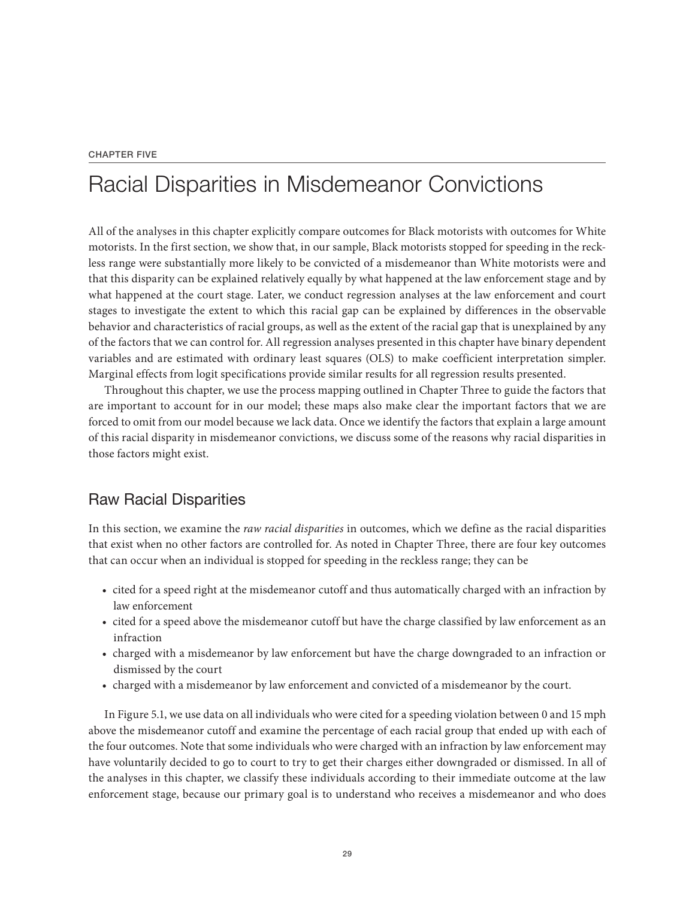CHAPTER FIVE

# Racial Disparities in Misdemeanor Convictions

All of the analyses in this chapter explicitly compare outcomes for Black motorists with outcomes for White motorists. In the first section, we show that, in our sample, Black motorists stopped for speeding in the reckless range were substantially more likely to be convicted of a misdemeanor than White motorists were and that this disparity can be explained relatively equally by what happened at the law enforcement stage and by what happened at the court stage. Later, we conduct regression analyses at the law enforcement and court stages to investigate the extent to which this racial gap can be explained by differences in the observable behavior and characteristics of racial groups, as well as the extent of the racial gap that is unexplained by any of the factors that we can control for. All regression analyses presented in this chapter have binary dependent variables and are estimated with ordinary least squares (OLS) to make coefficient interpretation simpler. Marginal effects from logit specifications provide similar results for all regression results presented.

Throughout this chapter, we use the process mapping outlined in Chapter Three to guide the factors that are important to account for in our model; these maps also make clear the important factors that we are forced to omit from our model because we lack data. Once we identify the factors that explain a large amount of this racial disparity in misdemeanor convictions, we discuss some of the reasons why racial disparities in those factors might exist.

## Raw Racial Disparities

In this section, we examine the *raw racial disparities* in outcomes, which we define as the racial disparities that exist when no other factors are controlled for. As noted in Chapter Three, there are four key outcomes that can occur when an individual is stopped for speeding in the reckless range; they can be

- cited for a speed right at the misdemeanor cutoff and thus automatically charged with an infraction by law enforcement
- cited for a speed above the misdemeanor cutoff but have the charge classified by law enforcement as an infraction
- charged with a misdemeanor by law enforcement but have the charge downgraded to an infraction or dismissed by the court
- charged with a misdemeanor by law enforcement and convicted of a misdemeanor by the court.

In Figure 5.1, we use data on all individuals who were cited for a speeding violation between 0 and 15 mph above the misdemeanor cutoff and examine the percentage of each racial group that ended up with each of the four outcomes. Note that some individuals who were charged with an infraction by law enforcement may have voluntarily decided to go to court to try to get their charges either downgraded or dismissed. In all of the analyses in this chapter, we classify these individuals according to their immediate outcome at the law enforcement stage, because our primary goal is to understand who receives a misdemeanor and who does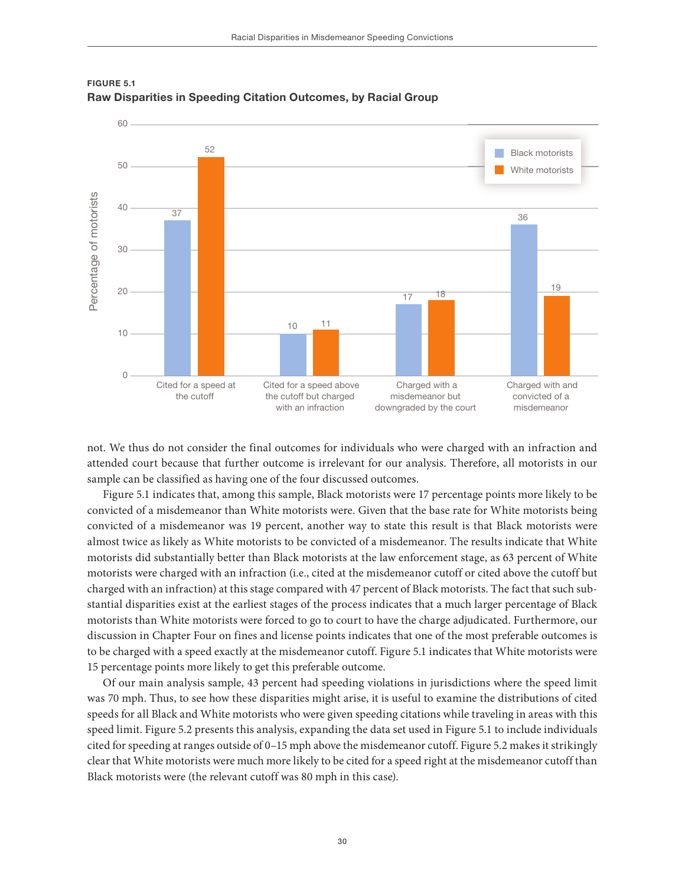**FIGURE 5.1**
**Raw Disparities in Speeding Citation Outcomes, by Racial Group**

| Outcome | Black motorists | White motorists |
|---|---|---|
| Cited for a speed at the cutoff | 37 | 52 |
| Cited for a speed above the cutoff but charged with an infraction | 10 | 11 |
| Charged with a misdemeanor but downgraded by the court | 17 | 18 |
| Charged with and convicted of a misdemeanor | 36 | 19 |

Percentage of motorists

not. We thus do not consider the final outcomes for individuals who were charged with an infraction and attended court because that further outcome is irrelevant for our analysis. Therefore, all motorists in our sample can be classified as having one of the four discussed outcomes.

Figure 5.1 indicates that, among this sample, Black motorists were 17 percentage points more likely to be convicted of a misdemeanor than White motorists were. Given that the base rate for White motorists being convicted of a misdemeanor was 19 percent, another way to state this result is that Black motorists were almost twice as likely as White motorists to be convicted of a misdemeanor. The results indicate that White motorists did substantially better than Black motorists at the law enforcement stage, as 63 percent of White motorists were charged with an infraction (i.e., cited at the misdemeanor cutoff or cited above the cutoff but charged with an infraction) at this stage compared with 47 percent of Black motorists. The fact that such substantial disparities exist at the earliest stages of the process indicates that a much larger percentage of Black motorists than White motorists were forced to go to court to have the charge adjudicated. Furthermore, our discussion in Chapter Four on fines and license points indicates that one of the most preferable outcomes is to be charged with a speed exactly at the misdemeanor cutoff. Figure 5.1 indicates that White motorists were 15 percentage points more likely to get this preferable outcome.

Of our main analysis sample, 43 percent had speeding violations in jurisdictions where the speed limit was 70 mph. Thus, to see how these disparities might arise, it is useful to examine the distributions of cited speeds for all Black and White motorists who were given speeding citations while traveling in areas with this speed limit. Figure 5.2 presents this analysis, expanding the data set used in Figure 5.1 to include individuals cited for speeding at ranges outside of 0–15 mph above the misdemeanor cutoff. Figure 5.2 makes it strikingly clear that White motorists were much more likely to be cited for a speed right at the misdemeanor cutoff than Black motorists were (the relevant cutoff was 80 mph in this case).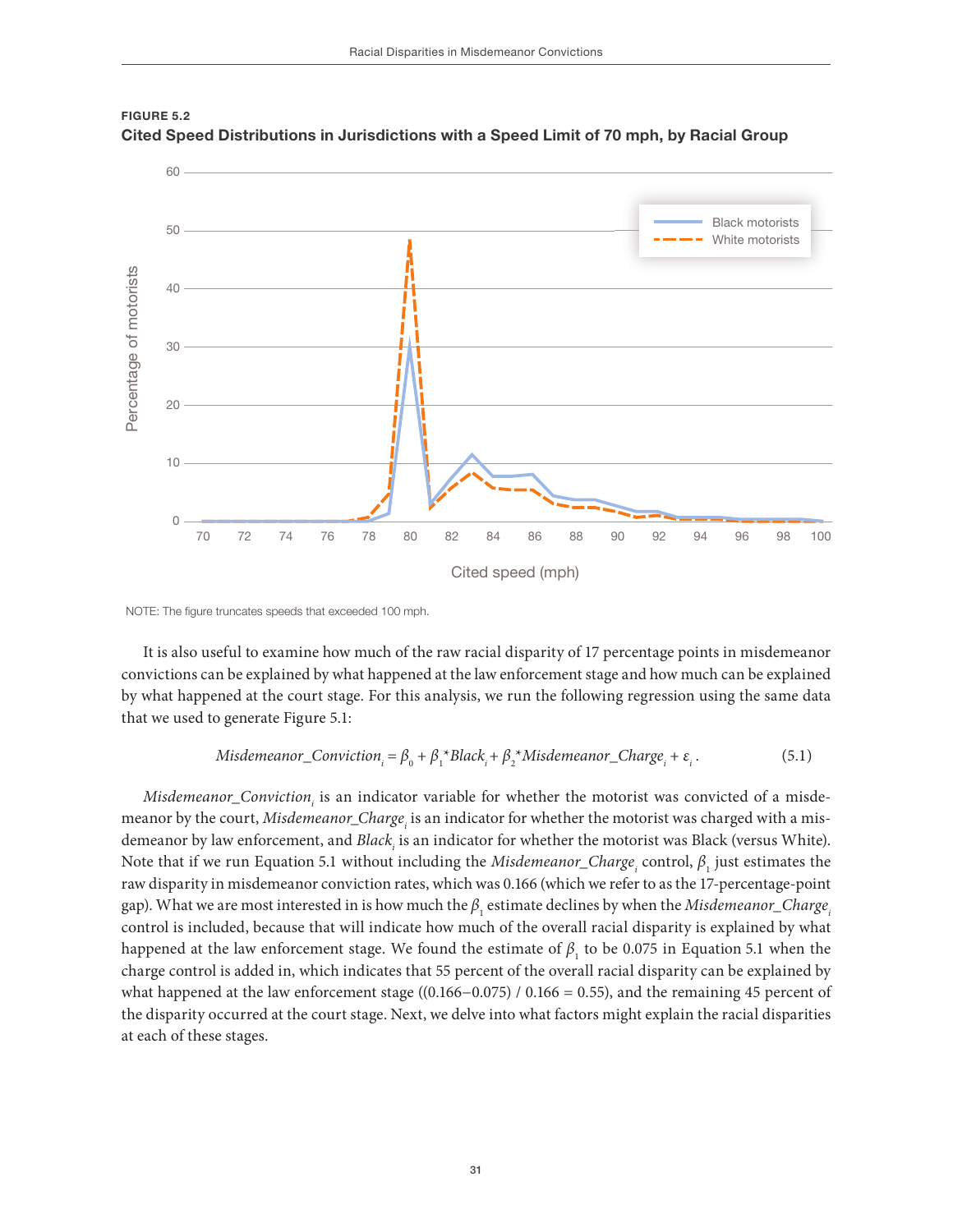**FIGURE 5.2**
**Cited Speed Distributions in Jurisdictions with a Speed Limit of 70 mph, by Racial Group**

NOTE: The figure truncates speeds that exceeded 100 mph.

It is also useful to examine how much of the raw racial disparity of 17 percentage points in misdemeanor convictions can be explained by what happened at the law enforcement stage and how much can be explained by what happened at the court stage. For this analysis, we run the following regression using the same data that we used to generate Figure 5.1:

$$Misdemeanor\_Conviction_i = \beta_0 + \beta_1 {}^* Black_i + \beta_2 {}^* Misdemeanor\_Charge_i + \varepsilon_i . \tag{5.1}$$

$Misdemeanor\_Conviction_i$ is an indicator variable for whether the motorist was convicted of a misdemeanor by the court, $Misdemeanor\_Charge_i$ is an indicator for whether the motorist was charged with a misdemeanor by law enforcement, and $Black_i$ is an indicator for whether the motorist was Black (versus White). Note that if we run Equation 5.1 without including the $Misdemeanor\_Charge_i$ control, $\beta_1$ just estimates the raw disparity in misdemeanor conviction rates, which was 0.166 (which we refer to as the 17-percentage-point gap). What we are most interested in is how much the $\beta_1$ estimate declines by when the $Misdemeanor\_Charge_i$ control is included, because that will indicate how much of the overall racial disparity is explained by what happened at the law enforcement stage. We found the estimate of $\beta_1$ to be 0.075 in Equation 5.1 when the charge control is added in, which indicates that 55 percent of the overall racial disparity can be explained by what happened at the law enforcement stage ((0.166–0.075) / 0.166 = 0.55), and the remaining 45 percent of the disparity occurred at the court stage. Next, we delve into what factors might explain the racial disparities at each of these stages.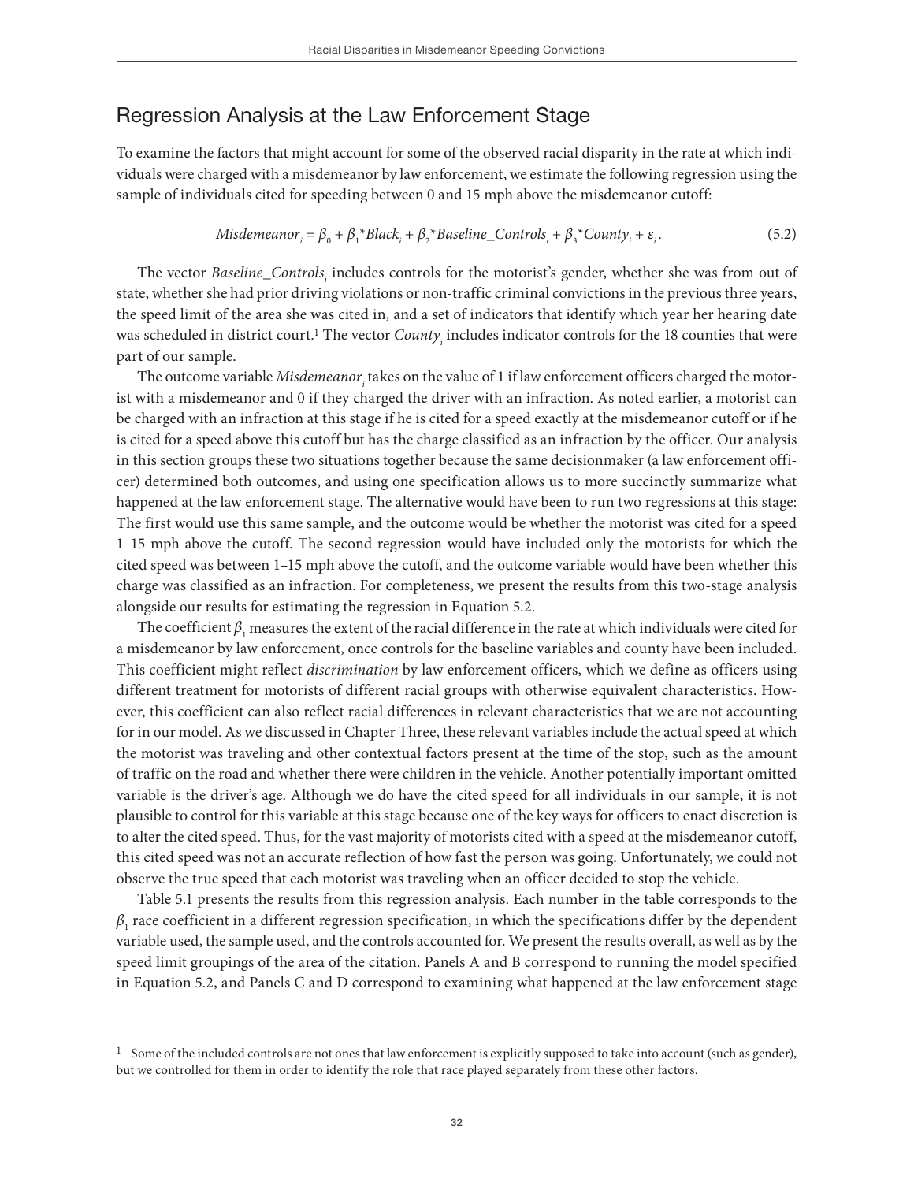## Regression Analysis at the Law Enforcement Stage

To examine the factors that might account for some of the observed racial disparity in the rate at which individuals were charged with a misdemeanor by law enforcement, we estimate the following regression using the sample of individuals cited for speeding between 0 and 15 mph above the misdemeanor cutoff:

$$Misdemeanor_i = \beta_0 + \beta_1 * Black_i + \beta_2 * Baseline\_Controls_i + \beta_3 * County_i + \varepsilon_i. \tag{5.2}$$

The vector $Baseline\_Controls_i$ includes controls for the motorist's gender, whether she was from out of state, whether she had prior driving violations or non-traffic criminal convictions in the previous three years, the speed limit of the area she was cited in, and a set of indicators that identify which year her hearing date was scheduled in district court.[1] The vector $County_i$ includes indicator controls for the 18 counties that were part of our sample.

The outcome variable $Misdemeanor_i$ takes on the value of 1 if law enforcement officers charged the motorist with a misdemeanor and 0 if they charged the driver with an infraction. As noted earlier, a motorist can be charged with an infraction at this stage if he is cited for a speed exactly at the misdemeanor cutoff or if he is cited for a speed above this cutoff but has the charge classified as an infraction by the officer. Our analysis in this section groups these two situations together because the same decisionmaker (a law enforcement officer) determined both outcomes, and using one specification allows us to more succinctly summarize what happened at the law enforcement stage. The alternative would have been to run two regressions at this stage: The first would use this same sample, and the outcome would be whether the motorist was cited for a speed 1–15 mph above the cutoff. The second regression would have included only the motorists for which the cited speed was between 1–15 mph above the cutoff, and the outcome variable would have been whether this charge was classified as an infraction. For completeness, we present the results from this two-stage analysis alongside our results for estimating the regression in Equation 5.2.

The coefficient $\beta_1$ measures the extent of the racial difference in the rate at which individuals were cited for a misdemeanor by law enforcement, once controls for the baseline variables and county have been included. This coefficient might reflect *discrimination* by law enforcement officers, which we define as officers using different treatment for motorists of different racial groups with otherwise equivalent characteristics. However, this coefficient can also reflect racial differences in relevant characteristics that we are not accounting for in our model. As we discussed in Chapter Three, these relevant variables include the actual speed at which the motorist was traveling and other contextual factors present at the time of the stop, such as the amount of traffic on the road and whether there were children in the vehicle. Another potentially important omitted variable is the driver's age. Although we do have the cited speed for all individuals in our sample, it is not plausible to control for this variable at this stage because one of the key ways for officers to enact discretion is to alter the cited speed. Thus, for the vast majority of motorists cited with a speed at the misdemeanor cutoff, this cited speed was not an accurate reflection of how fast the person was going. Unfortunately, we could not observe the true speed that each motorist was traveling when an officer decided to stop the vehicle.

Table 5.1 presents the results from this regression analysis. Each number in the table corresponds to the $\beta_1$ race coefficient in a different regression specification, in which the specifications differ by the dependent variable used, the sample used, and the controls accounted for. We present the results overall, as well as by the speed limit groupings of the area of the citation. Panels A and B correspond to running the model specified in Equation 5.2, and Panels C and D correspond to examining what happened at the law enforcement stage

[1] Some of the included controls are not ones that law enforcement is explicitly supposed to take into account (such as gender), but we controlled for them in order to identify the role that race played separately from these other factors.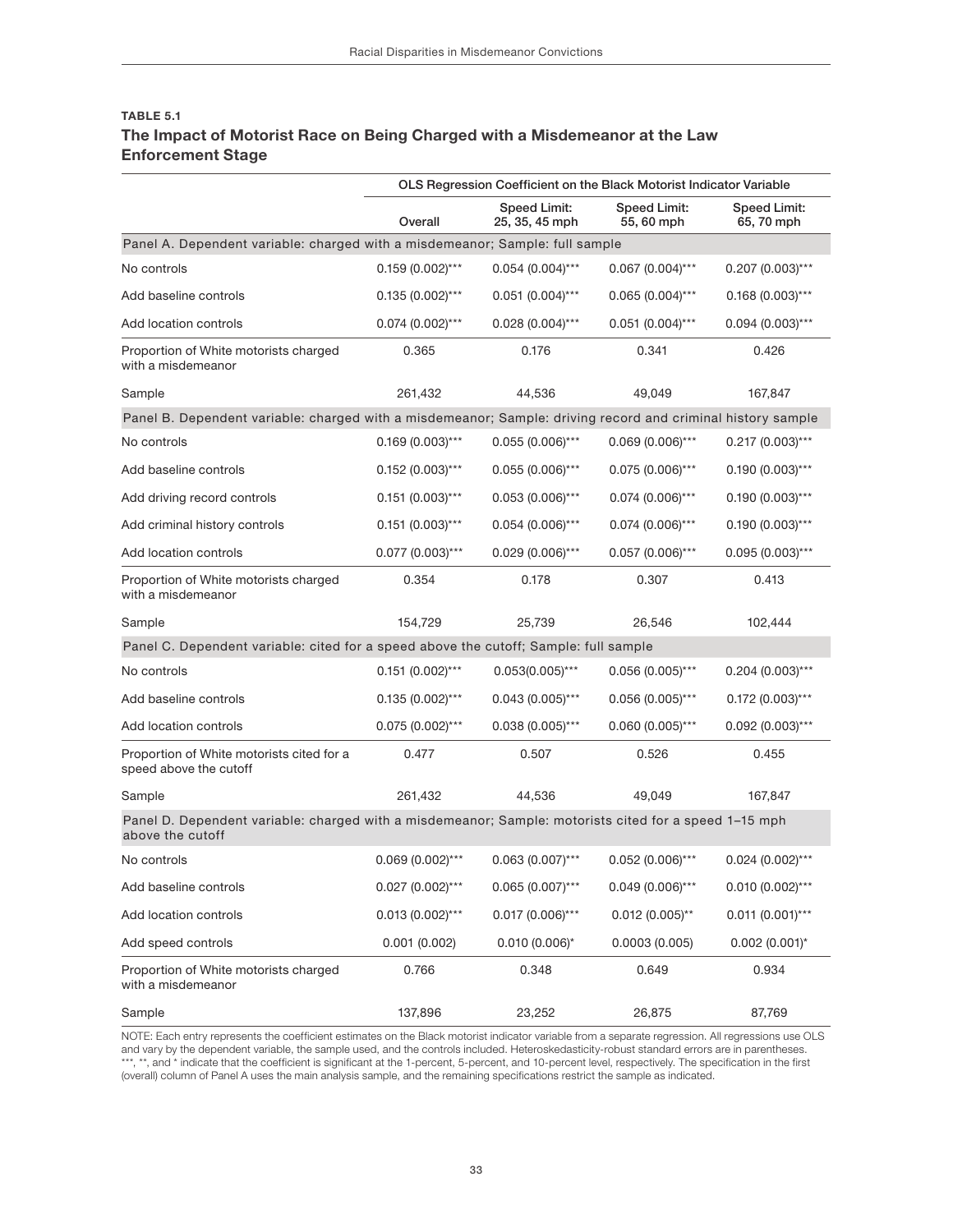**TABLE 5.1**

## The Impact of Motorist Race on Being Charged with a Misdemeanor at the Law Enforcement Stage

| | OLS Regression Coefficient on the Black Motorist Indicator Variable | | | |
|---|---|---|---|---|
| | Overall | Speed Limit: 25, 35, 45 mph | Speed Limit: 55, 60 mph | Speed Limit: 65, 70 mph |
| **Panel A. Dependent variable: charged with a misdemeanor; Sample: full sample** | | | | |
| No controls | 0.159 (0.002)*** | 0.054 (0.004)*** | 0.067 (0.004)*** | 0.207 (0.003)*** |
| Add baseline controls | 0.135 (0.002)*** | 0.051 (0.004)*** | 0.065 (0.004)*** | 0.168 (0.003)*** |
| Add location controls | 0.074 (0.002)*** | 0.028 (0.004)*** | 0.051 (0.004)*** | 0.094 (0.003)*** |
| Proportion of White motorists charged with a misdemeanor | 0.365 | 0.176 | 0.341 | 0.426 |
| Sample | 261,432 | 44,536 | 49,049 | 167,847 |
| **Panel B. Dependent variable: charged with a misdemeanor; Sample: driving record and criminal history sample** | | | | |
| No controls | 0.169 (0.003)*** | 0.055 (0.006)*** | 0.069 (0.006)*** | 0.217 (0.003)*** |
| Add baseline controls | 0.152 (0.003)*** | 0.055 (0.006)*** | 0.075 (0.006)*** | 0.190 (0.003)*** |
| Add driving record controls | 0.151 (0.003)*** | 0.053 (0.006)*** | 0.074 (0.006)*** | 0.190 (0.003)*** |
| Add criminal history controls | 0.151 (0.003)*** | 0.054 (0.006)*** | 0.074 (0.006)*** | 0.190 (0.003)*** |
| Add location controls | 0.077 (0.003)*** | 0.029 (0.006)*** | 0.057 (0.006)*** | 0.095 (0.003)*** |
| Proportion of White motorists charged with a misdemeanor | 0.354 | 0.178 | 0.307 | 0.413 |
| Sample | 154,729 | 25,739 | 26,546 | 102,444 |
| **Panel C. Dependent variable: cited for a speed above the cutoff; Sample: full sample** | | | | |
| No controls | 0.151 (0.002)*** | 0.053(0.005)*** | 0.056 (0.005)*** | 0.204 (0.003)*** |
| Add baseline controls | 0.135 (0.002)*** | 0.043 (0.005)*** | 0.056 (0.005)*** | 0.172 (0.003)*** |
| Add location controls | 0.075 (0.002)*** | 0.038 (0.005)*** | 0.060 (0.005)*** | 0.092 (0.003)*** |
| Proportion of White motorists cited for a speed above the cutoff | 0.477 | 0.507 | 0.526 | 0.455 |
| Sample | 261,432 | 44,536 | 49,049 | 167,847 |
| **Panel D. Dependent variable: charged with a misdemeanor; Sample: motorists cited for a speed 1–15 mph above the cutoff** | | | | |
| No controls | 0.069 (0.002)*** | 0.063 (0.007)*** | 0.052 (0.006)*** | 0.024 (0.002)*** |
| Add baseline controls | 0.027 (0.002)*** | 0.065 (0.007)*** | 0.049 (0.006)*** | 0.010 (0.002)*** |
| Add location controls | 0.013 (0.002)*** | 0.017 (0.006)*** | 0.012 (0.005)** | 0.011 (0.001)*** |
| Add speed controls | 0.001 (0.002) | 0.010 (0.006)* | 0.0003 (0.005) | 0.002 (0.001)* |
| Proportion of White motorists charged with a misdemeanor | 0.766 | 0.348 | 0.649 | 0.934 |
| Sample | 137,896 | 23,252 | 26,875 | 87,769 |

NOTE: Each entry represents the coefficient estimates on the Black motorist indicator variable from a separate regression. All regressions use OLS and vary by the dependent variable, the sample used, and the controls included. Heteroskedasticity-robust standard errors are in parentheses. ***, **, and * indicate that the coefficient is significant at the 1-percent, 5-percent, and 10-percent level, respectively. The specification in the first (overall) column of Panel A uses the main analysis sample, and the remaining specifications restrict the sample as indicated.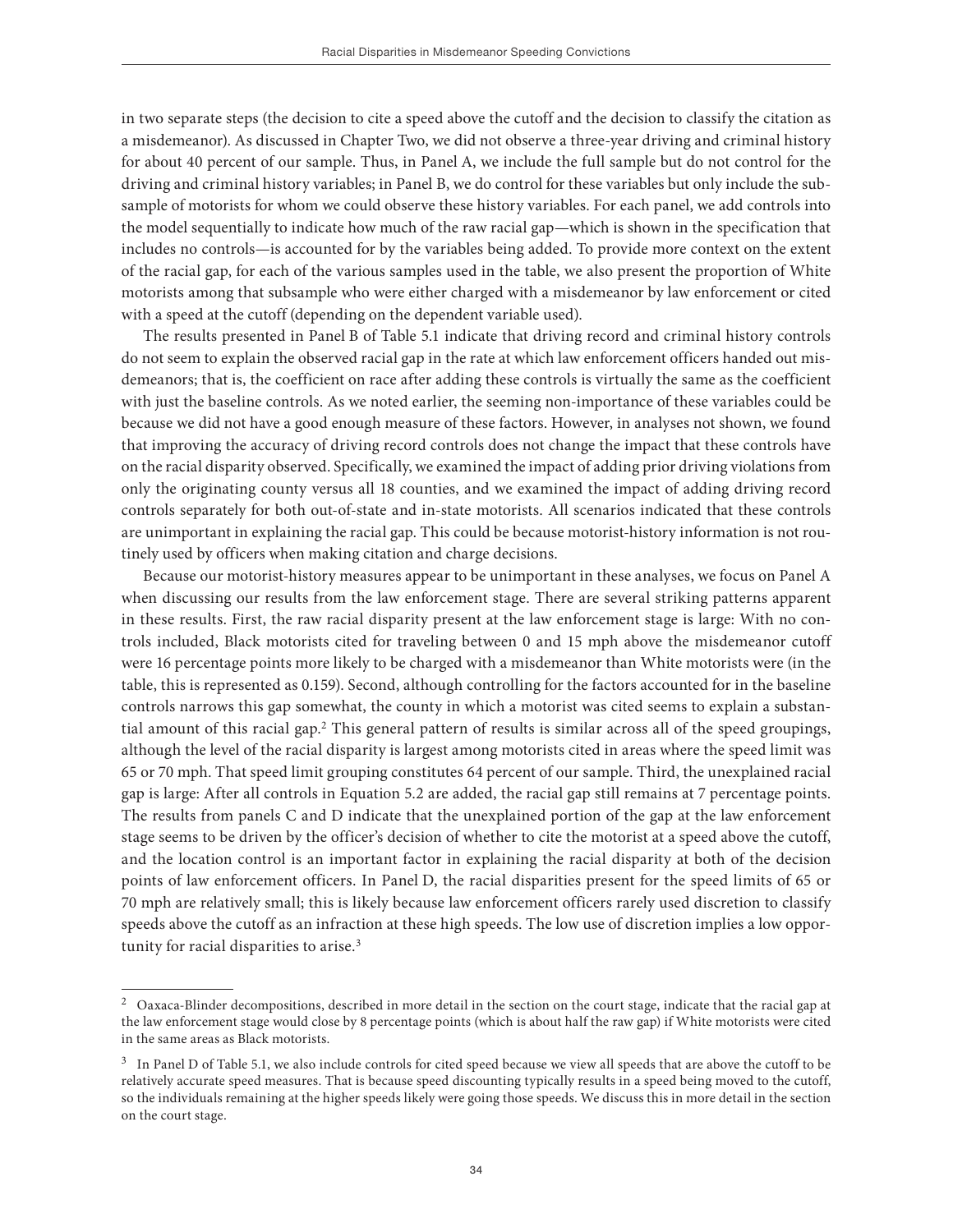in two separate steps (the decision to cite a speed above the cutoff and the decision to classify the citation as a misdemeanor). As discussed in Chapter Two, we did not observe a three-year driving and criminal history for about 40 percent of our sample. Thus, in Panel A, we include the full sample but do not control for the driving and criminal history variables; in Panel B, we do control for these variables but only include the subsample of motorists for whom we could observe these history variables. For each panel, we add controls into the model sequentially to indicate how much of the raw racial gap—which is shown in the specification that includes no controls—is accounted for by the variables being added. To provide more context on the extent of the racial gap, for each of the various samples used in the table, we also present the proportion of White motorists among that subsample who were either charged with a misdemeanor by law enforcement or cited with a speed at the cutoff (depending on the dependent variable used).

The results presented in Panel B of Table 5.1 indicate that driving record and criminal history controls do not seem to explain the observed racial gap in the rate at which law enforcement officers handed out misdemeanors; that is, the coefficient on race after adding these controls is virtually the same as the coefficient with just the baseline controls. As we noted earlier, the seeming non-importance of these variables could be because we did not have a good enough measure of these factors. However, in analyses not shown, we found that improving the accuracy of driving record controls does not change the impact that these controls have on the racial disparity observed. Specifically, we examined the impact of adding prior driving violations from only the originating county versus all 18 counties, and we examined the impact of adding driving record controls separately for both out-of-state and in-state motorists. All scenarios indicated that these controls are unimportant in explaining the racial gap. This could be because motorist-history information is not routinely used by officers when making citation and charge decisions.

Because our motorist-history measures appear to be unimportant in these analyses, we focus on Panel A when discussing our results from the law enforcement stage. There are several striking patterns apparent in these results. First, the raw racial disparity present at the law enforcement stage is large: With no controls included, Black motorists cited for traveling between 0 and 15 mph above the misdemeanor cutoff were 16 percentage points more likely to be charged with a misdemeanor than White motorists were (in the table, this is represented as 0.159). Second, although controlling for the factors accounted for in the baseline controls narrows this gap somewhat, the county in which a motorist was cited seems to explain a substantial amount of this racial gap.[2] This general pattern of results is similar across all of the speed groupings, although the level of the racial disparity is largest among motorists cited in areas where the speed limit was 65 or 70 mph. That speed limit grouping constitutes 64 percent of our sample. Third, the unexplained racial gap is large: After all controls in Equation 5.2 are added, the racial gap still remains at 7 percentage points. The results from panels C and D indicate that the unexplained portion of the gap at the law enforcement stage seems to be driven by the officer's decision of whether to cite the motorist at a speed above the cutoff, and the location control is an important factor in explaining the racial disparity at both of the decision points of law enforcement officers. In Panel D, the racial disparities present for the speed limits of 65 or 70 mph are relatively small; this is likely because law enforcement officers rarely used discretion to classify speeds above the cutoff as an infraction at these high speeds. The low use of discretion implies a low opportunity for racial disparities to arise.[3]

---

[2] Oaxaca-Blinder decompositions, described in more detail in the section on the court stage, indicate that the racial gap at the law enforcement stage would close by 8 percentage points (which is about half the raw gap) if White motorists were cited in the same areas as Black motorists.

[3] In Panel D of Table 5.1, we also include controls for cited speed because we view all speeds that are above the cutoff to be relatively accurate speed measures. That is because speed discounting typically results in a speed being moved to the cutoff, so the individuals remaining at the higher speeds likely were going those speeds. We discuss this in more detail in the section on the court stage.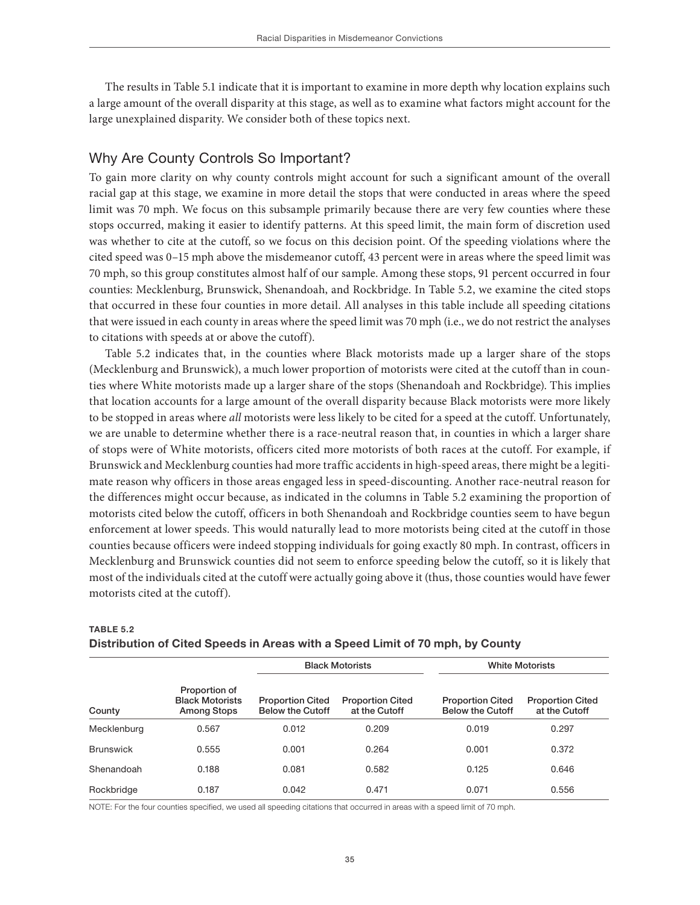The results in Table 5.1 indicate that it is important to examine in more depth why location explains such a large amount of the overall disparity at this stage, as well as to examine what factors might account for the large unexplained disparity. We consider both of these topics next.

## Why Are County Controls So Important?

To gain more clarity on why county controls might account for such a significant amount of the overall racial gap at this stage, we examine in more detail the stops that were conducted in areas where the speed limit was 70 mph. We focus on this subsample primarily because there are very few counties where these stops occurred, making it easier to identify patterns. At this speed limit, the main form of discretion used was whether to cite at the cutoff, so we focus on this decision point. Of the speeding violations where the cited speed was 0–15 mph above the misdemeanor cutoff, 43 percent were in areas where the speed limit was 70 mph, so this group constitutes almost half of our sample. Among these stops, 91 percent occurred in four counties: Mecklenburg, Brunswick, Shenandoah, and Rockbridge. In Table 5.2, we examine the cited stops that occurred in these four counties in more detail. All analyses in this table include all speeding citations that were issued in each county in areas where the speed limit was 70 mph (i.e., we do not restrict the analyses to citations with speeds at or above the cutoff).

Table 5.2 indicates that, in the counties where Black motorists made up a larger share of the stops (Mecklenburg and Brunswick), a much lower proportion of motorists were cited at the cutoff than in counties where White motorists made up a larger share of the stops (Shenandoah and Rockbridge). This implies that location accounts for a large amount of the overall disparity because Black motorists were more likely to be stopped in areas where *all* motorists were less likely to be cited for a speed at the cutoff. Unfortunately, we are unable to determine whether there is a race-neutral reason that, in counties in which a larger share of stops were of White motorists, officers cited more motorists of both races at the cutoff. For example, if Brunswick and Mecklenburg counties had more traffic accidents in high-speed areas, there might be a legitimate reason why officers in those areas engaged less in speed-discounting. Another race-neutral reason for the differences might occur because, as indicated in the columns in Table 5.2 examining the proportion of motorists cited below the cutoff, officers in both Shenandoah and Rockbridge counties seem to have begun enforcement at lower speeds. This would naturally lead to more motorists being cited at the cutoff in those counties because officers were indeed stopping individuals for going exactly 80 mph. In contrast, officers in Mecklenburg and Brunswick counties did not seem to enforce speeding below the cutoff, so it is likely that most of the individuals cited at the cutoff were actually going above it (thus, those counties would have fewer motorists cited at the cutoff).

**TABLE 5.2**
**Distribution of Cited Speeds in Areas with a Speed Limit of 70 mph, by County**

| | | Black Motorists | | White Motorists | |
|---|---|---|---|---|---|
| County | Proportion of Black Motorists Among Stops | Proportion Cited Below the Cutoff | Proportion Cited at the Cutoff | Proportion Cited Below the Cutoff | Proportion Cited at the Cutoff |
| Mecklenburg | 0.567 | 0.012 | 0.209 | 0.019 | 0.297 |
| Brunswick | 0.555 | 0.001 | 0.264 | 0.001 | 0.372 |
| Shenandoah | 0.188 | 0.081 | 0.582 | 0.125 | 0.646 |
| Rockbridge | 0.187 | 0.042 | 0.471 | 0.071 | 0.556 |

NOTE: For the four counties specified, we used all speeding citations that occurred in areas with a speed limit of 70 mph.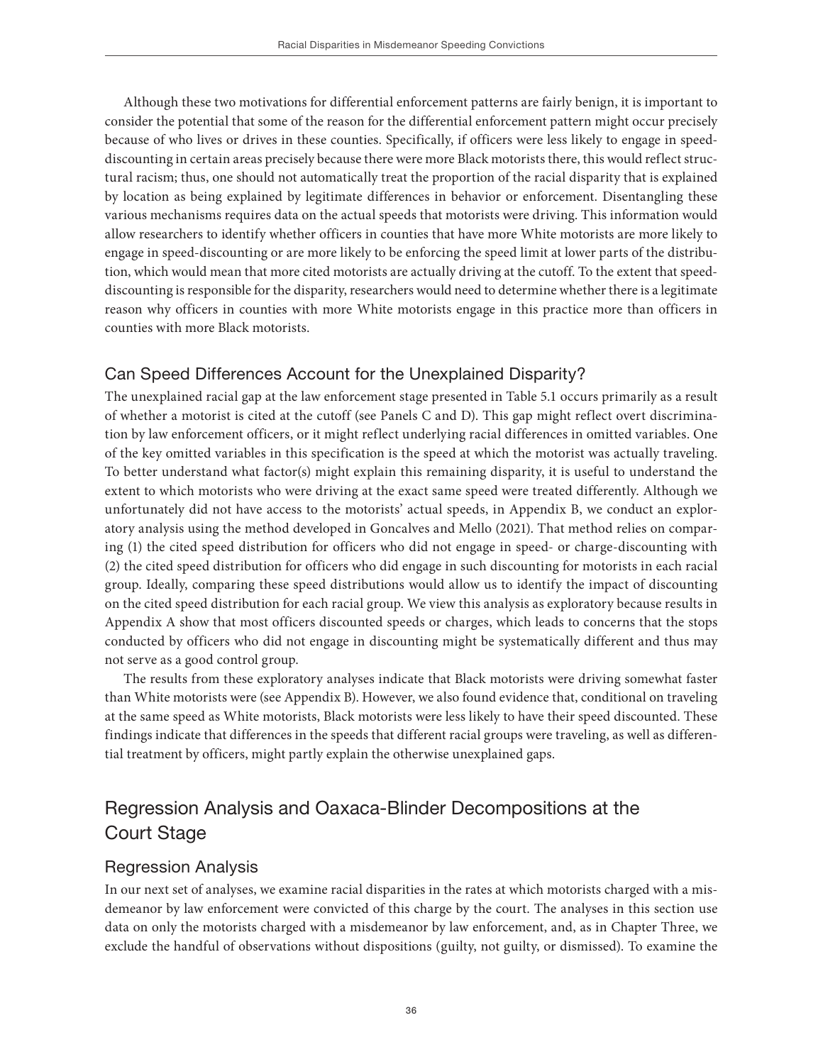Although these two motivations for differential enforcement patterns are fairly benign, it is important to consider the potential that some of the reason for the differential enforcement pattern might occur precisely because of who lives or drives in these counties. Specifically, if officers were less likely to engage in speed-discounting in certain areas precisely because there were more Black motorists there, this would reflect structural racism; thus, one should not automatically treat the proportion of the racial disparity that is explained by location as being explained by legitimate differences in behavior or enforcement. Disentangling these various mechanisms requires data on the actual speeds that motorists were driving. This information would allow researchers to identify whether officers in counties that have more White motorists are more likely to engage in speed-discounting or are more likely to be enforcing the speed limit at lower parts of the distribution, which would mean that more cited motorists are actually driving at the cutoff. To the extent that speed-discounting is responsible for the disparity, researchers would need to determine whether there is a legitimate reason why officers in counties with more White motorists engage in this practice more than officers in counties with more Black motorists.

### Can Speed Differences Account for the Unexplained Disparity?

The unexplained racial gap at the law enforcement stage presented in Table 5.1 occurs primarily as a result of whether a motorist is cited at the cutoff (see Panels C and D). This gap might reflect overt discrimination by law enforcement officers, or it might reflect underlying racial differences in omitted variables. One of the key omitted variables in this specification is the speed at which the motorist was actually traveling. To better understand what factor(s) might explain this remaining disparity, it is useful to understand the extent to which motorists who were driving at the exact same speed were treated differently. Although we unfortunately did not have access to the motorists' actual speeds, in Appendix B, we conduct an exploratory analysis using the method developed in Goncalves and Mello (2021). That method relies on comparing (1) the cited speed distribution for officers who did not engage in speed- or charge-discounting with (2) the cited speed distribution for officers who did engage in such discounting for motorists in each racial group. Ideally, comparing these speed distributions would allow us to identify the impact of discounting on the cited speed distribution for each racial group. We view this analysis as exploratory because results in Appendix A show that most officers discounted speeds or charges, which leads to concerns that the stops conducted by officers who did not engage in discounting might be systematically different and thus may not serve as a good control group.

The results from these exploratory analyses indicate that Black motorists were driving somewhat faster than White motorists were (see Appendix B). However, we also found evidence that, conditional on traveling at the same speed as White motorists, Black motorists were less likely to have their speed discounted. These findings indicate that differences in the speeds that different racial groups were traveling, as well as differential treatment by officers, might partly explain the otherwise unexplained gaps.

## Regression Analysis and Oaxaca-Blinder Decompositions at the Court Stage

### Regression Analysis

In our next set of analyses, we examine racial disparities in the rates at which motorists charged with a misdemeanor by law enforcement were convicted of this charge by the court. The analyses in this section use data on only the motorists charged with a misdemeanor by law enforcement, and, as in Chapter Three, we exclude the handful of observations without dispositions (guilty, not guilty, or dismissed). To examine the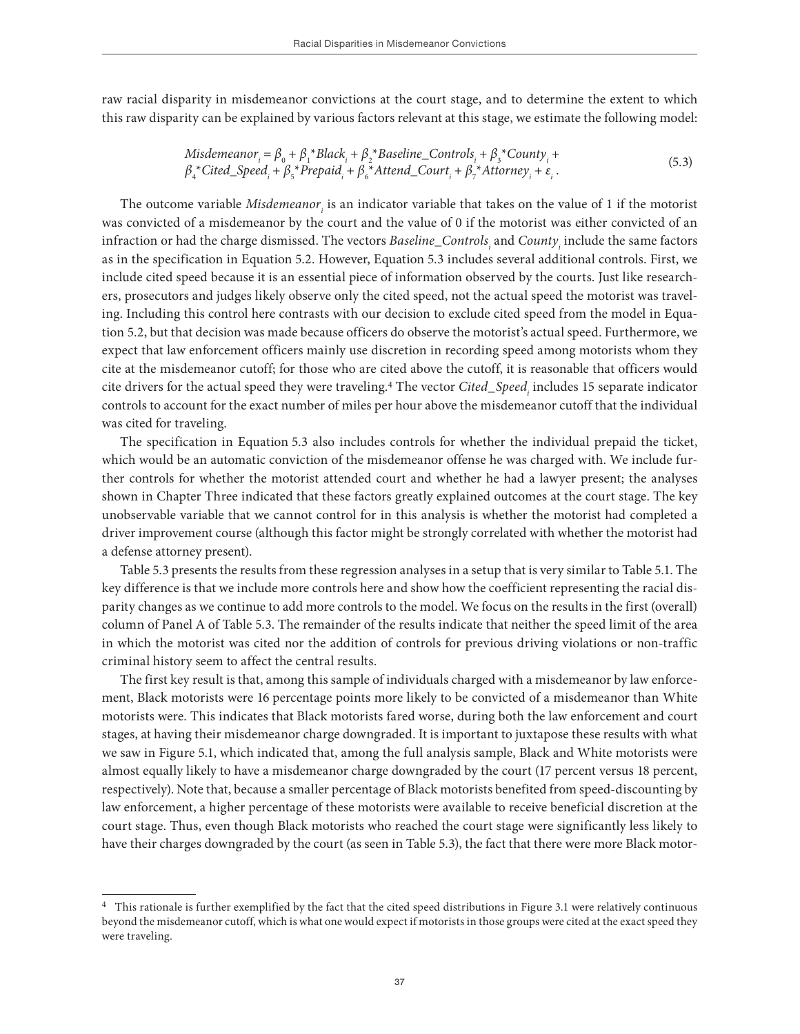raw racial disparity in misdemeanor convictions at the court stage, and to determine the extent to which this raw disparity can be explained by various factors relevant at this stage, we estimate the following model:

$$Misdemeanor_i = \beta_0 + \beta_1 * Black_i + \beta_2 * Baseline\_Controls_i + \beta_3 * County_i + \beta_4 * Cited\_Speed_i + \beta_5 * Prepaid_i + \beta_6 * Attend\_Court_i + \beta_7 * Attorney_i + \varepsilon_i . \quad (5.3)$$

The outcome variable $Misdemeanor_i$ is an indicator variable that takes on the value of 1 if the motorist was convicted of a misdemeanor by the court and the value of 0 if the motorist was either convicted of an infraction or had the charge dismissed. The vectors $Baseline\_Controls_i$ and $County_i$ include the same factors as in the specification in Equation 5.2. However, Equation 5.3 includes several additional controls. First, we include cited speed because it is an essential piece of information observed by the courts. Just like researchers, prosecutors and judges likely observe only the cited speed, not the actual speed the motorist was traveling. Including this control here contrasts with our decision to exclude cited speed from the model in Equation 5.2, but that decision was made because officers do observe the motorist's actual speed. Furthermore, we expect that law enforcement officers mainly use discretion in recording speed among motorists whom they cite at the misdemeanor cutoff; for those who are cited above the cutoff, it is reasonable that officers would cite drivers for the actual speed they were traveling.[4] The vector $Cited\_Speed_i$ includes 15 separate indicator controls to account for the exact number of miles per hour above the misdemeanor cutoff that the individual was cited for traveling.

The specification in Equation 5.3 also includes controls for whether the individual prepaid the ticket, which would be an automatic conviction of the misdemeanor offense he was charged with. We include further controls for whether the motorist attended court and whether he had a lawyer present; the analyses shown in Chapter Three indicated that these factors greatly explained outcomes at the court stage. The key unobservable variable that we cannot control for in this analysis is whether the motorist had completed a driver improvement course (although this factor might be strongly correlated with whether the motorist had a defense attorney present).

Table 5.3 presents the results from these regression analyses in a setup that is very similar to Table 5.1. The key difference is that we include more controls here and show how the coefficient representing the racial disparity changes as we continue to add more controls to the model. We focus on the results in the first (overall) column of Panel A of Table 5.3. The remainder of the results indicate that neither the speed limit of the area in which the motorist was cited nor the addition of controls for previous driving violations or non-traffic criminal history seem to affect the central results.

The first key result is that, among this sample of individuals charged with a misdemeanor by law enforcement, Black motorists were 16 percentage points more likely to be convicted of a misdemeanor than White motorists were. This indicates that Black motorists fared worse, during both the law enforcement and court stages, at having their misdemeanor charge downgraded. It is important to juxtapose these results with what we saw in Figure 5.1, which indicated that, among the full analysis sample, Black and White motorists were almost equally likely to have a misdemeanor charge downgraded by the court (17 percent versus 18 percent, respectively). Note that, because a smaller percentage of Black motorists benefited from speed-discounting by law enforcement, a higher percentage of these motorists were available to receive beneficial discretion at the court stage. Thus, even though Black motorists who reached the court stage were significantly less likely to have their charges downgraded by the court (as seen in Table 5.3), the fact that there were more Black motor-

---

[4] This rationale is further exemplified by the fact that the cited speed distributions in Figure 3.1 were relatively continuous beyond the misdemeanor cutoff, which is what one would expect if motorists in those groups were cited at the exact speed they were traveling.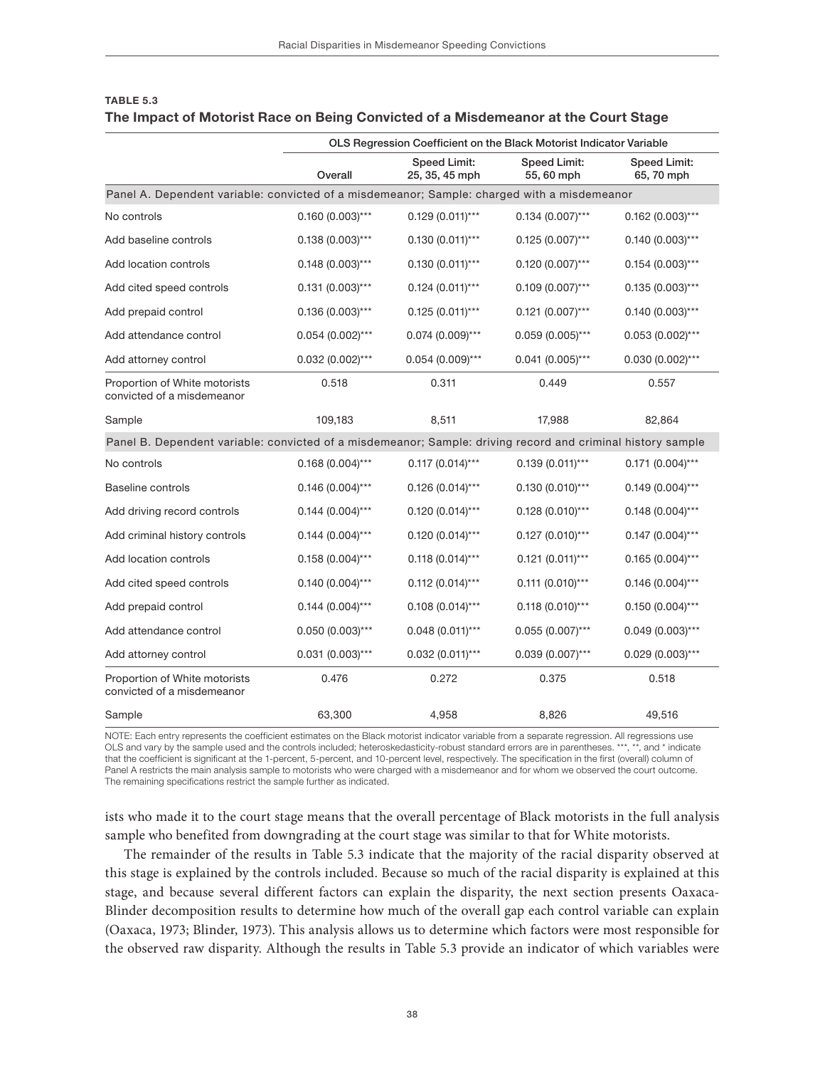**TABLE 5.3**
**The Impact of Motorist Race on Being Convicted of a Misdemeanor at the Court Stage**

| | OLS Regression Coefficient on the Black Motorist Indicator Variable | | | |
|---|---|---|---|---|
| | Overall | Speed Limit: 25, 35, 45 mph | Speed Limit: 55, 60 mph | Speed Limit: 65, 70 mph |
| Panel A. Dependent variable: convicted of a misdemeanor; Sample: charged with a misdemeanor | | | | |
| No controls | 0.160 (0.003)*** | 0.129 (0.011)*** | 0.134 (0.007)*** | 0.162 (0.003)*** |
| Add baseline controls | 0.138 (0.003)*** | 0.130 (0.011)*** | 0.125 (0.007)*** | 0.140 (0.003)*** |
| Add location controls | 0.148 (0.003)*** | 0.130 (0.011)*** | 0.120 (0.007)*** | 0.154 (0.003)*** |
| Add cited speed controls | 0.131 (0.003)*** | 0.124 (0.011)*** | 0.109 (0.007)*** | 0.135 (0.003)*** |
| Add prepaid control | 0.136 (0.003)*** | 0.125 (0.011)*** | 0.121 (0.007)*** | 0.140 (0.003)*** |
| Add attendance control | 0.054 (0.002)*** | 0.074 (0.009)*** | 0.059 (0.005)*** | 0.053 (0.002)*** |
| Add attorney control | 0.032 (0.002)*** | 0.054 (0.009)*** | 0.041 (0.005)*** | 0.030 (0.002)*** |
| Proportion of White motorists convicted of a misdemeanor | 0.518 | 0.311 | 0.449 | 0.557 |
| Sample | 109,183 | 8,511 | 17,988 | 82,864 |
| Panel B. Dependent variable: convicted of a misdemeanor; Sample: driving record and criminal history sample | | | | |
| No controls | 0.168 (0.004)*** | 0.117 (0.014)*** | 0.139 (0.011)*** | 0.171 (0.004)*** |
| Baseline controls | 0.146 (0.004)*** | 0.126 (0.014)*** | 0.130 (0.010)*** | 0.149 (0.004)*** |
| Add driving record controls | 0.144 (0.004)*** | 0.120 (0.014)*** | 0.128 (0.010)*** | 0.148 (0.004)*** |
| Add criminal history controls | 0.144 (0.004)*** | 0.120 (0.014)*** | 0.127 (0.010)*** | 0.147 (0.004)*** |
| Add location controls | 0.158 (0.004)*** | 0.118 (0.014)*** | 0.121 (0.011)*** | 0.165 (0.004)*** |
| Add cited speed controls | 0.140 (0.004)*** | 0.112 (0.014)*** | 0.111 (0.010)*** | 0.146 (0.004)*** |
| Add prepaid control | 0.144 (0.004)*** | 0.108 (0.014)*** | 0.118 (0.010)*** | 0.150 (0.004)*** |
| Add attendance control | 0.050 (0.003)*** | 0.048 (0.011)*** | 0.055 (0.007)*** | 0.049 (0.003)*** |
| Add attorney control | 0.031 (0.003)*** | 0.032 (0.011)*** | 0.039 (0.007)*** | 0.029 (0.003)*** |
| Proportion of White motorists convicted of a misdemeanor | 0.476 | 0.272 | 0.375 | 0.518 |
| Sample | 63,300 | 4,958 | 8,826 | 49,516 |

NOTE: Each entry represents the coefficient estimates on the Black motorist indicator variable from a separate regression. All regressions use OLS and vary by the sample used and the controls included; heteroskedasticity-robust standard errors are in parentheses. ***, **, and * indicate that the coefficient is significant at the 1-percent, 5-percent, and 10-percent level, respectively. The specification in the first (overall) column of Panel A restricts the main analysis sample to motorists who were charged with a misdemeanor and for whom we observed the court outcome. The remaining specifications restrict the sample further as indicated.

ists who made it to the court stage means that the overall percentage of Black motorists in the full analysis sample who benefited from downgrading at the court stage was similar to that for White motorists.

The remainder of the results in Table 5.3 indicate that the majority of the racial disparity observed at this stage is explained by the controls included. Because so much of the racial disparity is explained at this stage, and because several different factors can explain the disparity, the next section presents Oaxaca-Blinder decomposition results to determine how much of the overall gap each control variable can explain (Oaxaca, 1973; Blinder, 1973). This analysis allows us to determine which factors were most responsible for the observed raw disparity. Although the results in Table 5.3 provide an indicator of which variables were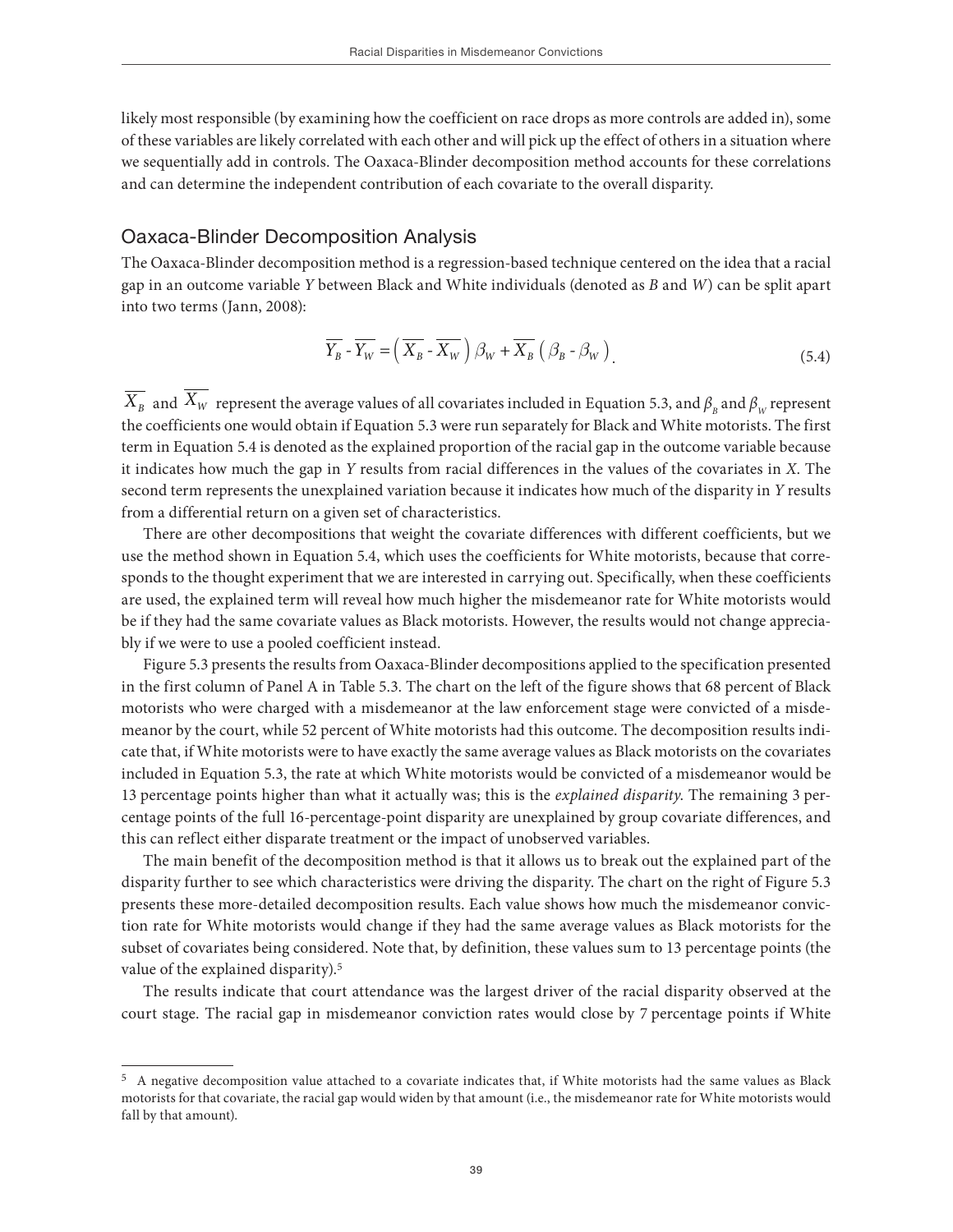likely most responsible (by examining how the coefficient on race drops as more controls are added in), some of these variables are likely correlated with each other and will pick up the effect of others in a situation where we sequentially add in controls. The Oaxaca-Blinder decomposition method accounts for these correlations and can determine the independent contribution of each covariate to the overall disparity.

## Oaxaca-Blinder Decomposition Analysis

The Oaxaca-Blinder decomposition method is a regression-based technique centered on the idea that a racial gap in an outcome variable *Y* between Black and White individuals (denoted as *B* and *W*) can be split apart into two terms (Jann, 2008):

$$\overline{Y_B} - \overline{Y_W} = \left( \overline{X_B} - \overline{X_W} \right) \beta_W + \overline{X_B} \left( \beta_B - \beta_W \right). \tag{5.4}$$

$\overline{X_B}$ and $\overline{X_W}$ represent the average values of all covariates included in Equation 5.3, and $\beta_B$ and $\beta_W$ represent the coefficients one would obtain if Equation 5.3 were run separately for Black and White motorists. The first term in Equation 5.4 is denoted as the explained proportion of the racial gap in the outcome variable because it indicates how much the gap in *Y* results from racial differences in the values of the covariates in *X*. The second term represents the unexplained variation because it indicates how much of the disparity in *Y* results from a differential return on a given set of characteristics.

There are other decompositions that weight the covariate differences with different coefficients, but we use the method shown in Equation 5.4, which uses the coefficients for White motorists, because that corresponds to the thought experiment that we are interested in carrying out. Specifically, when these coefficients are used, the explained term will reveal how much higher the misdemeanor rate for White motorists would be if they had the same covariate values as Black motorists. However, the results would not change appreciably if we were to use a pooled coefficient instead.

Figure 5.3 presents the results from Oaxaca-Blinder decompositions applied to the specification presented in the first column of Panel A in Table 5.3. The chart on the left of the figure shows that 68 percent of Black motorists who were charged with a misdemeanor at the law enforcement stage were convicted of a misdemeanor by the court, while 52 percent of White motorists had this outcome. The decomposition results indicate that, if White motorists were to have exactly the same average values as Black motorists on the covariates included in Equation 5.3, the rate at which White motorists would be convicted of a misdemeanor would be 13 percentage points higher than what it actually was; this is the *explained disparity*. The remaining 3 percentage points of the full 16-percentage-point disparity are unexplained by group covariate differences, and this can reflect either disparate treatment or the impact of unobserved variables.

The main benefit of the decomposition method is that it allows us to break out the explained part of the disparity further to see which characteristics were driving the disparity. The chart on the right of Figure 5.3 presents these more-detailed decomposition results. Each value shows how much the misdemeanor conviction rate for White motorists would change if they had the same average values as Black motorists for the subset of covariates being considered. Note that, by definition, these values sum to 13 percentage points (the value of the explained disparity).[5]

The results indicate that court attendance was the largest driver of the racial disparity observed at the court stage. The racial gap in misdemeanor conviction rates would close by 7 percentage points if White

---

[5] A negative decomposition value attached to a covariate indicates that, if White motorists had the same values as Black motorists for that covariate, the racial gap would widen by that amount (i.e., the misdemeanor rate for White motorists would fall by that amount).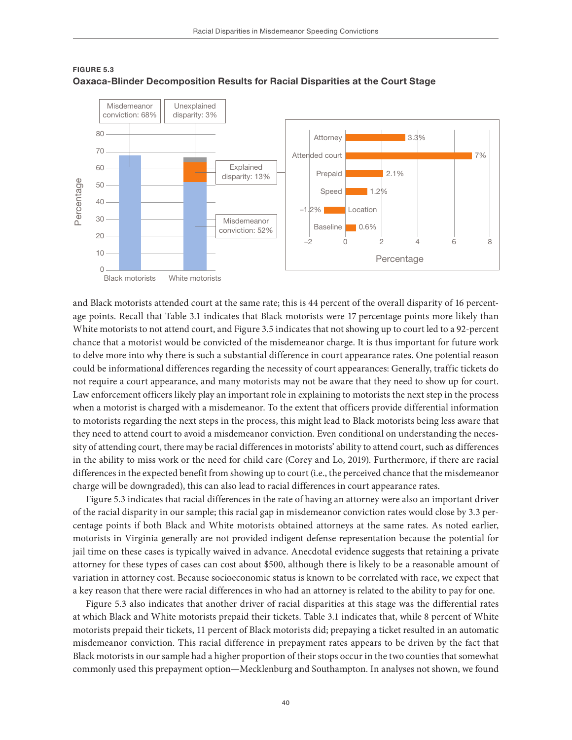**FIGURE 5.3**
**Oaxaca-Blinder Decomposition Results for Racial Disparities at the Court Stage**

and Black motorists attended court at the same rate; this is 44 percent of the overall disparity of 16 percentage points. Recall that Table 3.1 indicates that Black motorists were 17 percentage points more likely than White motorists to not attend court, and Figure 3.5 indicates that not showing up to court led to a 92-percent chance that a motorist would be convicted of the misdemeanor charge. It is thus important for future work to delve more into why there is such a substantial difference in court appearance rates. One potential reason could be informational differences regarding the necessity of court appearances: Generally, traffic tickets do not require a court appearance, and many motorists may not be aware that they need to show up for court. Law enforcement officers likely play an important role in explaining to motorists the next step in the process when a motorist is charged with a misdemeanor. To the extent that officers provide differential information to motorists regarding the next steps in the process, this might lead to Black motorists being less aware that they need to attend court to avoid a misdemeanor conviction. Even conditional on understanding the necessity of attending court, there may be racial differences in motorists' ability to attend court, such as differences in the ability to miss work or the need for child care (Corey and Lo, 2019). Furthermore, if there are racial differences in the expected benefit from showing up to court (i.e., the perceived chance that the misdemeanor charge will be downgraded), this can also lead to racial differences in court appearance rates.

Figure 5.3 indicates that racial differences in the rate of having an attorney were also an important driver of the racial disparity in our sample; this racial gap in misdemeanor conviction rates would close by 3.3 percentage points if both Black and White motorists obtained attorneys at the same rates. As noted earlier, motorists in Virginia generally are not provided indigent defense representation because the potential for jail time on these cases is typically waived in advance. Anecdotal evidence suggests that retaining a private attorney for these types of cases can cost about $500, although there is likely to be a reasonable amount of variation in attorney cost. Because socioeconomic status is known to be correlated with race, we expect that a key reason that there were racial differences in who had an attorney is related to the ability to pay for one.

Figure 5.3 also indicates that another driver of racial disparities at this stage was the differential rates at which Black and White motorists prepaid their tickets. Table 3.1 indicates that, while 8 percent of White motorists prepaid their tickets, 11 percent of Black motorists did; prepaying a ticket resulted in an automatic misdemeanor conviction. This racial difference in prepayment rates appears to be driven by the fact that Black motorists in our sample had a higher proportion of their stops occur in the two counties that somewhat commonly used this prepayment option—Mecklenburg and Southampton. In analyses not shown, we found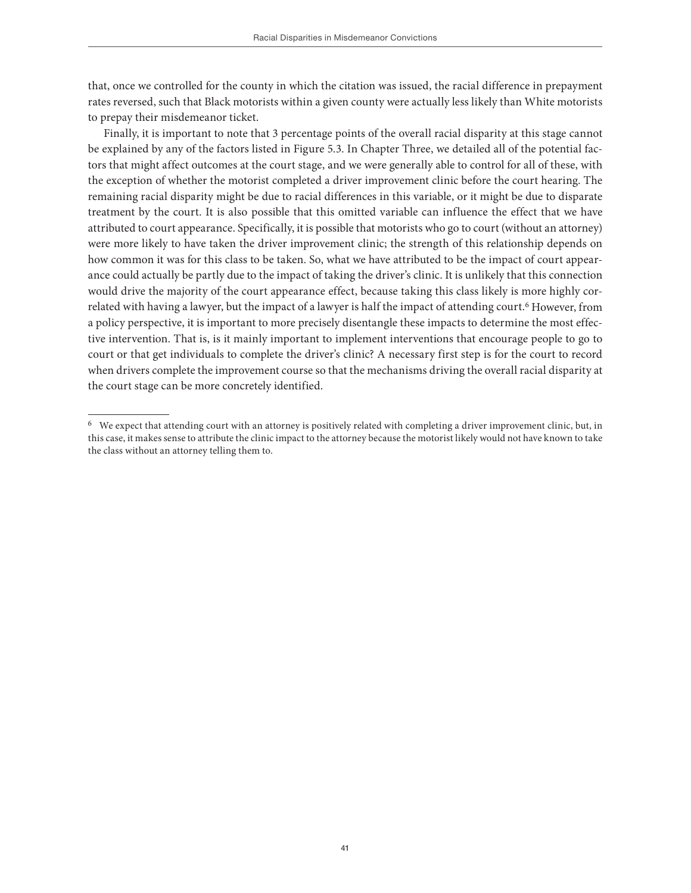that, once we controlled for the county in which the citation was issued, the racial difference in prepayment rates reversed, such that Black motorists within a given county were actually less likely than White motorists to prepay their misdemeanor ticket.

Finally, it is important to note that 3 percentage points of the overall racial disparity at this stage cannot be explained by any of the factors listed in Figure 5.3. In Chapter Three, we detailed all of the potential factors that might affect outcomes at the court stage, and we were generally able to control for all of these, with the exception of whether the motorist completed a driver improvement clinic before the court hearing. The remaining racial disparity might be due to racial differences in this variable, or it might be due to disparate treatment by the court. It is also possible that this omitted variable can influence the effect that we have attributed to court appearance. Specifically, it is possible that motorists who go to court (without an attorney) were more likely to have taken the driver improvement clinic; the strength of this relationship depends on how common it was for this class to be taken. So, what we have attributed to be the impact of court appearance could actually be partly due to the impact of taking the driver's clinic. It is unlikely that this connection would drive the majority of the court appearance effect, because taking this class likely is more highly correlated with having a lawyer, but the impact of a lawyer is half the impact of attending court.[6] However, from a policy perspective, it is important to more precisely disentangle these impacts to determine the most effective intervention. That is, is it mainly important to implement interventions that encourage people to go to court or that get individuals to complete the driver's clinic? A necessary first step is for the court to record when drivers complete the improvement course so that the mechanisms driving the overall racial disparity at the court stage can be more concretely identified.

---

[6] We expect that attending court with an attorney is positively related with completing a driver improvement clinic, but, in this case, it makes sense to attribute the clinic impact to the attorney because the motorist likely would not have known to take the class without an attorney telling them to.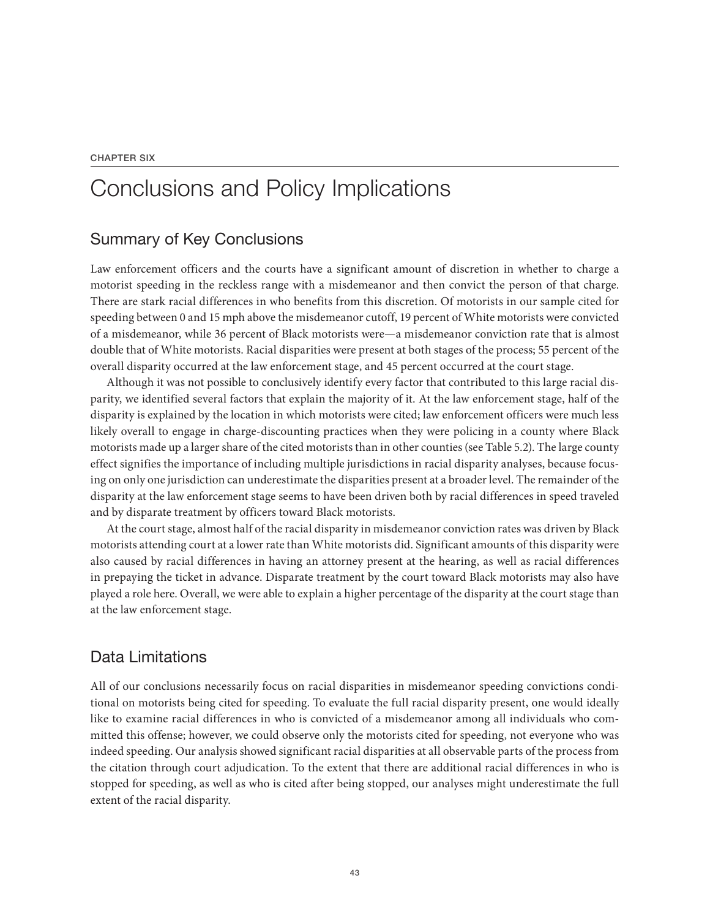CHAPTER SIX

# Conclusions and Policy Implications

## Summary of Key Conclusions

Law enforcement officers and the courts have a significant amount of discretion in whether to charge a motorist speeding in the reckless range with a misdemeanor and then convict the person of that charge. There are stark racial differences in who benefits from this discretion. Of motorists in our sample cited for speeding between 0 and 15 mph above the misdemeanor cutoff, 19 percent of White motorists were convicted of a misdemeanor, while 36 percent of Black motorists were—a misdemeanor conviction rate that is almost double that of White motorists. Racial disparities were present at both stages of the process; 55 percent of the overall disparity occurred at the law enforcement stage, and 45 percent occurred at the court stage.

Although it was not possible to conclusively identify every factor that contributed to this large racial disparity, we identified several factors that explain the majority of it. At the law enforcement stage, half of the disparity is explained by the location in which motorists were cited; law enforcement officers were much less likely overall to engage in charge-discounting practices when they were policing in a county where Black motorists made up a larger share of the cited motorists than in other counties (see Table 5.2). The large county effect signifies the importance of including multiple jurisdictions in racial disparity analyses, because focusing on only one jurisdiction can underestimate the disparities present at a broader level. The remainder of the disparity at the law enforcement stage seems to have been driven both by racial differences in speed traveled and by disparate treatment by officers toward Black motorists.

At the court stage, almost half of the racial disparity in misdemeanor conviction rates was driven by Black motorists attending court at a lower rate than White motorists did. Significant amounts of this disparity were also caused by racial differences in having an attorney present at the hearing, as well as racial differences in prepaying the ticket in advance. Disparate treatment by the court toward Black motorists may also have played a role here. Overall, we were able to explain a higher percentage of the disparity at the court stage than at the law enforcement stage.

## Data Limitations

All of our conclusions necessarily focus on racial disparities in misdemeanor speeding convictions conditional on motorists being cited for speeding. To evaluate the full racial disparity present, one would ideally like to examine racial differences in who is convicted of a misdemeanor among all individuals who committed this offense; however, we could observe only the motorists cited for speeding, not everyone who was indeed speeding. Our analysis showed significant racial disparities at all observable parts of the process from the citation through court adjudication. To the extent that there are additional racial differences in who is stopped for speeding, as well as who is cited after being stopped, our analyses might underestimate the full extent of the racial disparity.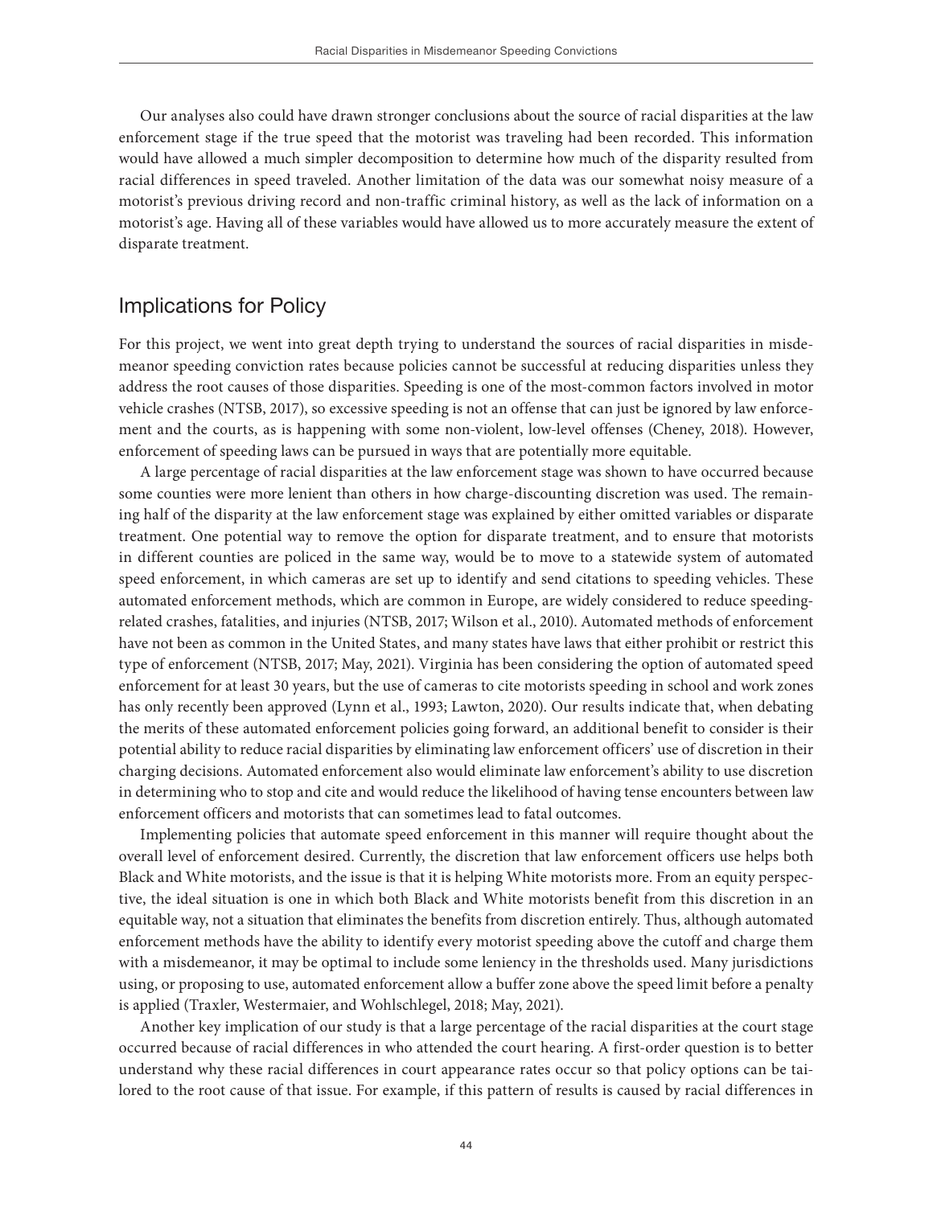Our analyses also could have drawn stronger conclusions about the source of racial disparities at the law enforcement stage if the true speed that the motorist was traveling had been recorded. This information would have allowed a much simpler decomposition to determine how much of the disparity resulted from racial differences in speed traveled. Another limitation of the data was our somewhat noisy measure of a motorist's previous driving record and non-traffic criminal history, as well as the lack of information on a motorist's age. Having all of these variables would have allowed us to more accurately measure the extent of disparate treatment.

## Implications for Policy

For this project, we went into great depth trying to understand the sources of racial disparities in misdemeanor speeding conviction rates because policies cannot be successful at reducing disparities unless they address the root causes of those disparities. Speeding is one of the most-common factors involved in motor vehicle crashes (NTSB, 2017), so excessive speeding is not an offense that can just be ignored by law enforcement and the courts, as is happening with some non-violent, low-level offenses (Cheney, 2018). However, enforcement of speeding laws can be pursued in ways that are potentially more equitable.

A large percentage of racial disparities at the law enforcement stage was shown to have occurred because some counties were more lenient than others in how charge-discounting discretion was used. The remaining half of the disparity at the law enforcement stage was explained by either omitted variables or disparate treatment. One potential way to remove the option for disparate treatment, and to ensure that motorists in different counties are policed in the same way, would be to move to a statewide system of automated speed enforcement, in which cameras are set up to identify and send citations to speeding vehicles. These automated enforcement methods, which are common in Europe, are widely considered to reduce speeding-related crashes, fatalities, and injuries (NTSB, 2017; Wilson et al., 2010). Automated methods of enforcement have not been as common in the United States, and many states have laws that either prohibit or restrict this type of enforcement (NTSB, 2017; May, 2021). Virginia has been considering the option of automated speed enforcement for at least 30 years, but the use of cameras to cite motorists speeding in school and work zones has only recently been approved (Lynn et al., 1993; Lawton, 2020). Our results indicate that, when debating the merits of these automated enforcement policies going forward, an additional benefit to consider is their potential ability to reduce racial disparities by eliminating law enforcement officers' use of discretion in their charging decisions. Automated enforcement also would eliminate law enforcement's ability to use discretion in determining who to stop and cite and would reduce the likelihood of having tense encounters between law enforcement officers and motorists that can sometimes lead to fatal outcomes.

Implementing policies that automate speed enforcement in this manner will require thought about the overall level of enforcement desired. Currently, the discretion that law enforcement officers use helps both Black and White motorists, and the issue is that it is helping White motorists more. From an equity perspective, the ideal situation is one in which both Black and White motorists benefit from this discretion in an equitable way, not a situation that eliminates the benefits from discretion entirely. Thus, although automated enforcement methods have the ability to identify every motorist speeding above the cutoff and charge them with a misdemeanor, it may be optimal to include some leniency in the thresholds used. Many jurisdictions using, or proposing to use, automated enforcement allow a buffer zone above the speed limit before a penalty is applied (Traxler, Westermaier, and Wohlschlegel, 2018; May, 2021).

Another key implication of our study is that a large percentage of the racial disparities at the court stage occurred because of racial differences in who attended the court hearing. A first-order question is to better understand why these racial differences in court appearance rates occur so that policy options can be tailored to the root cause of that issue. For example, if this pattern of results is caused by racial differences in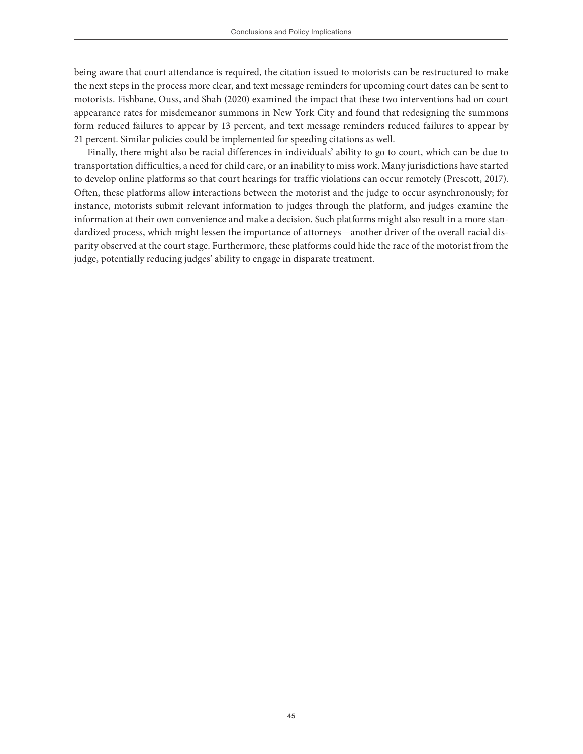being aware that court attendance is required, the citation issued to motorists can be restructured to make the next steps in the process more clear, and text message reminders for upcoming court dates can be sent to motorists. Fishbane, Ouss, and Shah (2020) examined the impact that these two interventions had on court appearance rates for misdemeanor summons in New York City and found that redesigning the summons form reduced failures to appear by 13 percent, and text message reminders reduced failures to appear by 21 percent. Similar policies could be implemented for speeding citations as well.

Finally, there might also be racial differences in individuals' ability to go to court, which can be due to transportation difficulties, a need for child care, or an inability to miss work. Many jurisdictions have started to develop online platforms so that court hearings for traffic violations can occur remotely (Prescott, 2017). Often, these platforms allow interactions between the motorist and the judge to occur asynchronously; for instance, motorists submit relevant information to judges through the platform, and judges examine the information at their own convenience and make a decision. Such platforms might also result in a more standardized process, which might lessen the importance of attorneys—another driver of the overall racial disparity observed at the court stage. Furthermore, these platforms could hide the race of the motorist from the judge, potentially reducing judges' ability to engage in disparate treatment.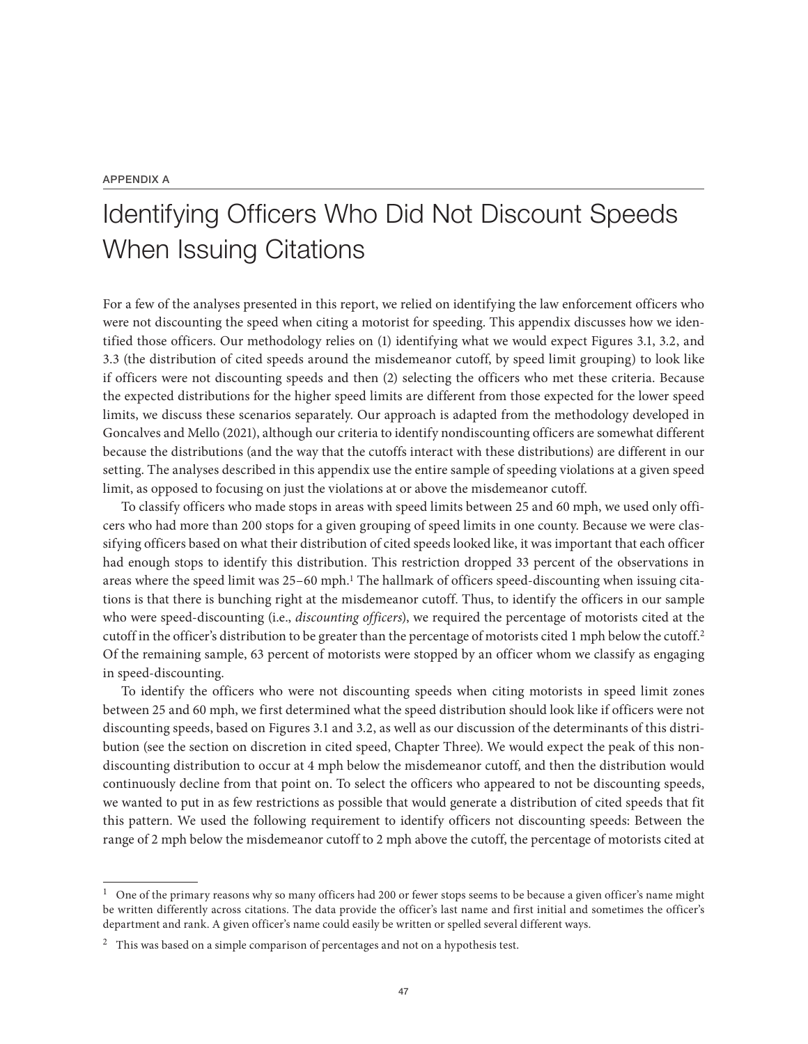APPENDIX A

# Identifying Officers Who Did Not Discount Speeds When Issuing Citations

For a few of the analyses presented in this report, we relied on identifying the law enforcement officers who were not discounting the speed when citing a motorist for speeding. This appendix discusses how we identified those officers. Our methodology relies on (1) identifying what we would expect Figures 3.1, 3.2, and 3.3 (the distribution of cited speeds around the misdemeanor cutoff, by speed limit grouping) to look like if officers were not discounting speeds and then (2) selecting the officers who met these criteria. Because the expected distributions for the higher speed limits are different from those expected for the lower speed limits, we discuss these scenarios separately. Our approach is adapted from the methodology developed in Goncalves and Mello (2021), although our criteria to identify nondiscounting officers are somewhat different because the distributions (and the way that the cutoffs interact with these distributions) are different in our setting. The analyses described in this appendix use the entire sample of speeding violations at a given speed limit, as opposed to focusing on just the violations at or above the misdemeanor cutoff.

To classify officers who made stops in areas with speed limits between 25 and 60 mph, we used only officers who had more than 200 stops for a given grouping of speed limits in one county. Because we were classifying officers based on what their distribution of cited speeds looked like, it was important that each officer had enough stops to identify this distribution. This restriction dropped 33 percent of the observations in areas where the speed limit was 25–60 mph.[1] The hallmark of officers speed-discounting when issuing citations is that there is bunching right at the misdemeanor cutoff. Thus, to identify the officers in our sample who were speed-discounting (i.e., *discounting officers*), we required the percentage of motorists cited at the cutoff in the officer's distribution to be greater than the percentage of motorists cited 1 mph below the cutoff.[2] Of the remaining sample, 63 percent of motorists were stopped by an officer whom we classify as engaging in speed-discounting.

To identify the officers who were not discounting speeds when citing motorists in speed limit zones between 25 and 60 mph, we first determined what the speed distribution should look like if officers were not discounting speeds, based on Figures 3.1 and 3.2, as well as our discussion of the determinants of this distribution (see the section on discretion in cited speed, Chapter Three). We would expect the peak of this nondiscounting distribution to occur at 4 mph below the misdemeanor cutoff, and then the distribution would continuously decline from that point on. To select the officers who appeared to not be discounting speeds, we wanted to put in as few restrictions as possible that would generate a distribution of cited speeds that fit this pattern. We used the following requirement to identify officers not discounting speeds: Between the range of 2 mph below the misdemeanor cutoff to 2 mph above the cutoff, the percentage of motorists cited at

---

[1] One of the primary reasons why so many officers had 200 or fewer stops seems to be because a given officer's name might be written differently across citations. The data provide the officer's last name and first initial and sometimes the officer's department and rank. A given officer's name could easily be written or spelled several different ways.

[2] This was based on a simple comparison of percentages and not on a hypothesis test.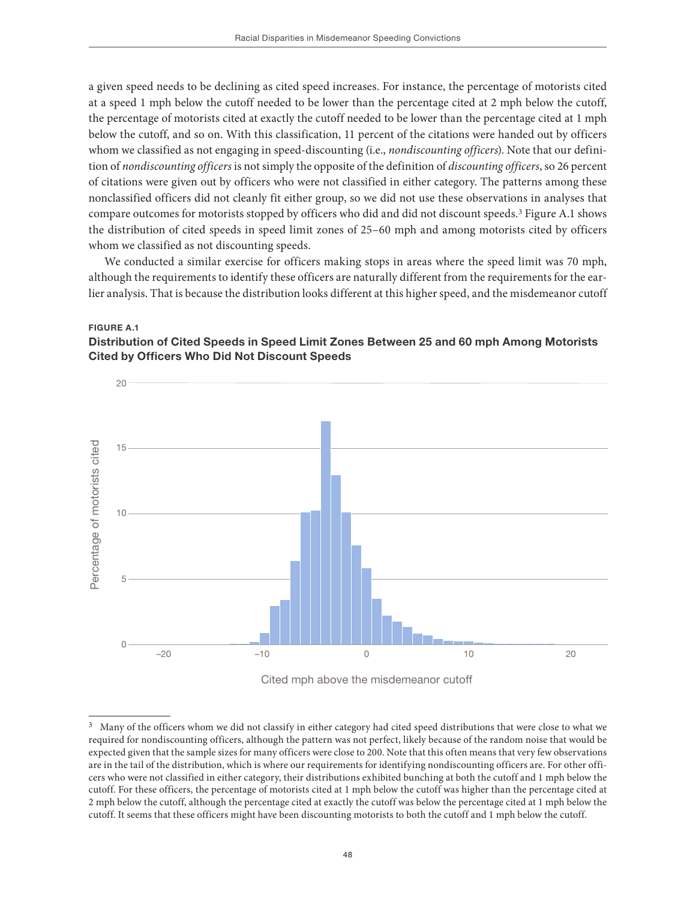a given speed needs to be declining as cited speed increases. For instance, the percentage of motorists cited at a speed 1 mph below the cutoff needed to be lower than the percentage cited at 2 mph below the cutoff, the percentage of motorists cited at exactly the cutoff needed to be lower than the percentage cited at 1 mph below the cutoff, and so on. With this classification, 11 percent of the citations were handed out by officers whom we classified as not engaging in speed-discounting (i.e., *nondiscounting officers*). Note that our definition of *nondiscounting officers* is not simply the opposite of the definition of *discounting officers*, so 26 percent of citations were given out by officers who were not classified in either category. The patterns among these nonclassified officers did not cleanly fit either group, so we did not use these observations in analyses that compare outcomes for motorists stopped by officers who did and did not discount speeds.[3] Figure A.1 shows the distribution of cited speeds in speed limit zones of 25–60 mph and among motorists cited by officers whom we classified as not discounting speeds.

We conducted a similar exercise for officers making stops in areas where the speed limit was 70 mph, although the requirements to identify these officers are naturally different from the requirements for the earlier analysis. That is because the distribution looks different at this higher speed, and the misdemeanor cutoff

**FIGURE A.1**

**Distribution of Cited Speeds in Speed Limit Zones Between 25 and 60 mph Among Motorists Cited by Officers Who Did Not Discount Speeds**

[3] Many of the officers whom we did not classify in either category had cited speed distributions that were close to what we required for nondiscounting officers, although the pattern was not perfect, likely because of the random noise that would be expected given that the sample sizes for many officers were close to 200. Note that this often means that very few observations are in the tail of the distribution, which is where our requirements for identifying nondiscounting officers are. For other officers who were not classified in either category, their distributions exhibited bunching at both the cutoff and 1 mph below the cutoff. For these officers, the percentage of motorists cited at 1 mph below the cutoff was higher than the percentage cited at 2 mph below the cutoff, although the percentage cited at exactly the cutoff was below the percentage cited at 1 mph below the cutoff. It seems that these officers might have been discounting motorists to both the cutoff and 1 mph below the cutoff.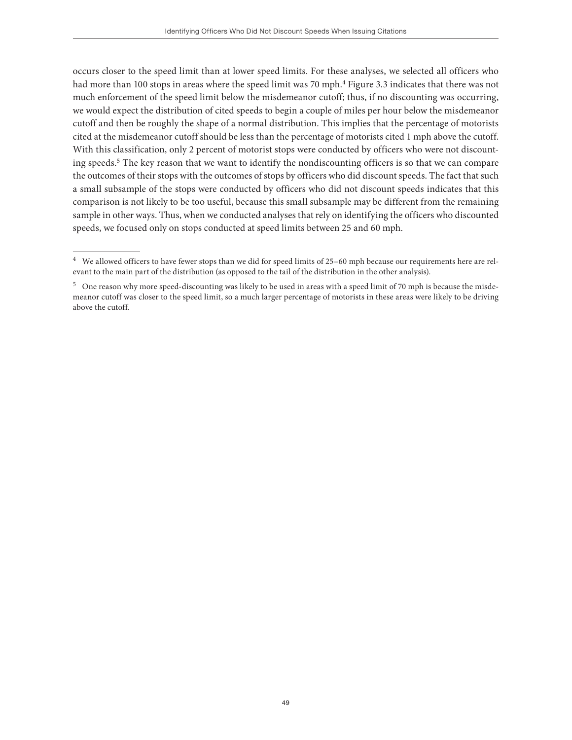occurs closer to the speed limit than at lower speed limits. For these analyses, we selected all officers who had more than 100 stops in areas where the speed limit was 70 mph.[4] Figure 3.3 indicates that there was not much enforcement of the speed limit below the misdemeanor cutoff; thus, if no discounting was occurring, we would expect the distribution of cited speeds to begin a couple of miles per hour below the misdemeanor cutoff and then be roughly the shape of a normal distribution. This implies that the percentage of motorists cited at the misdemeanor cutoff should be less than the percentage of motorists cited 1 mph above the cutoff. With this classification, only 2 percent of motorist stops were conducted by officers who were not discounting speeds.[5] The key reason that we want to identify the nondiscounting officers is so that we can compare the outcomes of their stops with the outcomes of stops by officers who did discount speeds. The fact that such a small subsample of the stops were conducted by officers who did not discount speeds indicates that this comparison is not likely to be too useful, because this small subsample may be different from the remaining sample in other ways. Thus, when we conducted analyses that rely on identifying the officers who discounted speeds, we focused only on stops conducted at speed limits between 25 and 60 mph.

---

[4] We allowed officers to have fewer stops than we did for speed limits of 25–60 mph because our requirements here are relevant to the main part of the distribution (as opposed to the tail of the distribution in the other analysis).

[5] One reason why more speed-discounting was likely to be used in areas with a speed limit of 70 mph is because the misdemeanor cutoff was closer to the speed limit, so a much larger percentage of motorists in these areas were likely to be driving above the cutoff.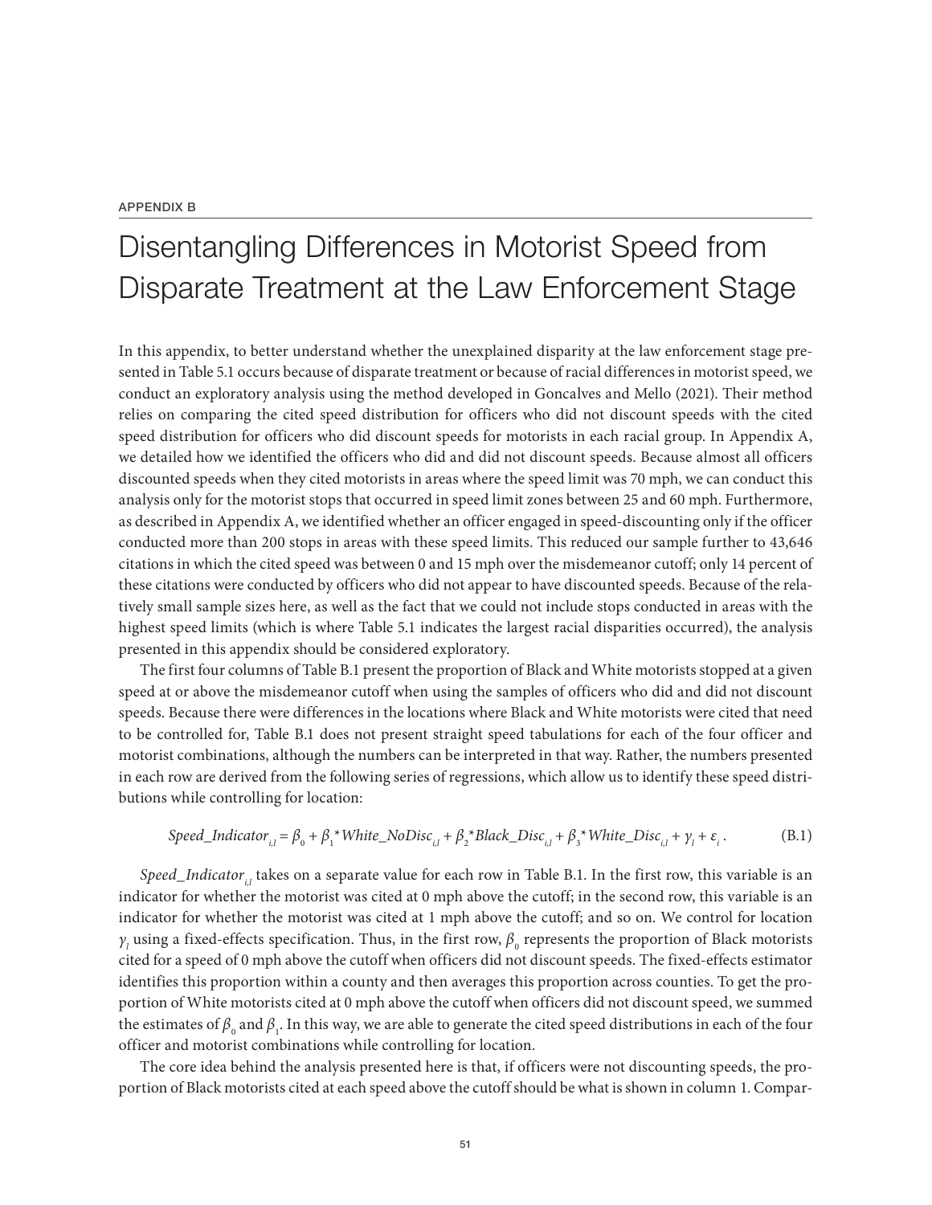APPENDIX B

# Disentangling Differences in Motorist Speed from Disparate Treatment at the Law Enforcement Stage

In this appendix, to better understand whether the unexplained disparity at the law enforcement stage presented in Table 5.1 occurs because of disparate treatment or because of racial differences in motorist speed, we conduct an exploratory analysis using the method developed in Goncalves and Mello (2021). Their method relies on comparing the cited speed distribution for officers who did not discount speeds with the cited speed distribution for officers who did discount speeds for motorists in each racial group. In Appendix A, we detailed how we identified the officers who did and did not discount speeds. Because almost all officers discounted speeds when they cited motorists in areas where the speed limit was 70 mph, we can conduct this analysis only for the motorist stops that occurred in speed limit zones between 25 and 60 mph. Furthermore, as described in Appendix A, we identified whether an officer engaged in speed-discounting only if the officer conducted more than 200 stops in areas with these speed limits. This reduced our sample further to 43,646 citations in which the cited speed was between 0 and 15 mph over the misdemeanor cutoff; only 14 percent of these citations were conducted by officers who did not appear to have discounted speeds. Because of the relatively small sample sizes here, as well as the fact that we could not include stops conducted in areas with the highest speed limits (which is where Table 5.1 indicates the largest racial disparities occurred), the analysis presented in this appendix should be considered exploratory.

The first four columns of Table B.1 present the proportion of Black and White motorists stopped at a given speed at or above the misdemeanor cutoff when using the samples of officers who did and did not discount speeds. Because there were differences in the locations where Black and White motorists were cited that need to be controlled for, Table B.1 does not present straight speed tabulations for each of the four officer and motorist combinations, although the numbers can be interpreted in that way. Rather, the numbers presented in each row are derived from the following series of regressions, which allow us to identify these speed distributions while controlling for location:

$$Speed\_Indicator_{i,l} = \beta_0 + \beta_1{*}White\_NoDisc_{i,l} + \beta_2{*}Black\_Disc_{i,l} + \beta_3{*}White\_Disc_{i,l} + \gamma_l + \varepsilon_i \,. \tag{B.1}$$

$Speed\_Indicator_{i,l}$ takes on a separate value for each row in Table B.1. In the first row, this variable is an indicator for whether the motorist was cited at 0 mph above the cutoff; in the second row, this variable is an indicator for whether the motorist was cited at 1 mph above the cutoff; and so on. We control for location $\gamma_l$ using a fixed-effects specification. Thus, in the first row, $\beta_0$ represents the proportion of Black motorists cited for a speed of 0 mph above the cutoff when officers did not discount speeds. The fixed-effects estimator identifies this proportion within a county and then averages this proportion across counties. To get the proportion of White motorists cited at 0 mph above the cutoff when officers did not discount speed, we summed the estimates of $\beta_0$ and $\beta_1$. In this way, we are able to generate the cited speed distributions in each of the four officer and motorist combinations while controlling for location.

The core idea behind the analysis presented here is that, if officers were not discounting speeds, the proportion of Black motorists cited at each speed above the cutoff should be what is shown in column 1. Compar-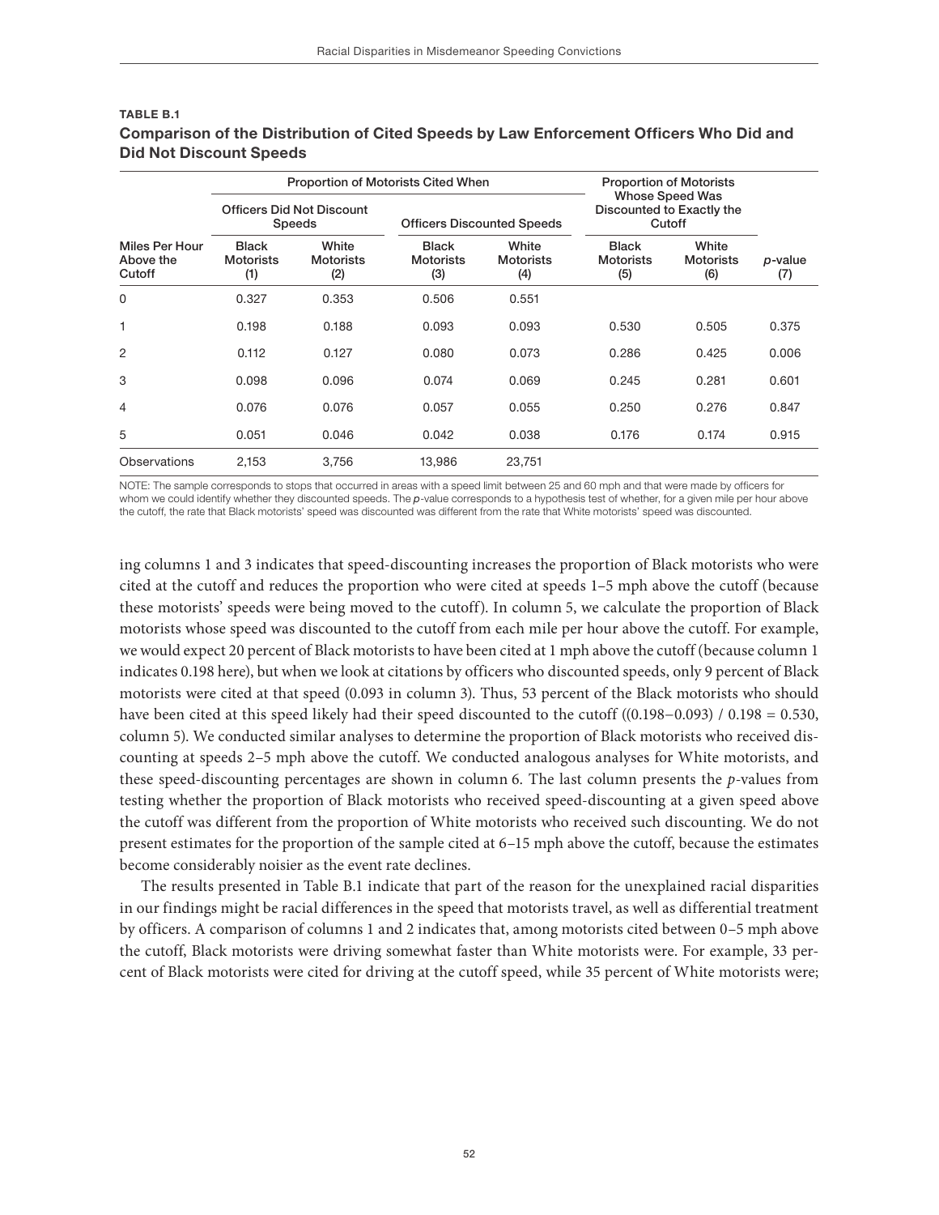**TABLE B.1**

**Comparison of the Distribution of Cited Speeds by Law Enforcement Officers Who Did and Did Not Discount Speeds**

| | Proportion of Motorists Cited When | | | | Proportion of Motorists Whose Speed Was Discounted to Exactly the Cutoff | | |
|---|---|---|---|---|---|---|---|
| | Officers Did Not Discount Speeds | | Officers Discounted Speeds | | | | |
| Miles Per Hour Above the Cutoff | Black Motorists (1) | White Motorists (2) | Black Motorists (3) | White Motorists (4) | Black Motorists (5) | White Motorists (6) | *p*-value (7) |
| 0 | 0.327 | 0.353 | 0.506 | 0.551 | | | |
| 1 | 0.198 | 0.188 | 0.093 | 0.093 | 0.530 | 0.505 | 0.375 |
| 2 | 0.112 | 0.127 | 0.080 | 0.073 | 0.286 | 0.425 | 0.006 |
| 3 | 0.098 | 0.096 | 0.074 | 0.069 | 0.245 | 0.281 | 0.601 |
| 4 | 0.076 | 0.076 | 0.057 | 0.055 | 0.250 | 0.276 | 0.847 |
| 5 | 0.051 | 0.046 | 0.042 | 0.038 | 0.176 | 0.174 | 0.915 |
| Observations | 2,153 | 3,756 | 13,986 | 23,751 | | | |

NOTE: The sample corresponds to stops that occurred in areas with a speed limit between 25 and 60 mph and that were made by officers for whom we could identify whether they discounted speeds. The *p*-value corresponds to a hypothesis test of whether, for a given mile per hour above the cutoff, the rate that Black motorists' speed was discounted was different from the rate that White motorists' speed was discounted.

ing columns 1 and 3 indicates that speed-discounting increases the proportion of Black motorists who were cited at the cutoff and reduces the proportion who were cited at speeds 1–5 mph above the cutoff (because these motorists' speeds were being moved to the cutoff). In column 5, we calculate the proportion of Black motorists whose speed was discounted to the cutoff from each mile per hour above the cutoff. For example, we would expect 20 percent of Black motorists to have been cited at 1 mph above the cutoff (because column 1 indicates 0.198 here), but when we look at citations by officers who discounted speeds, only 9 percent of Black motorists were cited at that speed (0.093 in column 3). Thus, 53 percent of the Black motorists who should have been cited at this speed likely had their speed discounted to the cutoff ((0.198−0.093) / 0.198 = 0.530, column 5). We conducted similar analyses to determine the proportion of Black motorists who received discounting at speeds 2–5 mph above the cutoff. We conducted analogous analyses for White motorists, and these speed-discounting percentages are shown in column 6. The last column presents the *p*-values from testing whether the proportion of Black motorists who received speed-discounting at a given speed above the cutoff was different from the proportion of White motorists who received such discounting. We do not present estimates for the proportion of the sample cited at 6–15 mph above the cutoff, because the estimates become considerably noisier as the event rate declines.

The results presented in Table B.1 indicate that part of the reason for the unexplained racial disparities in our findings might be racial differences in the speed that motorists travel, as well as differential treatment by officers. A comparison of columns 1 and 2 indicates that, among motorists cited between 0–5 mph above the cutoff, Black motorists were driving somewhat faster than White motorists were. For example, 33 percent of Black motorists were cited for driving at the cutoff speed, while 35 percent of White motorists were;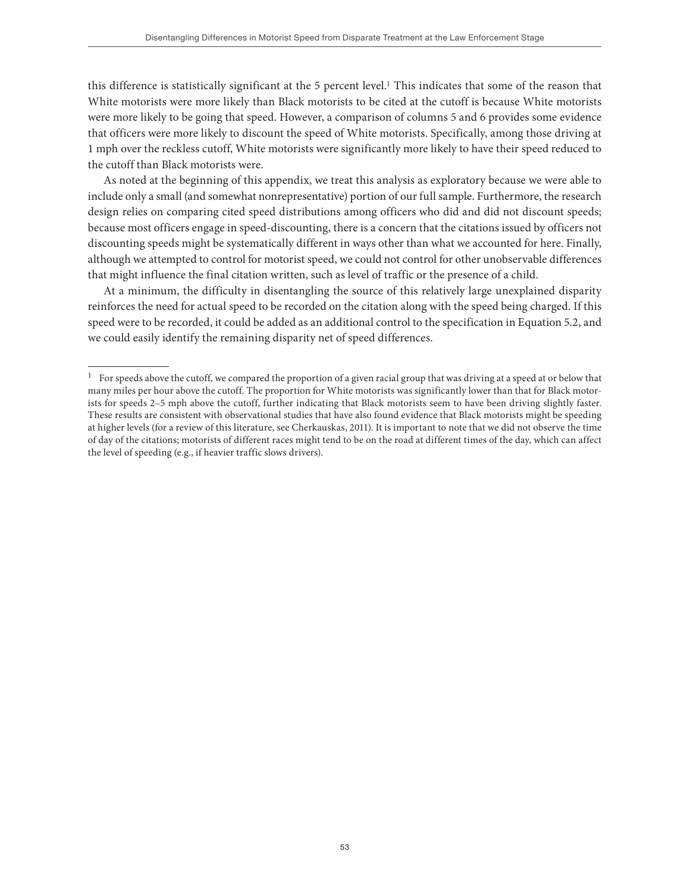this difference is statistically significant at the 5 percent level.[1] This indicates that some of the reason that White motorists were more likely than Black motorists to be cited at the cutoff is because White motorists were more likely to be going that speed. However, a comparison of columns 5 and 6 provides some evidence that officers were more likely to discount the speed of White motorists. Specifically, among those driving at 1 mph over the reckless cutoff, White motorists were significantly more likely to have their speed reduced to the cutoff than Black motorists were.

As noted at the beginning of this appendix, we treat this analysis as exploratory because we were able to include only a small (and somewhat nonrepresentative) portion of our full sample. Furthermore, the research design relies on comparing cited speed distributions among officers who did and did not discount speeds; because most officers engage in speed-discounting, there is a concern that the citations issued by officers not discounting speeds might be systematically different in ways other than what we accounted for here. Finally, although we attempted to control for motorist speed, we could not control for other unobservable differences that might influence the final citation written, such as level of traffic or the presence of a child.

At a minimum, the difficulty in disentangling the source of this relatively large unexplained disparity reinforces the need for actual speed to be recorded on the citation along with the speed being charged. If this speed were to be recorded, it could be added as an additional control to the specification in Equation 5.2, and we could easily identify the remaining disparity net of speed differences.

---

[1] For speeds above the cutoff, we compared the proportion of a given racial group that was driving at a speed at or below that many miles per hour above the cutoff. The proportion for White motorists was significantly lower than that for Black motorists for speeds 2–5 mph above the cutoff, further indicating that Black motorists seem to have been driving slightly faster. These results are consistent with observational studies that have also found evidence that Black motorists might be speeding at higher levels (for a review of this literature, see Cherkauskas, 2011). It is important to note that we did not observe the time of day of the citations; motorists of different races might tend to be on the road at different times of the day, which can affect the level of speeding (e.g., if heavier traffic slows drivers).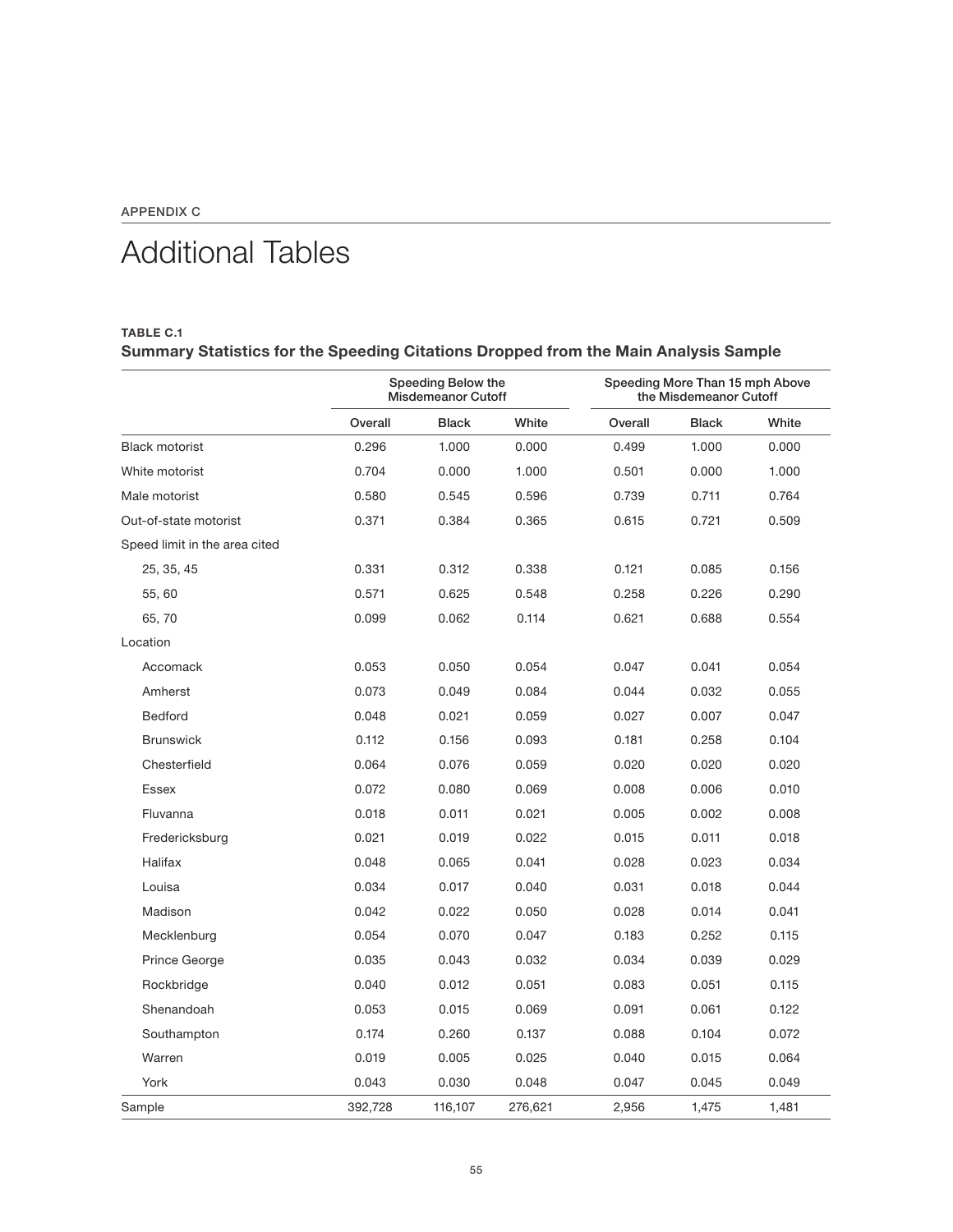APPENDIX C

# Additional Tables

**TABLE C.1**
**Summary Statistics for the Speeding Citations Dropped from the Main Analysis Sample**

| | Speeding Below the Misdemeanor Cutoff | | | Speeding More Than 15 mph Above the Misdemeanor Cutoff | | |
|---|---|---|---|---|---|---|
| | Overall | Black | White | Overall | Black | White |
| Black motorist | 0.296 | 1.000 | 0.000 | 0.499 | 1.000 | 0.000 |
| White motorist | 0.704 | 0.000 | 1.000 | 0.501 | 0.000 | 1.000 |
| Male motorist | 0.580 | 0.545 | 0.596 | 0.739 | 0.711 | 0.764 |
| Out-of-state motorist | 0.371 | 0.384 | 0.365 | 0.615 | 0.721 | 0.509 |
| Speed limit in the area cited | | | | | | |
| 25, 35, 45 | 0.331 | 0.312 | 0.338 | 0.121 | 0.085 | 0.156 |
| 55, 60 | 0.571 | 0.625 | 0.548 | 0.258 | 0.226 | 0.290 |
| 65, 70 | 0.099 | 0.062 | 0.114 | 0.621 | 0.688 | 0.554 |
| Location | | | | | | |
| Accomack | 0.053 | 0.050 | 0.054 | 0.047 | 0.041 | 0.054 |
| Amherst | 0.073 | 0.049 | 0.084 | 0.044 | 0.032 | 0.055 |
| Bedford | 0.048 | 0.021 | 0.059 | 0.027 | 0.007 | 0.047 |
| Brunswick | 0.112 | 0.156 | 0.093 | 0.181 | 0.258 | 0.104 |
| Chesterfield | 0.064 | 0.076 | 0.059 | 0.020 | 0.020 | 0.020 |
| Essex | 0.072 | 0.080 | 0.069 | 0.008 | 0.006 | 0.010 |
| Fluvanna | 0.018 | 0.011 | 0.021 | 0.005 | 0.002 | 0.008 |
| Fredericksburg | 0.021 | 0.019 | 0.022 | 0.015 | 0.011 | 0.018 |
| Halifax | 0.048 | 0.065 | 0.041 | 0.028 | 0.023 | 0.034 |
| Louisa | 0.034 | 0.017 | 0.040 | 0.031 | 0.018 | 0.044 |
| Madison | 0.042 | 0.022 | 0.050 | 0.028 | 0.014 | 0.041 |
| Mecklenburg | 0.054 | 0.070 | 0.047 | 0.183 | 0.252 | 0.115 |
| Prince George | 0.035 | 0.043 | 0.032 | 0.034 | 0.039 | 0.029 |
| Rockbridge | 0.040 | 0.012 | 0.051 | 0.083 | 0.051 | 0.115 |
| Shenandoah | 0.053 | 0.015 | 0.069 | 0.091 | 0.061 | 0.122 |
| Southampton | 0.174 | 0.260 | 0.137 | 0.088 | 0.104 | 0.072 |
| Warren | 0.019 | 0.005 | 0.025 | 0.040 | 0.015 | 0.064 |
| York | 0.043 | 0.030 | 0.048 | 0.047 | 0.045 | 0.049 |
| Sample | 392,728 | 116,107 | 276,621 | 2,956 | 1,475 | 1,481 |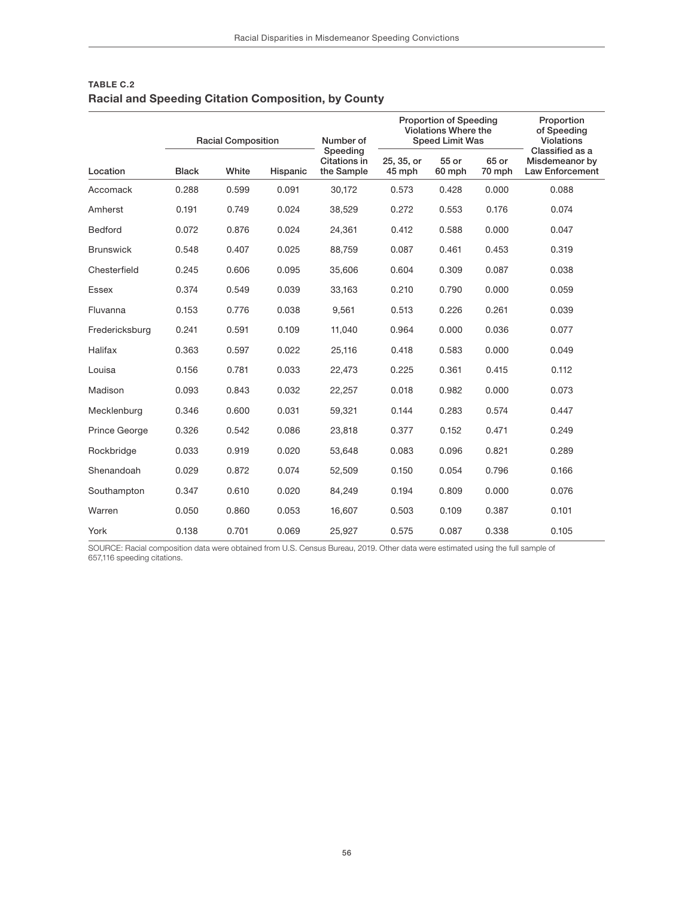**TABLE C.2**

**Racial and Speeding Citation Composition, by County**

| Location | Racial Composition | | | Number of Speeding Citations in the Sample | Proportion of Speeding Violations Where the Speed Limit Was | | | Proportion of Speeding Violations Classified as a Misdemeanor by Law Enforcement |
|---|---|---|---|---|---|---|---|---|
| | Black | White | Hispanic | | 25, 35, or 45 mph | 55 or 60 mph | 65 or 70 mph | |
| Accomack | 0.288 | 0.599 | 0.091 | 30,172 | 0.573 | 0.428 | 0.000 | 0.088 |
| Amherst | 0.191 | 0.749 | 0.024 | 38,529 | 0.272 | 0.553 | 0.176 | 0.074 |
| Bedford | 0.072 | 0.876 | 0.024 | 24,361 | 0.412 | 0.588 | 0.000 | 0.047 |
| Brunswick | 0.548 | 0.407 | 0.025 | 88,759 | 0.087 | 0.461 | 0.453 | 0.319 |
| Chesterfield | 0.245 | 0.606 | 0.095 | 35,606 | 0.604 | 0.309 | 0.087 | 0.038 |
| Essex | 0.374 | 0.549 | 0.039 | 33,163 | 0.210 | 0.790 | 0.000 | 0.059 |
| Fluvanna | 0.153 | 0.776 | 0.038 | 9,561 | 0.513 | 0.226 | 0.261 | 0.039 |
| Fredericksburg | 0.241 | 0.591 | 0.109 | 11,040 | 0.964 | 0.000 | 0.036 | 0.077 |
| Halifax | 0.363 | 0.597 | 0.022 | 25,116 | 0.418 | 0.583 | 0.000 | 0.049 |
| Louisa | 0.156 | 0.781 | 0.033 | 22,473 | 0.225 | 0.361 | 0.415 | 0.112 |
| Madison | 0.093 | 0.843 | 0.032 | 22,257 | 0.018 | 0.982 | 0.000 | 0.073 |
| Mecklenburg | 0.346 | 0.600 | 0.031 | 59,321 | 0.144 | 0.283 | 0.574 | 0.447 |
| Prince George | 0.326 | 0.542 | 0.086 | 23,818 | 0.377 | 0.152 | 0.471 | 0.249 |
| Rockbridge | 0.033 | 0.919 | 0.020 | 53,648 | 0.083 | 0.096 | 0.821 | 0.289 |
| Shenandoah | 0.029 | 0.872 | 0.074 | 52,509 | 0.150 | 0.054 | 0.796 | 0.166 |
| Southampton | 0.347 | 0.610 | 0.020 | 84,249 | 0.194 | 0.809 | 0.000 | 0.076 |
| Warren | 0.050 | 0.860 | 0.053 | 16,607 | 0.503 | 0.109 | 0.387 | 0.101 |
| York | 0.138 | 0.701 | 0.069 | 25,927 | 0.575 | 0.087 | 0.338 | 0.105 |

SOURCE: Racial composition data were obtained from U.S. Census Bureau, 2019. Other data were estimated using the full sample of 657,116 speeding citations.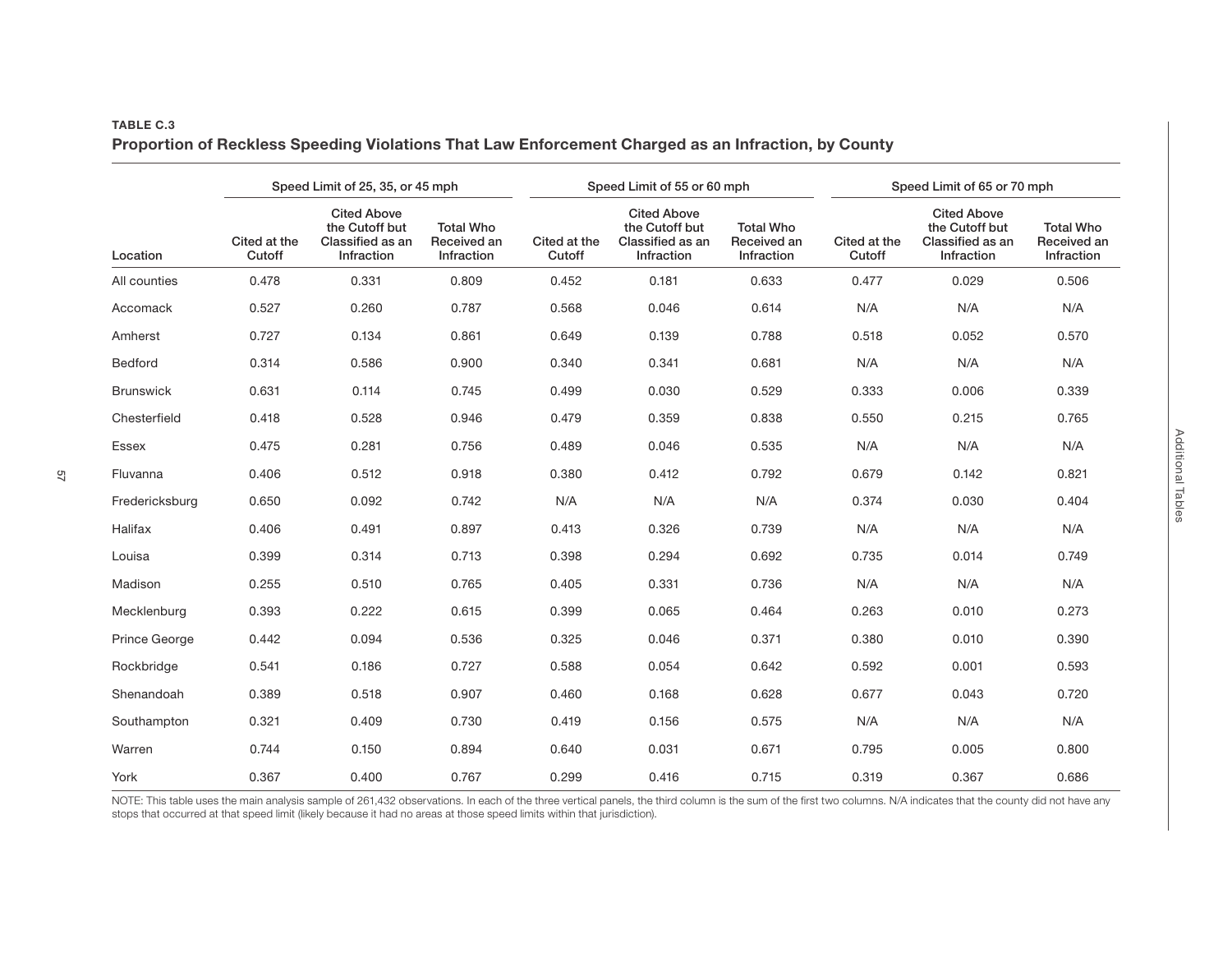**TABLE C.3**

**Proportion of Reckless Speeding Violations That Law Enforcement Charged as an Infraction, by County**

| | Speed Limit of 25, 35, or 45 mph | | | Speed Limit of 55 or 60 mph | | | Speed Limit of 65 or 70 mph | | |
|---|---|---|---|---|---|---|---|---|---|
| Location | Cited at the Cutoff | Cited Above the Cutoff but Classified as an Infraction | Total Who Received an Infraction | Cited at the Cutoff | Cited Above the Cutoff but Classified as an Infraction | Total Who Received an Infraction | Cited at the Cutoff | Cited Above the Cutoff but Classified as an Infraction | Total Who Received an Infraction |
| All counties | 0.478 | 0.331 | 0.809 | 0.452 | 0.181 | 0.633 | 0.477 | 0.029 | 0.506 |
| Accomack | 0.527 | 0.260 | 0.787 | 0.568 | 0.046 | 0.614 | N/A | N/A | N/A |
| Amherst | 0.727 | 0.134 | 0.861 | 0.649 | 0.139 | 0.788 | 0.518 | 0.052 | 0.570 |
| Bedford | 0.314 | 0.586 | 0.900 | 0.340 | 0.341 | 0.681 | N/A | N/A | N/A |
| Brunswick | 0.631 | 0.114 | 0.745 | 0.499 | 0.030 | 0.529 | 0.333 | 0.006 | 0.339 |
| Chesterfield | 0.418 | 0.528 | 0.946 | 0.479 | 0.359 | 0.838 | 0.550 | 0.215 | 0.765 |
| Essex | 0.475 | 0.281 | 0.756 | 0.489 | 0.046 | 0.535 | N/A | N/A | N/A |
| Fluvanna | 0.406 | 0.512 | 0.918 | 0.380 | 0.412 | 0.792 | 0.679 | 0.142 | 0.821 |
| Fredericksburg | 0.650 | 0.092 | 0.742 | N/A | N/A | N/A | 0.374 | 0.030 | 0.404 |
| Halifax | 0.406 | 0.491 | 0.897 | 0.413 | 0.326 | 0.739 | N/A | N/A | N/A |
| Louisa | 0.399 | 0.314 | 0.713 | 0.398 | 0.294 | 0.692 | 0.735 | 0.014 | 0.749 |
| Madison | 0.255 | 0.510 | 0.765 | 0.405 | 0.331 | 0.736 | N/A | N/A | N/A |
| Mecklenburg | 0.393 | 0.222 | 0.615 | 0.399 | 0.065 | 0.464 | 0.263 | 0.010 | 0.273 |
| Prince George | 0.442 | 0.094 | 0.536 | 0.325 | 0.046 | 0.371 | 0.380 | 0.010 | 0.390 |
| Rockbridge | 0.541 | 0.186 | 0.727 | 0.588 | 0.054 | 0.642 | 0.592 | 0.001 | 0.593 |
| Shenandoah | 0.389 | 0.518 | 0.907 | 0.460 | 0.168 | 0.628 | 0.677 | 0.043 | 0.720 |
| Southampton | 0.321 | 0.409 | 0.730 | 0.419 | 0.156 | 0.575 | N/A | N/A | N/A |
| Warren | 0.744 | 0.150 | 0.894 | 0.640 | 0.031 | 0.671 | 0.795 | 0.005 | 0.800 |
| York | 0.367 | 0.400 | 0.767 | 0.299 | 0.416 | 0.715 | 0.319 | 0.367 | 0.686 |

NOTE: This table uses the main analysis sample of 261,432 observations. In each of the three vertical panels, the third column is the sum of the first two columns. N/A indicates that the county did not have any stops that occurred at that speed limit (likely because it had no areas at those speed limits within that jurisdiction).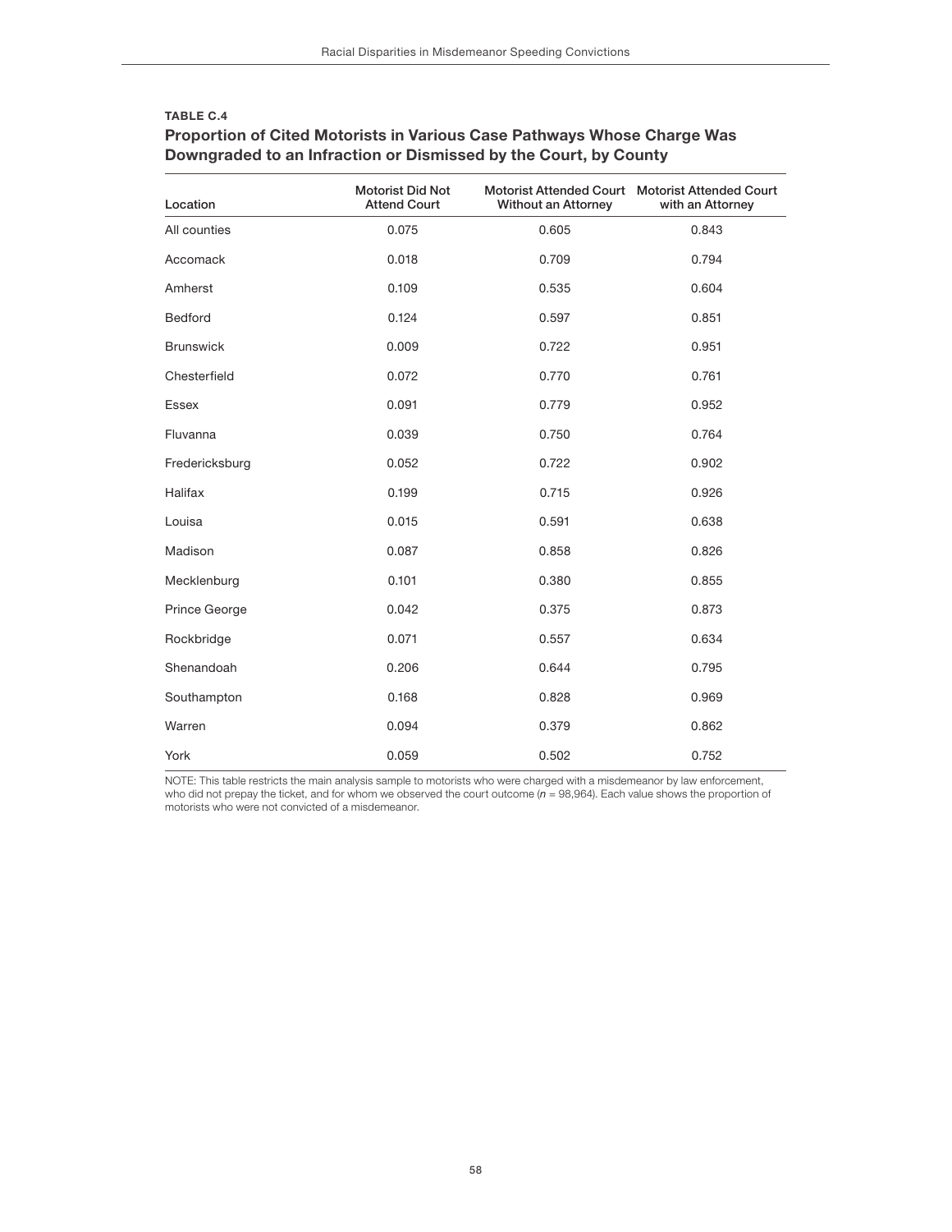**TABLE C.4**

### Proportion of Cited Motorists in Various Case Pathways Whose Charge Was Downgraded to an Infraction or Dismissed by the Court, by County

| Location | Motorist Did Not Attend Court | Motorist Attended Court Without an Attorney | Motorist Attended Court with an Attorney |
|---|---|---|---|
| All counties | 0.075 | 0.605 | 0.843 |
| Accomack | 0.018 | 0.709 | 0.794 |
| Amherst | 0.109 | 0.535 | 0.604 |
| Bedford | 0.124 | 0.597 | 0.851 |
| Brunswick | 0.009 | 0.722 | 0.951 |
| Chesterfield | 0.072 | 0.770 | 0.761 |
| Essex | 0.091 | 0.779 | 0.952 |
| Fluvanna | 0.039 | 0.750 | 0.764 |
| Fredericksburg | 0.052 | 0.722 | 0.902 |
| Halifax | 0.199 | 0.715 | 0.926 |
| Louisa | 0.015 | 0.591 | 0.638 |
| Madison | 0.087 | 0.858 | 0.826 |
| Mecklenburg | 0.101 | 0.380 | 0.855 |
| Prince George | 0.042 | 0.375 | 0.873 |
| Rockbridge | 0.071 | 0.557 | 0.634 |
| Shenandoah | 0.206 | 0.644 | 0.795 |
| Southampton | 0.168 | 0.828 | 0.969 |
| Warren | 0.094 | 0.379 | 0.862 |
| York | 0.059 | 0.502 | 0.752 |

NOTE: This table restricts the main analysis sample to motorists who were charged with a misdemeanor by law enforcement, who did not prepay the ticket, and for whom we observed the court outcome ($n$ = 98,964). Each value shows the proportion of motorists who were not convicted of a misdemeanor.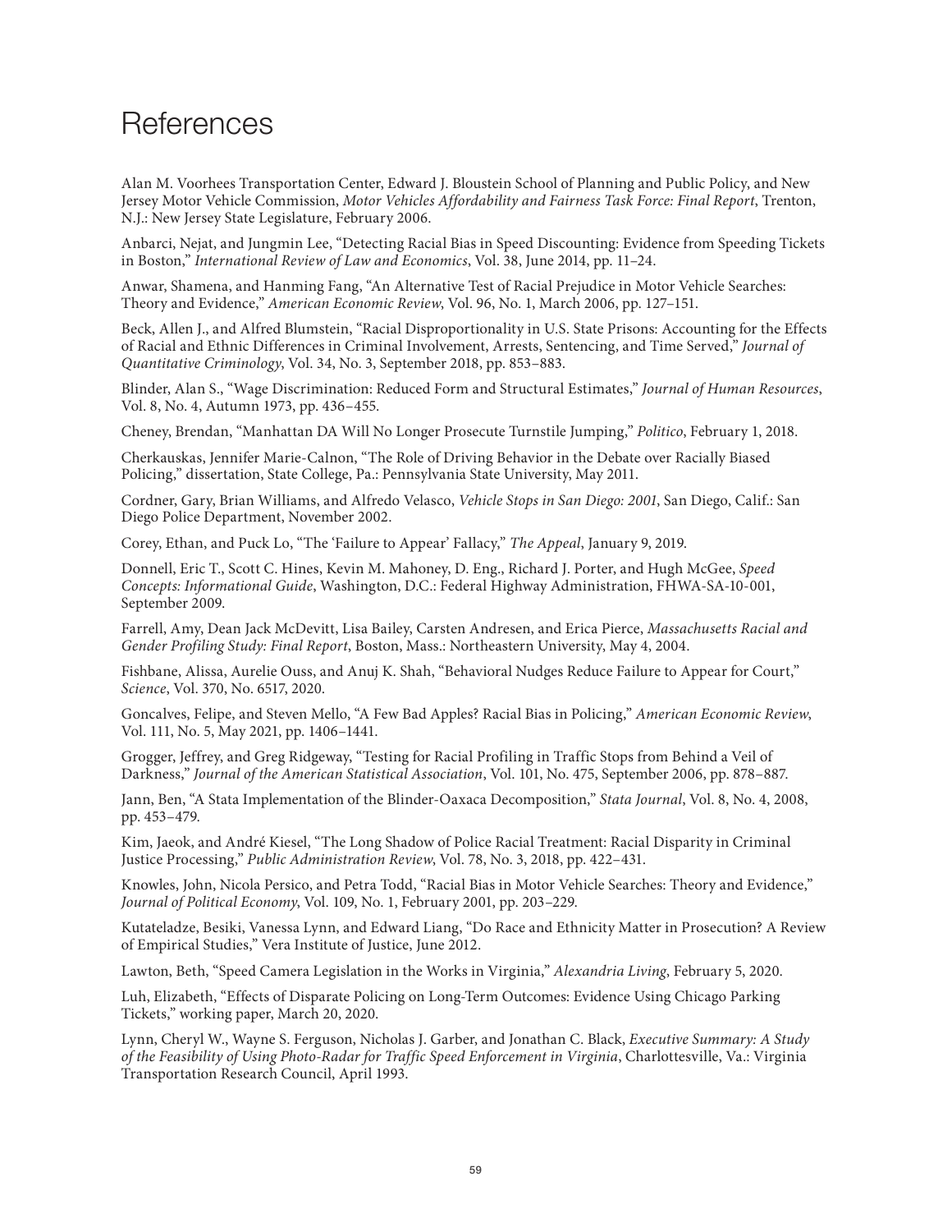# References

Alan M. Voorhees Transportation Center, Edward J. Bloustein School of Planning and Public Policy, and New Jersey Motor Vehicle Commission, *Motor Vehicles Affordability and Fairness Task Force: Final Report*, Trenton, N.J.: New Jersey State Legislature, February 2006.

Anbarci, Nejat, and Jungmin Lee, "Detecting Racial Bias in Speed Discounting: Evidence from Speeding Tickets in Boston," *International Review of Law and Economics*, Vol. 38, June 2014, pp. 11–24.

Anwar, Shamena, and Hanming Fang, "An Alternative Test of Racial Prejudice in Motor Vehicle Searches: Theory and Evidence," *American Economic Review*, Vol. 96, No. 1, March 2006, pp. 127–151.

Beck, Allen J., and Alfred Blumstein, "Racial Disproportionality in U.S. State Prisons: Accounting for the Effects of Racial and Ethnic Differences in Criminal Involvement, Arrests, Sentencing, and Time Served," *Journal of Quantitative Criminology*, Vol. 34, No. 3, September 2018, pp. 853–883.

Blinder, Alan S., "Wage Discrimination: Reduced Form and Structural Estimates," *Journal of Human Resources*, Vol. 8, No. 4, Autumn 1973, pp. 436–455.

Cheney, Brendan, "Manhattan DA Will No Longer Prosecute Turnstile Jumping," *Politico*, February 1, 2018.

Cherkauskas, Jennifer Marie-Calnon, "The Role of Driving Behavior in the Debate over Racially Biased Policing," dissertation, State College, Pa.: Pennsylvania State University, May 2011.

Cordner, Gary, Brian Williams, and Alfredo Velasco, *Vehicle Stops in San Diego: 2001*, San Diego, Calif.: San Diego Police Department, November 2002.

Corey, Ethan, and Puck Lo, "The 'Failure to Appear' Fallacy," *The Appeal*, January 9, 2019.

Donnell, Eric T., Scott C. Hines, Kevin M. Mahoney, D. Eng., Richard J. Porter, and Hugh McGee, *Speed Concepts: Informational Guide*, Washington, D.C.: Federal Highway Administration, FHWA-SA-10-001, September 2009.

Farrell, Amy, Dean Jack McDevitt, Lisa Bailey, Carsten Andresen, and Erica Pierce, *Massachusetts Racial and Gender Profiling Study: Final Report*, Boston, Mass.: Northeastern University, May 4, 2004.

Fishbane, Alissa, Aurelie Ouss, and Anuj K. Shah, "Behavioral Nudges Reduce Failure to Appear for Court," *Science*, Vol. 370, No. 6517, 2020.

Goncalves, Felipe, and Steven Mello, "A Few Bad Apples? Racial Bias in Policing," *American Economic Review*, Vol. 111, No. 5, May 2021, pp. 1406–1441.

Grogger, Jeffrey, and Greg Ridgeway, "Testing for Racial Profiling in Traffic Stops from Behind a Veil of Darkness," *Journal of the American Statistical Association*, Vol. 101, No. 475, September 2006, pp. 878–887.

Jann, Ben, "A Stata Implementation of the Blinder-Oaxaca Decomposition," *Stata Journal*, Vol. 8, No. 4, 2008, pp. 453–479.

Kim, Jaeok, and André Kiesel, "The Long Shadow of Police Racial Treatment: Racial Disparity in Criminal Justice Processing," *Public Administration Review*, Vol. 78, No. 3, 2018, pp. 422–431.

Knowles, John, Nicola Persico, and Petra Todd, "Racial Bias in Motor Vehicle Searches: Theory and Evidence," *Journal of Political Economy*, Vol. 109, No. 1, February 2001, pp. 203–229.

Kutateladze, Besiki, Vanessa Lynn, and Edward Liang, "Do Race and Ethnicity Matter in Prosecution? A Review of Empirical Studies," Vera Institute of Justice, June 2012.

Lawton, Beth, "Speed Camera Legislation in the Works in Virginia," *Alexandria Living*, February 5, 2020.

Luh, Elizabeth, "Effects of Disparate Policing on Long-Term Outcomes: Evidence Using Chicago Parking Tickets," working paper, March 20, 2020.

Lynn, Cheryl W., Wayne S. Ferguson, Nicholas J. Garber, and Jonathan C. Black, *Executive Summary: A Study of the Feasibility of Using Photo-Radar for Traffic Speed Enforcement in Virginia*, Charlottesville, Va.: Virginia Transportation Research Council, April 1993.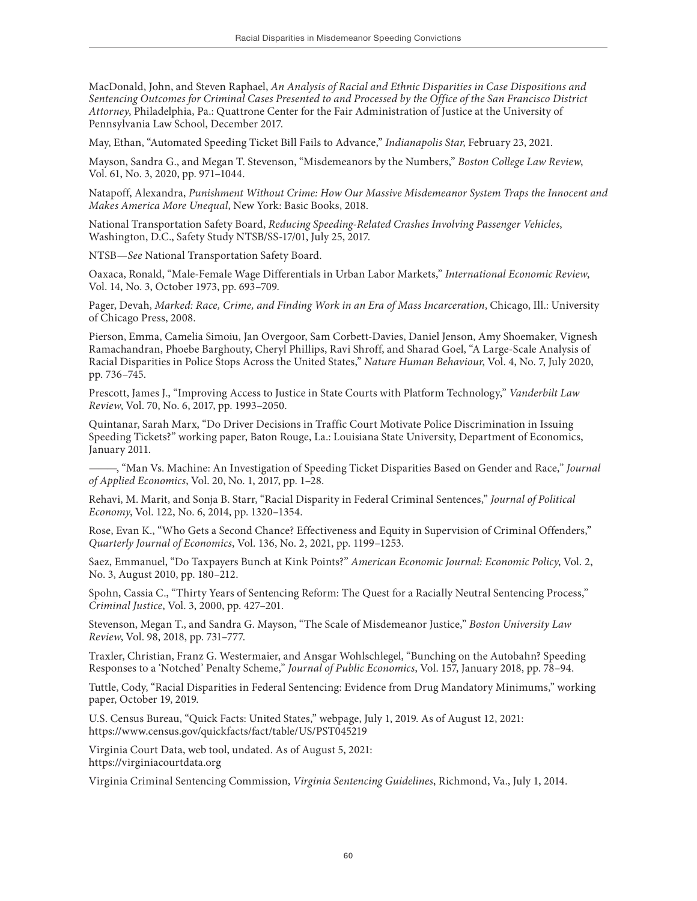MacDonald, John, and Steven Raphael, *An Analysis of Racial and Ethnic Disparities in Case Dispositions and Sentencing Outcomes for Criminal Cases Presented to and Processed by the Office of the San Francisco District Attorney*, Philadelphia, Pa.: Quattrone Center for the Fair Administration of Justice at the University of Pennsylvania Law School, December 2017.

May, Ethan, "Automated Speeding Ticket Bill Fails to Advance," *Indianapolis Star*, February 23, 2021.

Mayson, Sandra G., and Megan T. Stevenson, "Misdemeanors by the Numbers," *Boston College Law Review*, Vol. 61, No. 3, 2020, pp. 971–1044.

Natapoff, Alexandra, *Punishment Without Crime: How Our Massive Misdemeanor System Traps the Innocent and Makes America More Unequal*, New York: Basic Books, 2018.

National Transportation Safety Board, *Reducing Speeding-Related Crashes Involving Passenger Vehicles*, Washington, D.C., Safety Study NTSB/SS-17/01, July 25, 2017.

NTSB—*See* National Transportation Safety Board.

Oaxaca, Ronald, "Male-Female Wage Differentials in Urban Labor Markets," *International Economic Review*, Vol. 14, No. 3, October 1973, pp. 693–709.

Pager, Devah, *Marked: Race, Crime, and Finding Work in an Era of Mass Incarceration*, Chicago, Ill.: University of Chicago Press, 2008.

Pierson, Emma, Camelia Simoiu, Jan Overgoor, Sam Corbett-Davies, Daniel Jenson, Amy Shoemaker, Vignesh Ramachandran, Phoebe Barghouty, Cheryl Phillips, Ravi Shroff, and Sharad Goel, "A Large-Scale Analysis of Racial Disparities in Police Stops Across the United States," *Nature Human Behaviour*, Vol. 4, No. 7, July 2020, pp. 736–745.

Prescott, James J., "Improving Access to Justice in State Courts with Platform Technology," *Vanderbilt Law Review*, Vol. 70, No. 6, 2017, pp. 1993–2050.

Quintanar, Sarah Marx, "Do Driver Decisions in Traffic Court Motivate Police Discrimination in Issuing Speeding Tickets?" working paper, Baton Rouge, La.: Louisiana State University, Department of Economics, January 2011.

———, "Man Vs. Machine: An Investigation of Speeding Ticket Disparities Based on Gender and Race," *Journal of Applied Economics*, Vol. 20, No. 1, 2017, pp. 1–28.

Rehavi, M. Marit, and Sonja B. Starr, "Racial Disparity in Federal Criminal Sentences," *Journal of Political Economy*, Vol. 122, No. 6, 2014, pp. 1320–1354.

Rose, Evan K., "Who Gets a Second Chance? Effectiveness and Equity in Supervision of Criminal Offenders," *Quarterly Journal of Economics*, Vol. 136, No. 2, 2021, pp. 1199–1253.

Saez, Emmanuel, "Do Taxpayers Bunch at Kink Points?" *American Economic Journal: Economic Policy*, Vol. 2, No. 3, August 2010, pp. 180–212.

Spohn, Cassia C., "Thirty Years of Sentencing Reform: The Quest for a Racially Neutral Sentencing Process," *Criminal Justice*, Vol. 3, 2000, pp. 427–201.

Stevenson, Megan T., and Sandra G. Mayson, "The Scale of Misdemeanor Justice," *Boston University Law Review*, Vol. 98, 2018, pp. 731–777.

Traxler, Christian, Franz G. Westermaier, and Ansgar Wohlschlegel, "Bunching on the Autobahn? Speeding Responses to a 'Notched' Penalty Scheme," *Journal of Public Economics*, Vol. 157, January 2018, pp. 78–94.

Tuttle, Cody, "Racial Disparities in Federal Sentencing: Evidence from Drug Mandatory Minimums," working paper, October 19, 2019.

U.S. Census Bureau, "Quick Facts: United States," webpage, July 1, 2019. As of August 12, 2021:
https://www.census.gov/quickfacts/fact/table/US/PST045219

Virginia Court Data, web tool, undated. As of August 5, 2021:
https://virginiacourtdata.org

Virginia Criminal Sentencing Commission, *Virginia Sentencing Guidelines*, Richmond, Va., July 1, 2014.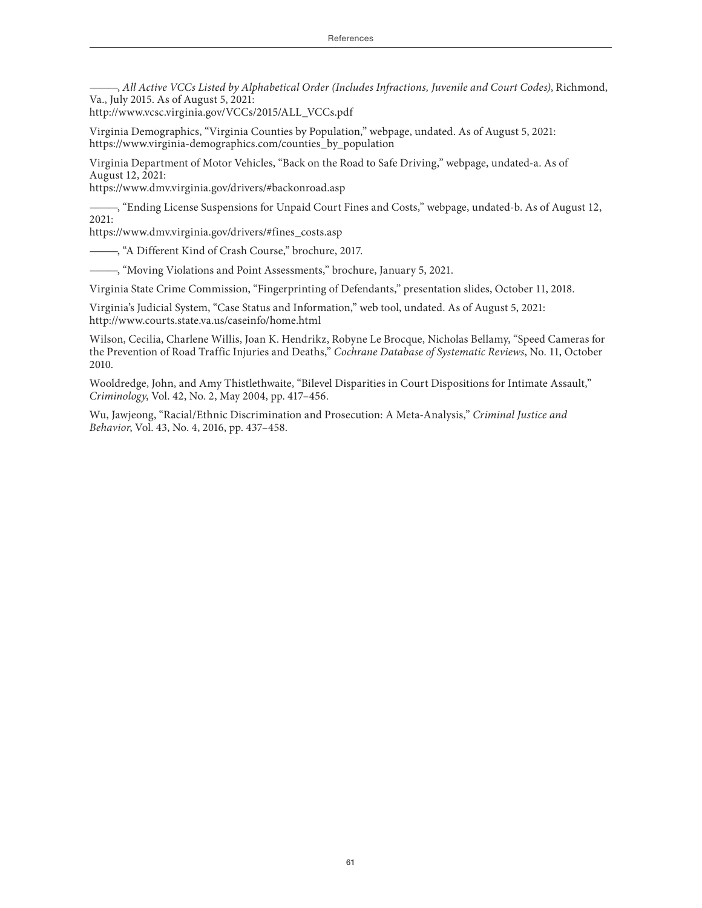———, *All Active VCCs Listed by Alphabetical Order (Includes Infractions, Juvenile and Court Codes)*, Richmond, Va., July 2015. As of August 5, 2021:
http://www.vcsc.virginia.gov/VCCs/2015/ALL_VCCs.pdf

Virginia Demographics, "Virginia Counties by Population," webpage, undated. As of August 5, 2021:
https://www.virginia-demographics.com/counties_by_population

Virginia Department of Motor Vehicles, "Back on the Road to Safe Driving," webpage, undated-a. As of August 12, 2021:
https://www.dmv.virginia.gov/drivers/#backonroad.asp

———, "Ending License Suspensions for Unpaid Court Fines and Costs," webpage, undated-b. As of August 12, 2021:
https://www.dmv.virginia.gov/drivers/#fines_costs.asp

———, "A Different Kind of Crash Course," brochure, 2017.

———, "Moving Violations and Point Assessments," brochure, January 5, 2021.

Virginia State Crime Commission, "Fingerprinting of Defendants," presentation slides, October 11, 2018.

Virginia's Judicial System, "Case Status and Information," web tool, undated. As of August 5, 2021:
http://www.courts.state.va.us/caseinfo/home.html

Wilson, Cecilia, Charlene Willis, Joan K. Hendrikz, Robyne Le Brocque, Nicholas Bellamy, "Speed Cameras for the Prevention of Road Traffic Injuries and Deaths," *Cochrane Database of Systematic Reviews*, No. 11, October 2010.

Wooldredge, John, and Amy Thistlethwaite, "Bilevel Disparities in Court Dispositions for Intimate Assault," *Criminology*, Vol. 42, No. 2, May 2004, pp. 417–456.

Wu, Jawjeong, "Racial/Ethnic Discrimination and Prosecution: A Meta-Analysis," *Criminal Justice and Behavior*, Vol. 43, No. 4, 2016, pp. 437–458.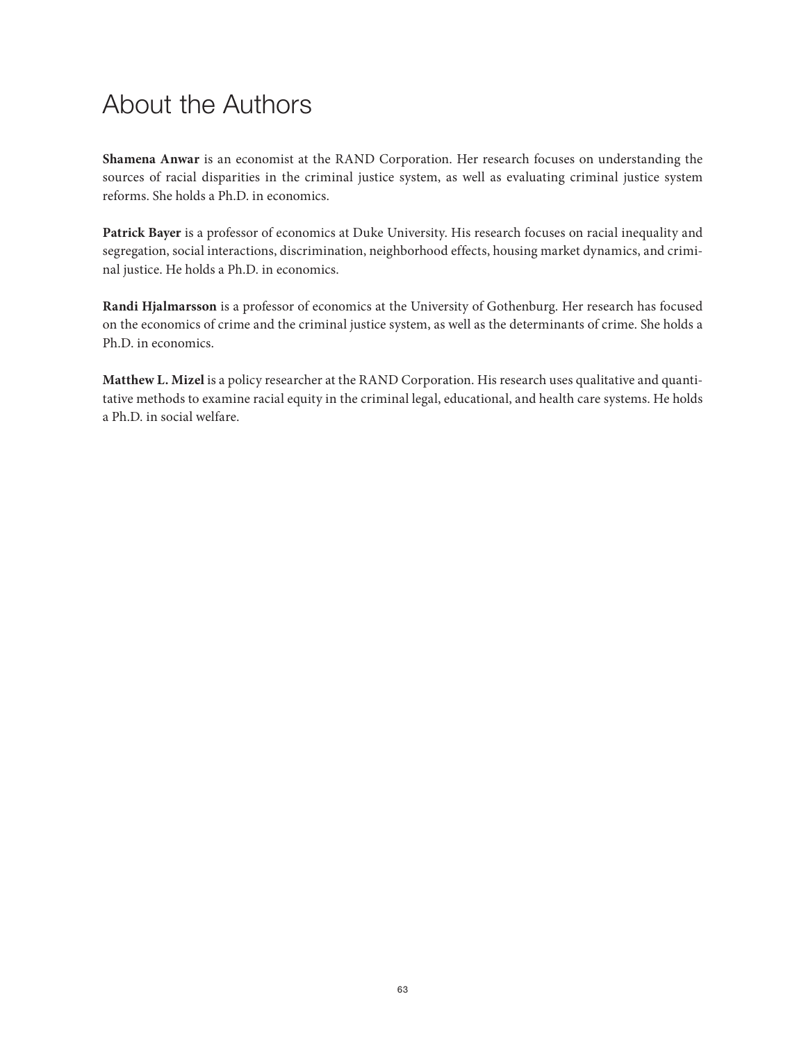# About the Authors

**Shamena Anwar** is an economist at the RAND Corporation. Her research focuses on understanding the sources of racial disparities in the criminal justice system, as well as evaluating criminal justice system reforms. She holds a Ph.D. in economics.

**Patrick Bayer** is a professor of economics at Duke University. His research focuses on racial inequality and segregation, social interactions, discrimination, neighborhood effects, housing market dynamics, and criminal justice. He holds a Ph.D. in economics.

**Randi Hjalmarsson** is a professor of economics at the University of Gothenburg. Her research has focused on the economics of crime and the criminal justice system, as well as the determinants of crime. She holds a Ph.D. in economics.

**Matthew L. Mizel** is a policy researcher at the RAND Corporation. His research uses qualitative and quantitative methods to examine racial equity in the criminal legal, educational, and health care systems. He holds a Ph.D. in social welfare.